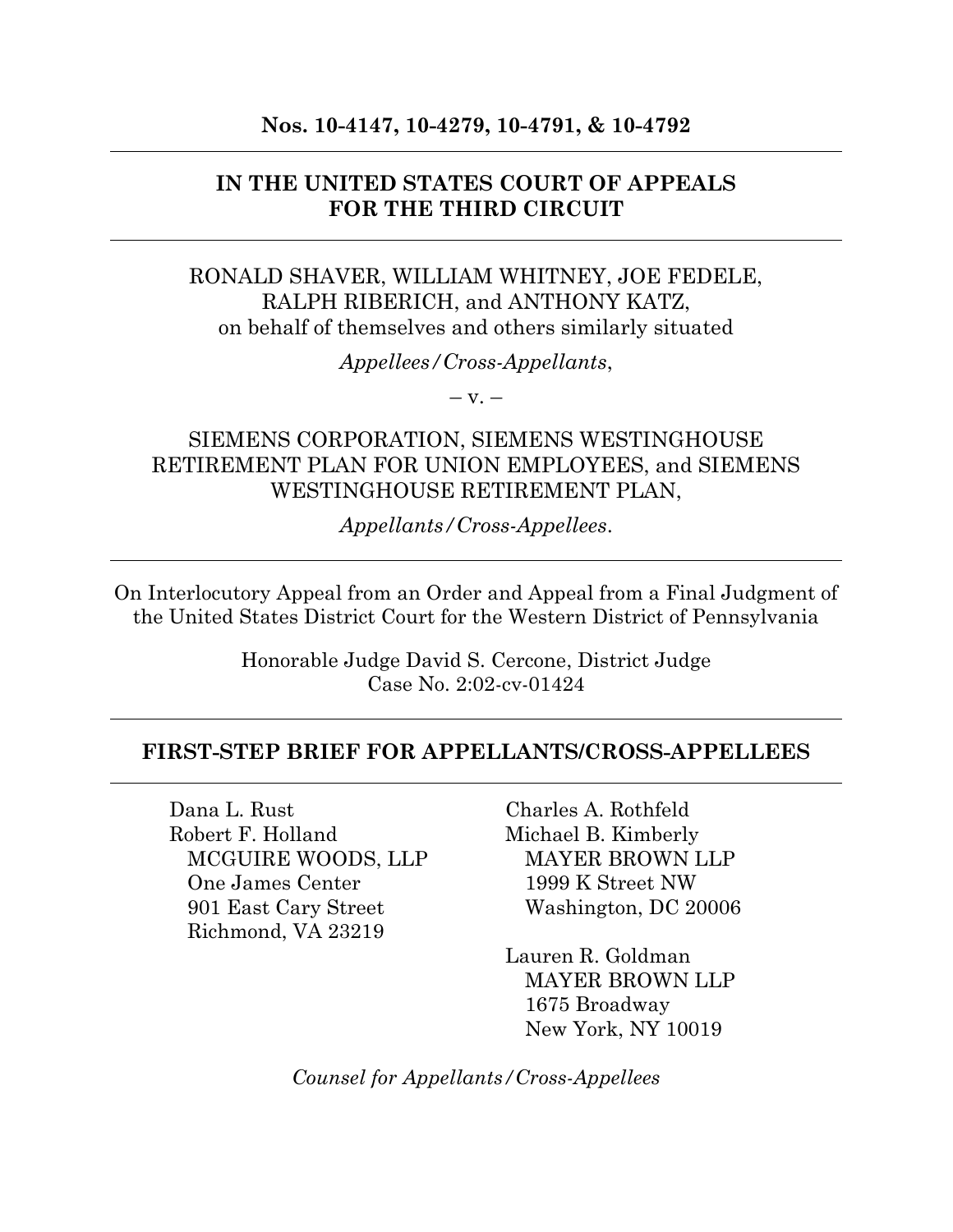**Nos. 10-4147, 10-4279, 10-4791, & 10-4792**

---

**IN THE UNITED STATES COURT OF APPEALS FOR THE THIRD CIRCUIT**

---

RONALD SHAVER, WILLIAM WHITNEY, JOE FEDELE, RALPH RIBERICH, and ANTHONY KATZ, on behalf of themselves and others similarly situated

*Appellees/Cross-Appellants*,

– v. –

SIEMENS CORPORATION, SIEMENS WESTINGHOUSE RETIREMENT PLAN FOR UNION EMPLOYEES, and SIEMENS WESTINGHOUSE RETIREMENT PLAN,

*Appellants/Cross-Appellees*.

---

On Interlocutory Appeal from an Order and Appeal from a Final Judgment of the United States District Court for the Western District of Pennsylvania

Honorable Judge David S. Cercone, District Judge
Case No. 2:02-cv-01424

---

**FIRST-STEP BRIEF FOR APPELLANTS/CROSS-APPELLEES**

---

Dana L. Rust
Robert F. Holland
MCGUIRE WOODS, LLP
One James Center
901 East Cary Street
Richmond, VA 23219

Charles A. Rothfeld
Michael B. Kimberly
MAYER BROWN LLP
1999 K Street NW
Washington, DC 20006

Lauren R. Goldman
MAYER BROWN LLP
1675 Broadway
New York, NY 10019

*Counsel for Appellants/Cross-Appellees*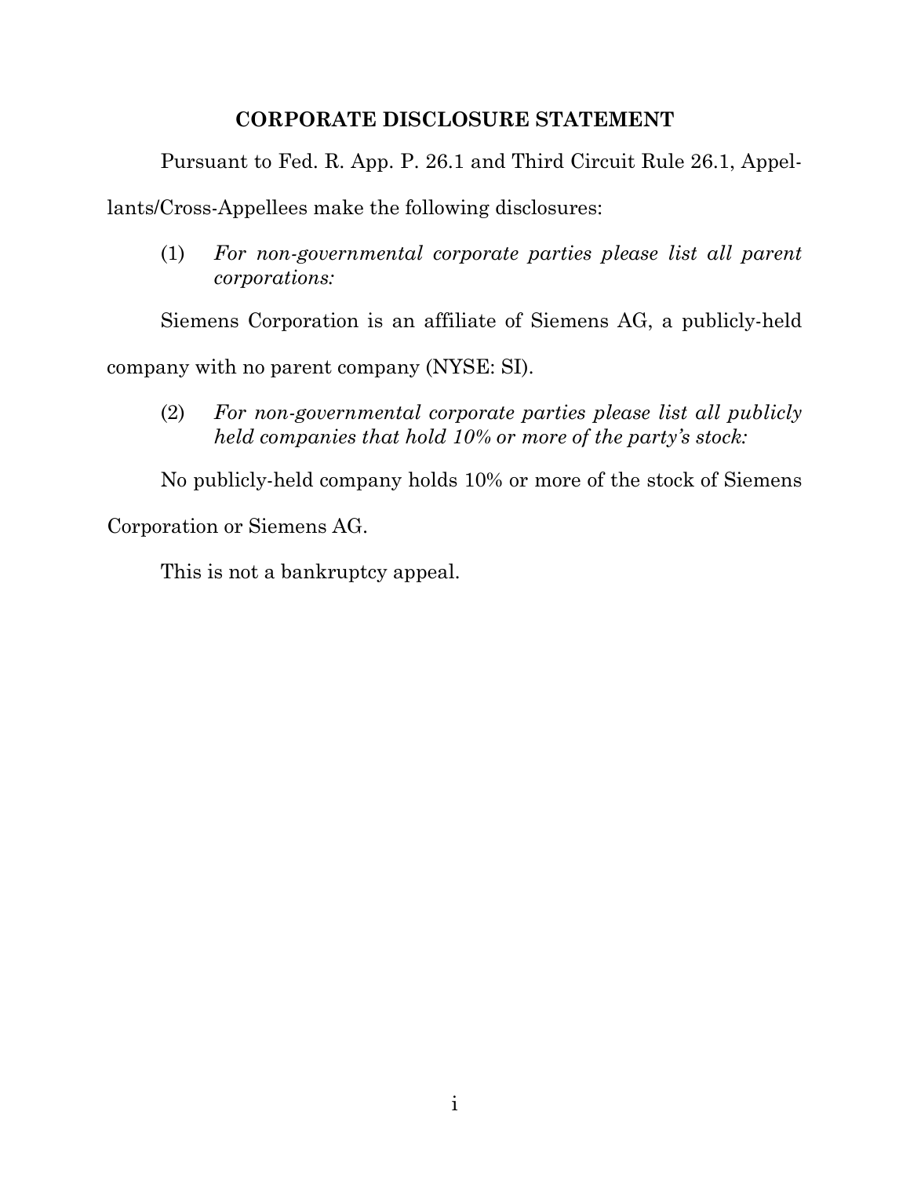## CORPORATE DISCLOSURE STATEMENT

Pursuant to Fed. R. App. P. 26.1 and Third Circuit Rule 26.1, Appellants/Cross-Appellees make the following disclosures:

(1) *For non-governmental corporate parties please list all parent corporations:*

Siemens Corporation is an affiliate of Siemens AG, a publicly-held company with no parent company (NYSE: SI).

(2) *For non-governmental corporate parties please list all publicly held companies that hold 10% or more of the party's stock:*

No publicly-held company holds 10% or more of the stock of Siemens Corporation or Siemens AG.

This is not a bankruptcy appeal.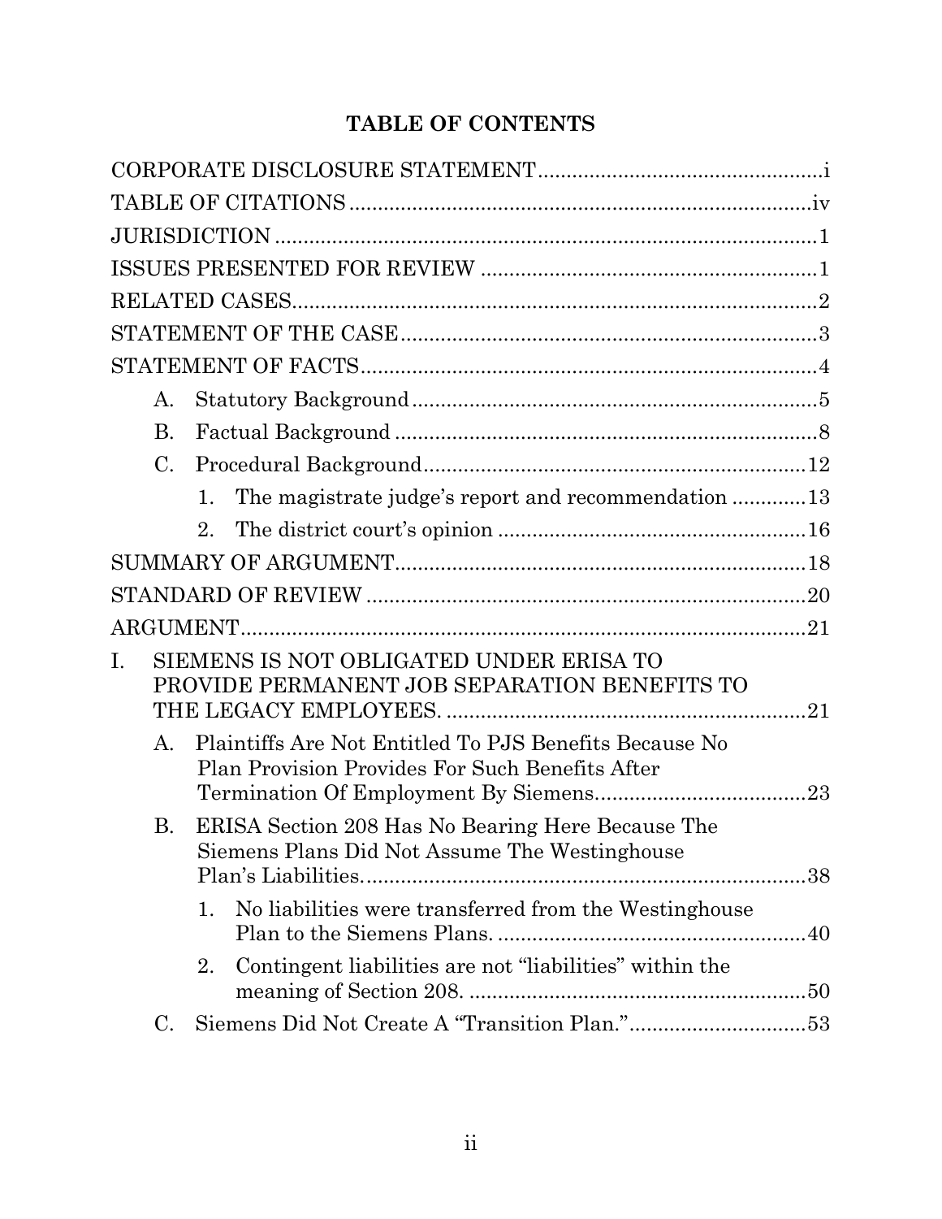# TABLE OF CONTENTS

CORPORATE DISCLOSURE STATEMENT .................................................. i

TABLE OF CITATIONS ................................................................................ iv

JURISDICTION ............................................................................................... 1

ISSUES PRESENTED FOR REVIEW .......................................................... 1

RELATED CASES ............................................................................................ 2

STATEMENT OF THE CASE ........................................................................ 3

STATEMENT OF FACTS ............................................................................... 4

- A. Statutory Background ...................................................................... 5
- B. Factual Background .......................................................................... 8
- C. Procedural Background .................................................................. 12
  - 1. The magistrate judge's report and recommendation ............ 13
  - 2. The district court's opinion ...................................................... 16

SUMMARY OF ARGUMENT ....................................................................... 18

STANDARD OF REVIEW ............................................................................ 20

ARGUMENT .................................................................................................. 21

I. SIEMENS IS NOT OBLIGATED UNDER ERISA TO PROVIDE PERMANENT JOB SEPARATION BENEFITS TO THE LEGACY EMPLOYEES. .............................................................. 21

- A. Plaintiffs Are Not Entitled To PJS Benefits Because No Plan Provision Provides For Such Benefits After Termination Of Employment By Siemens .................................... 23
- B. ERISA Section 208 Has No Bearing Here Because The Siemens Plans Did Not Assume The Westinghouse Plan's Liabilities ............................................................................ 38
  - 1. No liabilities were transferred from the Westinghouse Plan to the Siemens Plans. ...................................................... 40
  - 2. Contingent liabilities are not "liabilities" within the meaning of Section 208. .......................................................... 50
- C. Siemens Did Not Create A "Transition Plan." .............................. 53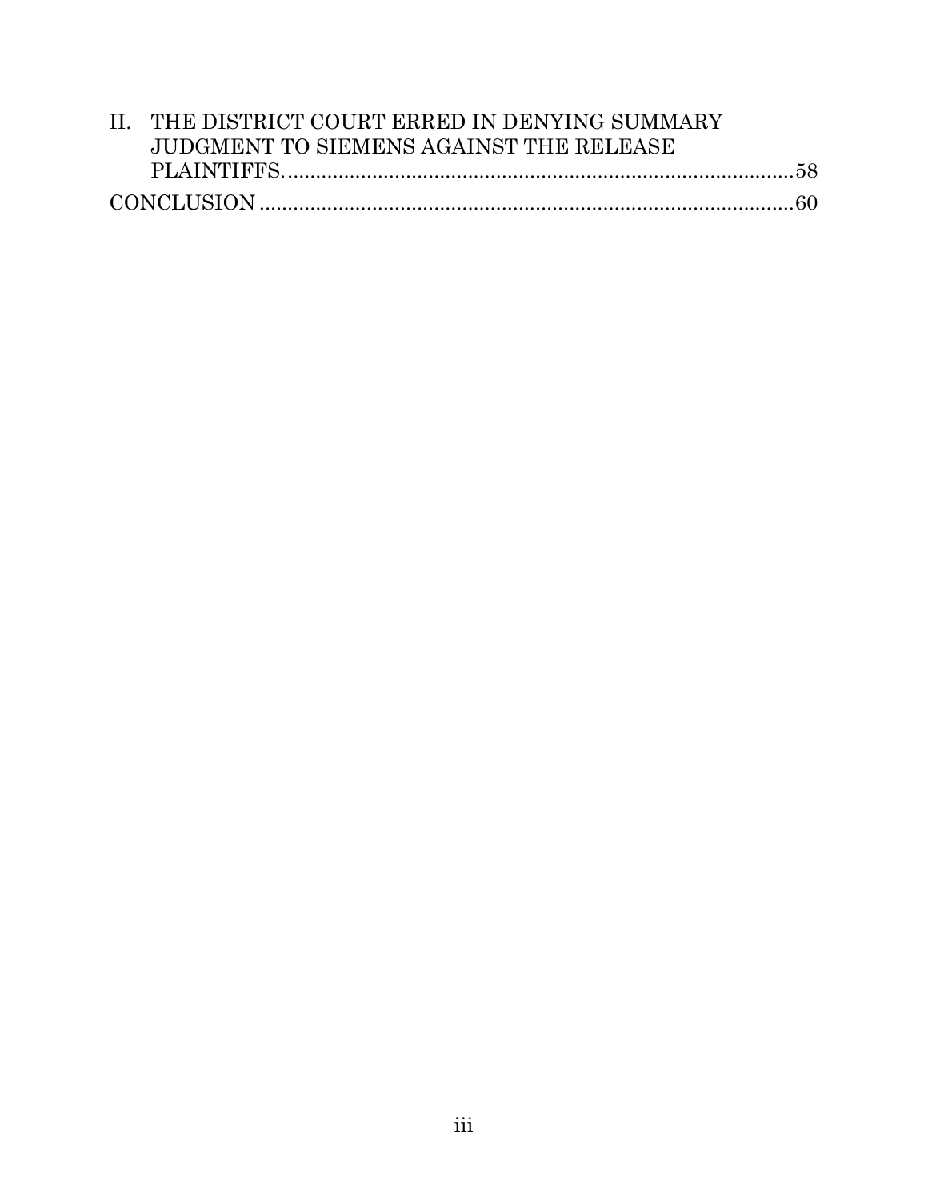II. THE DISTRICT COURT ERRED IN DENYING SUMMARY JUDGMENT TO SIEMENS AGAINST THE RELEASE PLAINTIFFS. ........................................................................................58

CONCLUSION ...............................................................................................60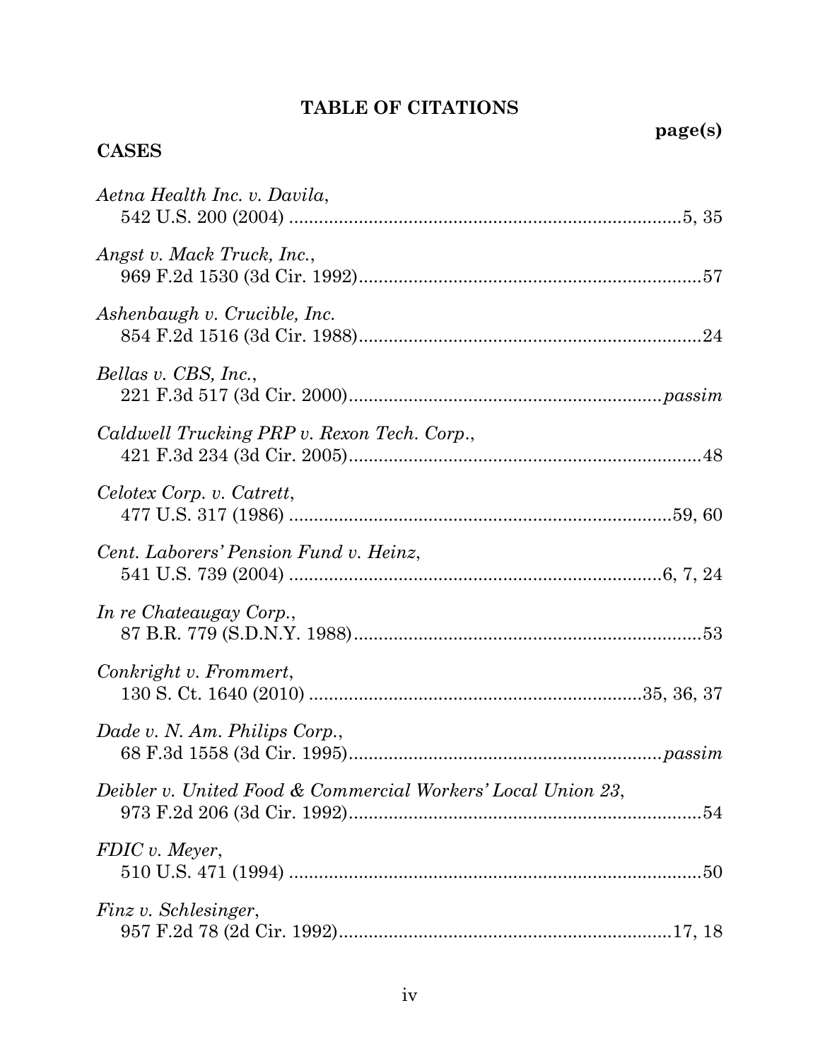# TABLE OF CITATIONS

**page(s)**

## CASES

*Aetna Health Inc. v. Davila*,
542 U.S. 200 (2004) ........................................................................5, 35

*Angst v. Mack Truck, Inc.*,
969 F.2d 1530 (3d Cir. 1992)...........................................................57

*Ashenbaugh v. Crucible, Inc.*
854 F.2d 1516 (3d Cir. 1988)...........................................................24

*Bellas v. CBS, Inc.*,
221 F.3d 517 (3d Cir. 2000)...................................................*passim*

*Caldwell Trucking PRP v. Rexon Tech. Corp.*,
421 F.3d 234 (3d Cir. 2005).............................................................48

*Celotex Corp. v. Catrett*,
477 U.S. 317 (1986) ...................................................................59, 60

*Cent. Laborers' Pension Fund v. Heinz*,
541 U.S. 739 (2004) ...............................................................6, 7, 24

*In re Chateaugay Corp.*,
87 B.R. 779 (S.D.N.Y. 1988)............................................................53

*Conkright v. Frommert*,
130 S. Ct. 1640 (2010) .........................................................35, 36, 37

*Dade v. N. Am. Philips Corp.*,
68 F.3d 1558 (3d Cir. 1995)....................................................*passim*

*Deibler v. United Food & Commercial Workers' Local Union 23*,
973 F.2d 206 (3d Cir. 1992).............................................................54

*FDIC v. Meyer*,
510 U.S. 471 (1994) .........................................................................50

*Finz v. Schlesinger*,
957 F.2d 78 (2d Cir. 1992).........................................................17, 18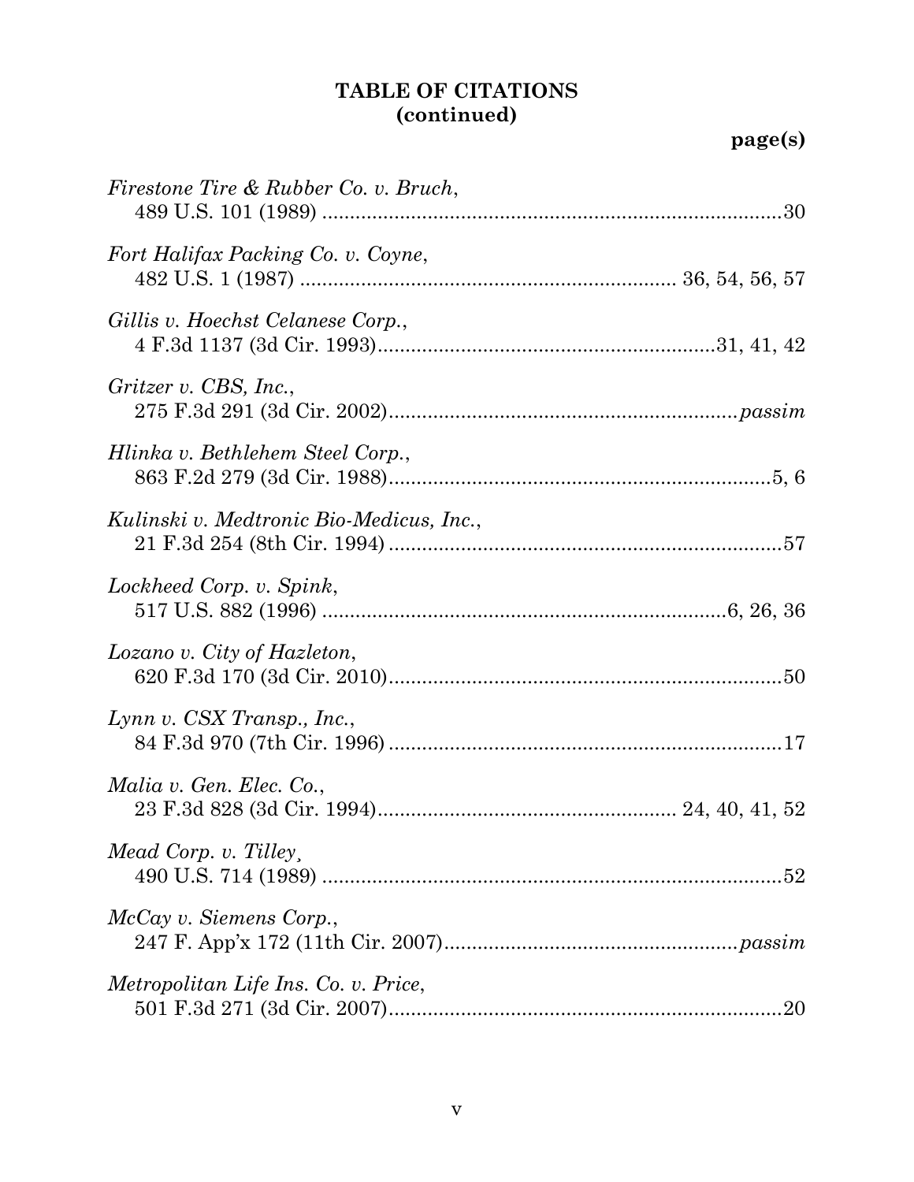**TABLE OF CITATIONS**
**(continued)**

**page(s)**

*Firestone Tire & Rubber Co. v. Bruch*,
489 U.S. 101 (1989) ....................................................................................30

*Fort Halifax Packing Co. v. Coyne*,
482 U.S. 1 (1987) .................................................................... 36, 54, 56, 57

*Gillis v. Hoechst Celanese Corp.*,
4 F.3d 1137 (3d Cir. 1993)............................................................31, 41, 42

*Gritzer v. CBS, Inc.*,
275 F.3d 291 (3d Cir. 2002)..............................................................*passim*

*Hlinka v. Bethlehem Steel Corp.*,
863 F.2d 279 (3d Cir. 1988).....................................................................5, 6

*Kulinski v. Medtronic Bio-Medicus, Inc.*,
21 F.3d 254 (8th Cir. 1994) .......................................................................57

*Lockheed Corp. v. Spink*,
517 U.S. 882 (1996) .........................................................................6, 26, 36

*Lozano v. City of Hazleton*,
620 F.3d 170 (3d Cir. 2010).......................................................................50

*Lynn v. CSX Transp., Inc.*,
84 F.3d 970 (7th Cir. 1996) .......................................................................17

*Malia v. Gen. Elec. Co.*,
23 F.3d 828 (3d Cir. 1994)....................................................... 24, 40, 41, 52

*Mead Corp. v. Tilley*¸
490 U.S. 714 (1989) ....................................................................................52

*McCay v. Siemens Corp.*,
247 F. App'x 172 (11th Cir. 2007)....................................................*passim*

*Metropolitan Life Ins. Co. v. Price*,
501 F.3d 271 (3d Cir. 2007).......................................................................20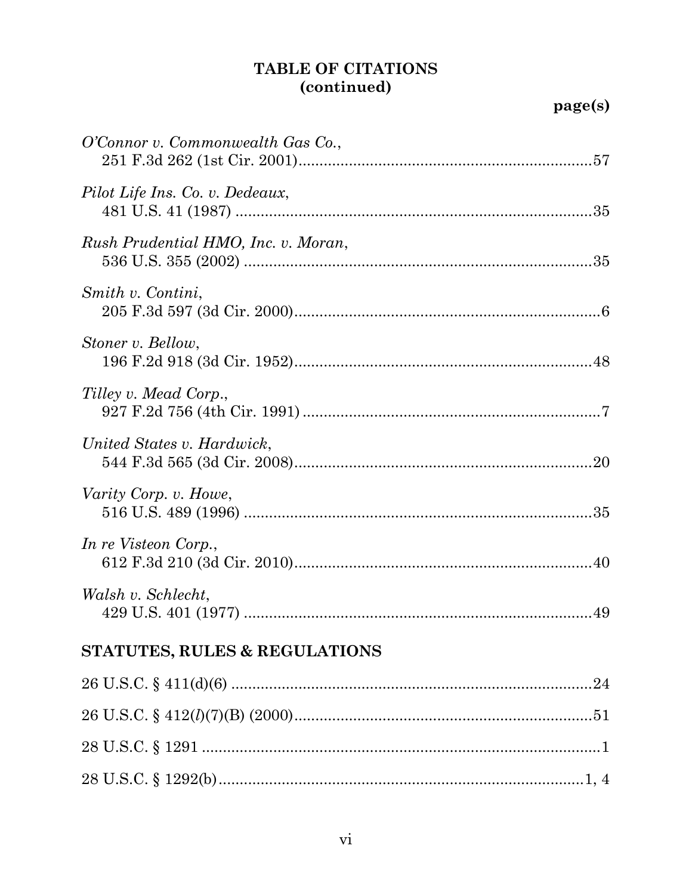## TABLE OF CITATIONS (continued)

page(s)

*O'Connor v. Commonwealth Gas Co.*,
251 F.3d 262 (1st Cir. 2001) ....................................................................57

*Pilot Life Ins. Co. v. Dedeaux*,
481 U.S. 41 (1987) ....................................................................35

*Rush Prudential HMO, Inc. v. Moran*,
536 U.S. 355 (2002) ....................................................................35

*Smith v. Contini*,
205 F.3d 597 (3d Cir. 2000) ....................................................................6

*Stoner v. Bellow*,
196 F.2d 918 (3d Cir. 1952) ....................................................................48

*Tilley v. Mead Corp.*,
927 F.2d 756 (4th Cir. 1991) ....................................................................7

*United States v. Hardwick*,
544 F.3d 565 (3d Cir. 2008) ....................................................................20

*Varity Corp. v. Howe*,
516 U.S. 489 (1996) ....................................................................35

*In re Visteon Corp.*,
612 F.3d 210 (3d Cir. 2010) ....................................................................40

*Walsh v. Schlecht*,
429 U.S. 401 (1977) ....................................................................49

## STATUTES, RULES & REGULATIONS

26 U.S.C. § 411(d)(6) ....................................................................24

26 U.S.C. § 412(*l*)(7)(B) (2000) ....................................................................51

28 U.S.C. § 1291 ....................................................................1

28 U.S.C. § 1292(b) ....................................................................1, 4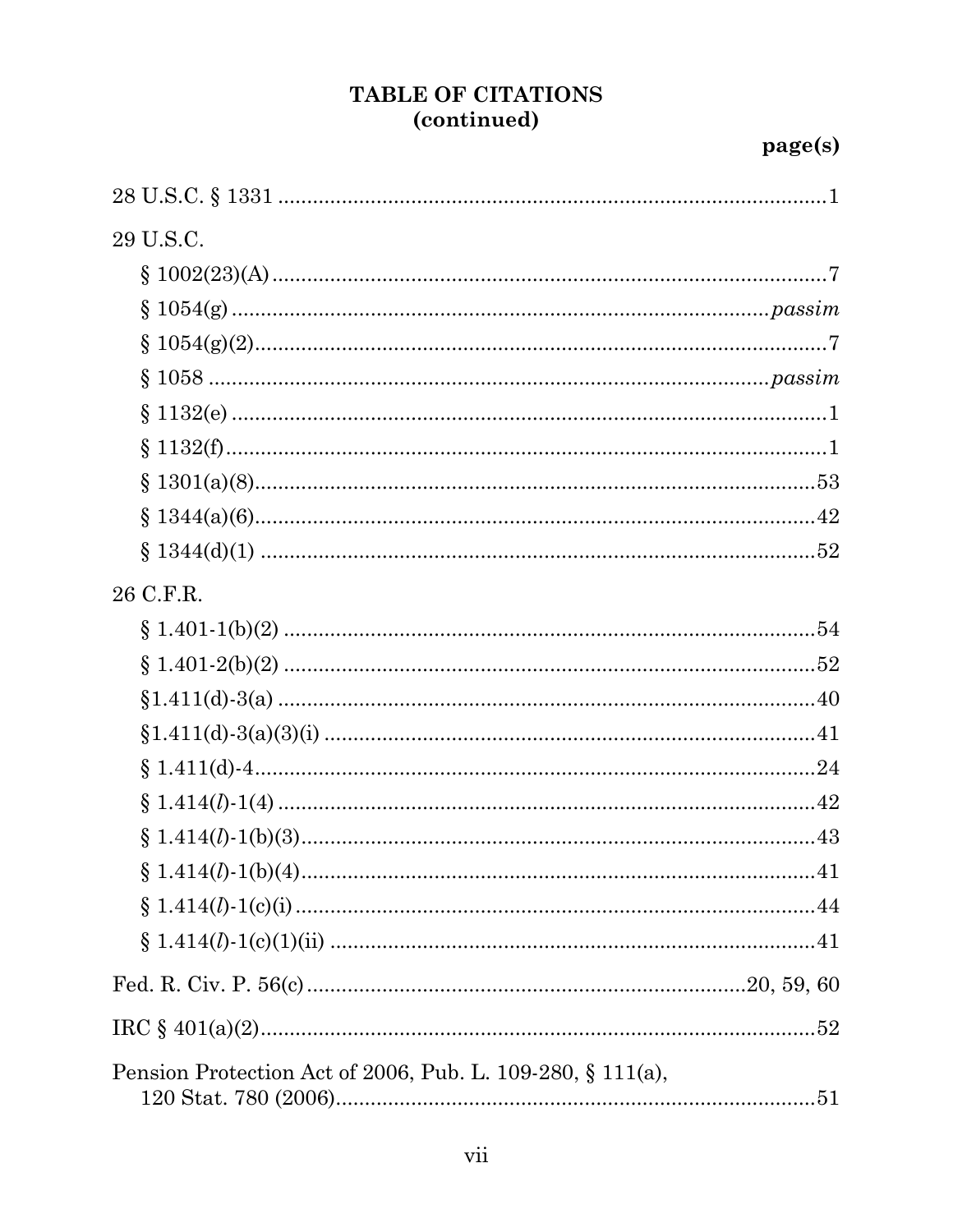## TABLE OF CITATIONS
## (continued)

**page(s)**

28 U.S.C. § 1331 ........................................................................................1

29 U.S.C.

§ 1002(23)(A) ........................................................................................7

§ 1054(g) ........................................................................................*passim*

§ 1054(g)(2)........................................................................................7

§ 1058 ........................................................................................*passim*

§ 1132(e) ........................................................................................1

§ 1132(f)........................................................................................1

§ 1301(a)(8)........................................................................................53

§ 1344(a)(6)........................................................................................42

§ 1344(d)(1) ........................................................................................52

26 C.F.R.

§ 1.401-1(b)(2) ........................................................................................54

§ 1.401-2(b)(2) ........................................................................................52

§1.411(d)-3(a) ........................................................................................40

§1.411(d)-3(a)(3)(i) ........................................................................................41

§ 1.411(d)-4........................................................................................24

§ 1.414(*l*)-1(4) ........................................................................................42

§ 1.414(*l*)-1(b)(3)........................................................................................43

§ 1.414(*l*)-1(b)(4)........................................................................................41

§ 1.414(*l*)-1(c)(i) ........................................................................................44

§ 1.414(*l*)-1(c)(1)(ii) ........................................................................................41

Fed. R. Civ. P. 56(c) ........................................................................................20, 59, 60

IRC § 401(a)(2)........................................................................................52

Pension Protection Act of 2006, Pub. L. 109-280, § 111(a), 120 Stat. 780 (2006)........................................................................................51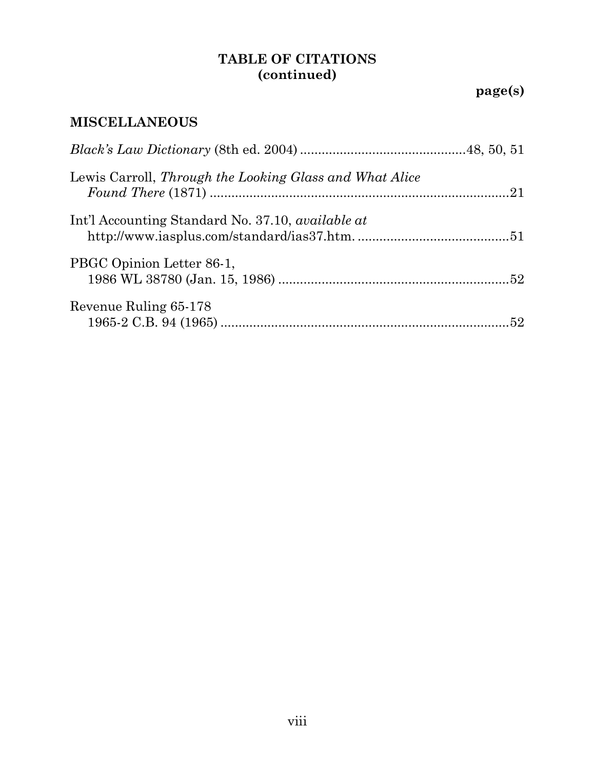**TABLE OF CITATIONS**
**(continued)**

**page(s)**

## MISCELLANEOUS

*Black's Law Dictionary* (8th ed. 2004) .............................................48, 50, 51

Lewis Carroll, *Through the Looking Glass and What Alice Found There* (1871) ..................................................................................21

Int'l Accounting Standard No. 37.10, *available at* http://www.iasplus.com/standard/ias37.htm. ..........................................51

PBGC Opinion Letter 86-1, 1986 WL 38780 (Jan. 15, 1986) ................................................................52

Revenue Ruling 65-178 1965-2 C.B. 94 (1965) ................................................................................52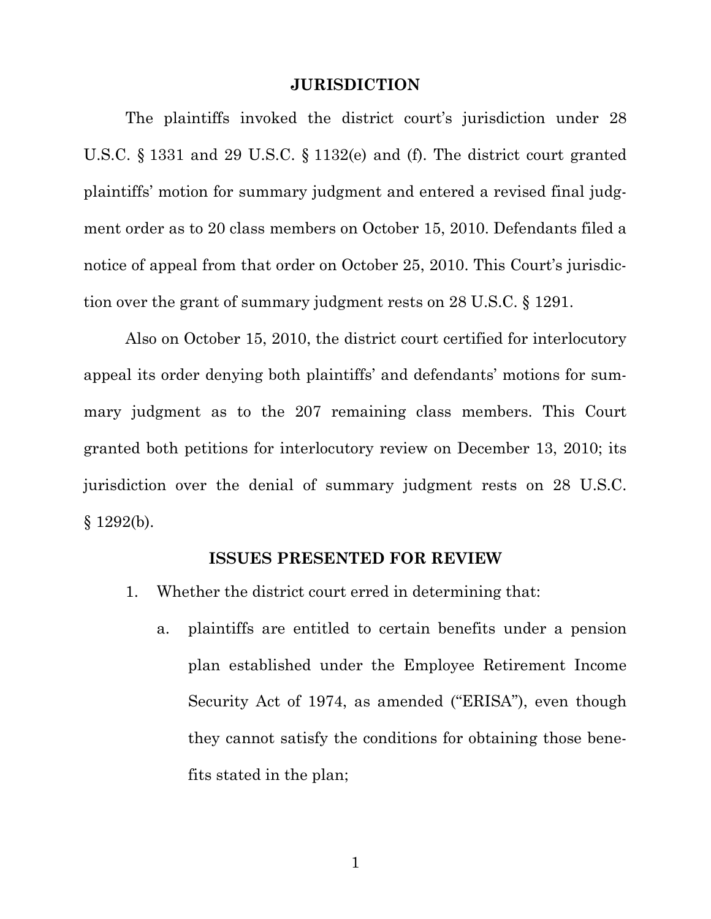## JURISDICTION

The plaintiffs invoked the district court's jurisdiction under 28 U.S.C. § 1331 and 29 U.S.C. § 1132(e) and (f). The district court granted plaintiffs' motion for summary judgment and entered a revised final judgment order as to 20 class members on October 15, 2010. Defendants filed a notice of appeal from that order on October 25, 2010. This Court's jurisdiction over the grant of summary judgment rests on 28 U.S.C. § 1291.

Also on October 15, 2010, the district court certified for interlocutory appeal its order denying both plaintiffs' and defendants' motions for summary judgment as to the 207 remaining class members. This Court granted both petitions for interlocutory review on December 13, 2010; its jurisdiction over the denial of summary judgment rests on 28 U.S.C. § 1292(b).

## ISSUES PRESENTED FOR REVIEW

1. Whether the district court erred in determining that:

   a. plaintiffs are entitled to certain benefits under a pension plan established under the Employee Retirement Income Security Act of 1974, as amended ("ERISA"), even though they cannot satisfy the conditions for obtaining those benefits stated in the plan;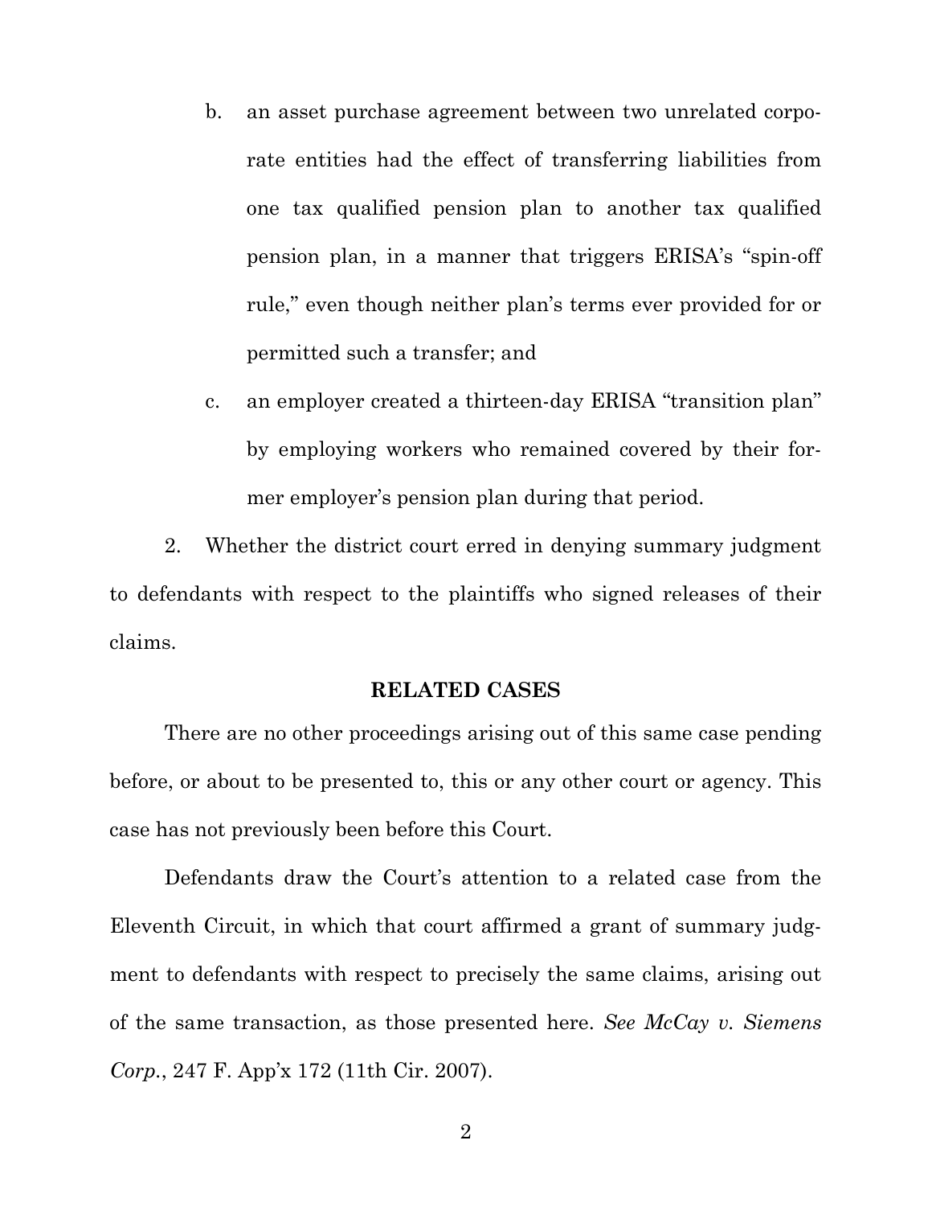b. an asset purchase agreement between two unrelated corporate entities had the effect of transferring liabilities from one tax qualified pension plan to another tax qualified pension plan, in a manner that triggers ERISA's "spin-off rule," even though neither plan's terms ever provided for or permitted such a transfer; and

c. an employer created a thirteen-day ERISA "transition plan" by employing workers who remained covered by their former employer's pension plan during that period.

2. Whether the district court erred in denying summary judgment to defendants with respect to the plaintiffs who signed releases of their claims.

## RELATED CASES

There are no other proceedings arising out of this same case pending before, or about to be presented to, this or any other court or agency. This case has not previously been before this Court.

Defendants draw the Court's attention to a related case from the Eleventh Circuit, in which that court affirmed a grant of summary judgment to defendants with respect to precisely the same claims, arising out of the same transaction, as those presented here. *See McCay v. Siemens Corp.*, 247 F. App'x 172 (11th Cir. 2007).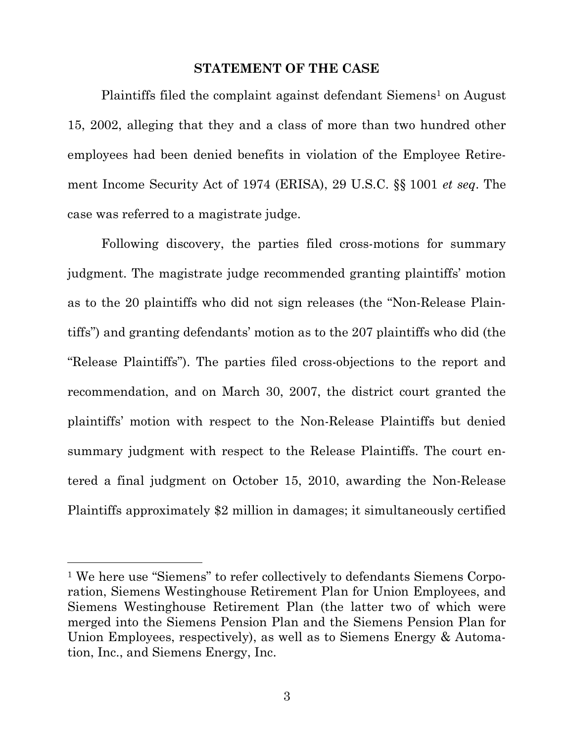## STATEMENT OF THE CASE

Plaintiffs filed the complaint against defendant Siemens[1] on August 15, 2002, alleging that they and a class of more than two hundred other employees had been denied benefits in violation of the Employee Retirement Income Security Act of 1974 (ERISA), 29 U.S.C. §§ 1001 *et seq*. The case was referred to a magistrate judge.

Following discovery, the parties filed cross-motions for summary judgment. The magistrate judge recommended granting plaintiffs' motion as to the 20 plaintiffs who did not sign releases (the "Non-Release Plaintiffs") and granting defendants' motion as to the 207 plaintiffs who did (the "Release Plaintiffs"). The parties filed cross-objections to the report and recommendation, and on March 30, 2007, the district court granted the plaintiffs' motion with respect to the Non-Release Plaintiffs but denied summary judgment with respect to the Release Plaintiffs. The court entered a final judgment on October 15, 2010, awarding the Non-Release Plaintiffs approximately $2 million in damages; it simultaneously certified

---

[1] We here use "Siemens" to refer collectively to defendants Siemens Corporation, Siemens Westinghouse Retirement Plan for Union Employees, and Siemens Westinghouse Retirement Plan (the latter two of which were merged into the Siemens Pension Plan and the Siemens Pension Plan for Union Employees, respectively), as well as to Siemens Energy & Automation, Inc., and Siemens Energy, Inc.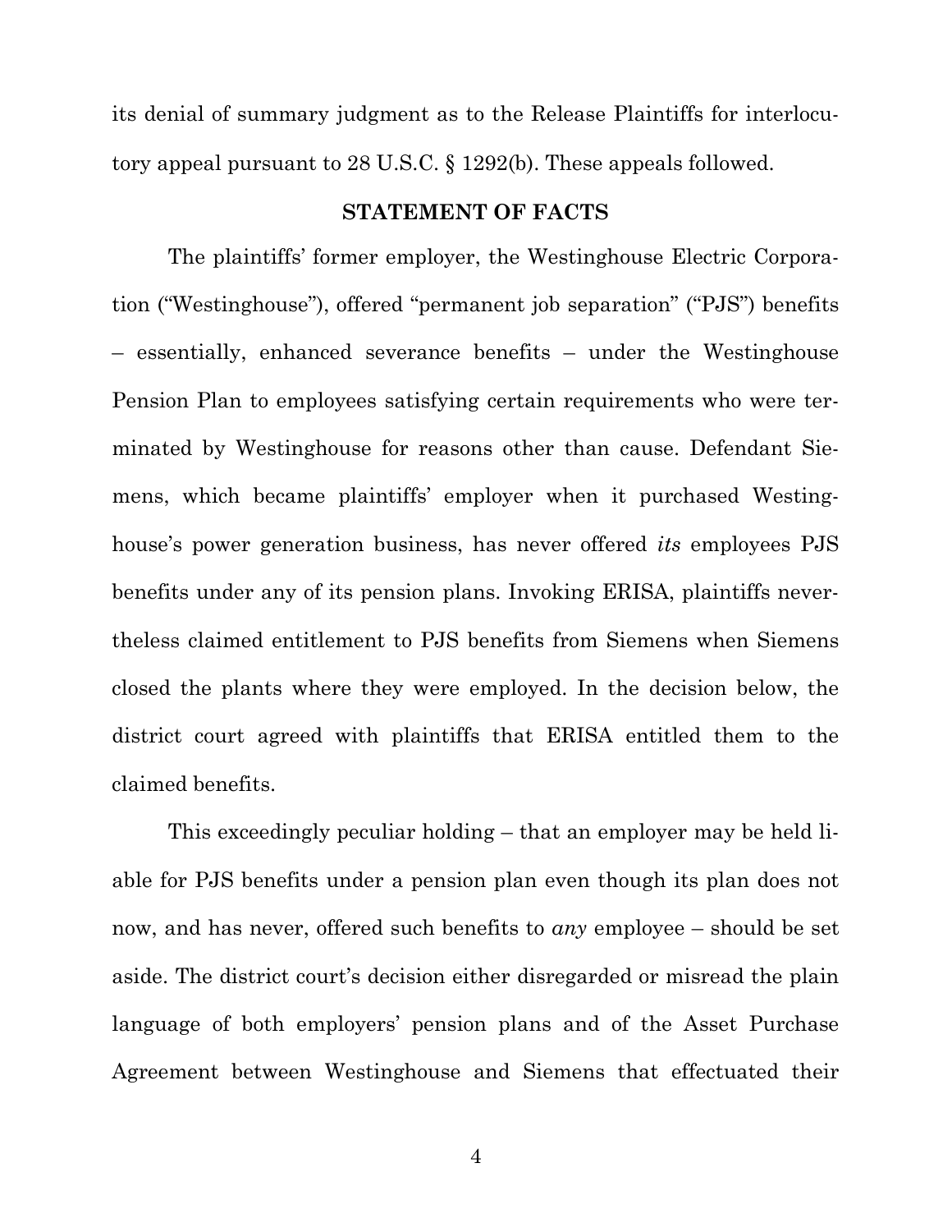its denial of summary judgment as to the Release Plaintiffs for interlocutory appeal pursuant to 28 U.S.C. § 1292(b). These appeals followed.

## STATEMENT OF FACTS

The plaintiffs' former employer, the Westinghouse Electric Corporation ("Westinghouse"), offered "permanent job separation" ("PJS") benefits – essentially, enhanced severance benefits – under the Westinghouse Pension Plan to employees satisfying certain requirements who were terminated by Westinghouse for reasons other than cause. Defendant Siemens, which became plaintiffs' employer when it purchased Westinghouse's power generation business, has never offered *its* employees PJS benefits under any of its pension plans. Invoking ERISA, plaintiffs nevertheless claimed entitlement to PJS benefits from Siemens when Siemens closed the plants where they were employed. In the decision below, the district court agreed with plaintiffs that ERISA entitled them to the claimed benefits.

This exceedingly peculiar holding – that an employer may be held liable for PJS benefits under a pension plan even though its plan does not now, and has never, offered such benefits to *any* employee – should be set aside. The district court's decision either disregarded or misread the plain language of both employers' pension plans and of the Asset Purchase Agreement between Westinghouse and Siemens that effectuated their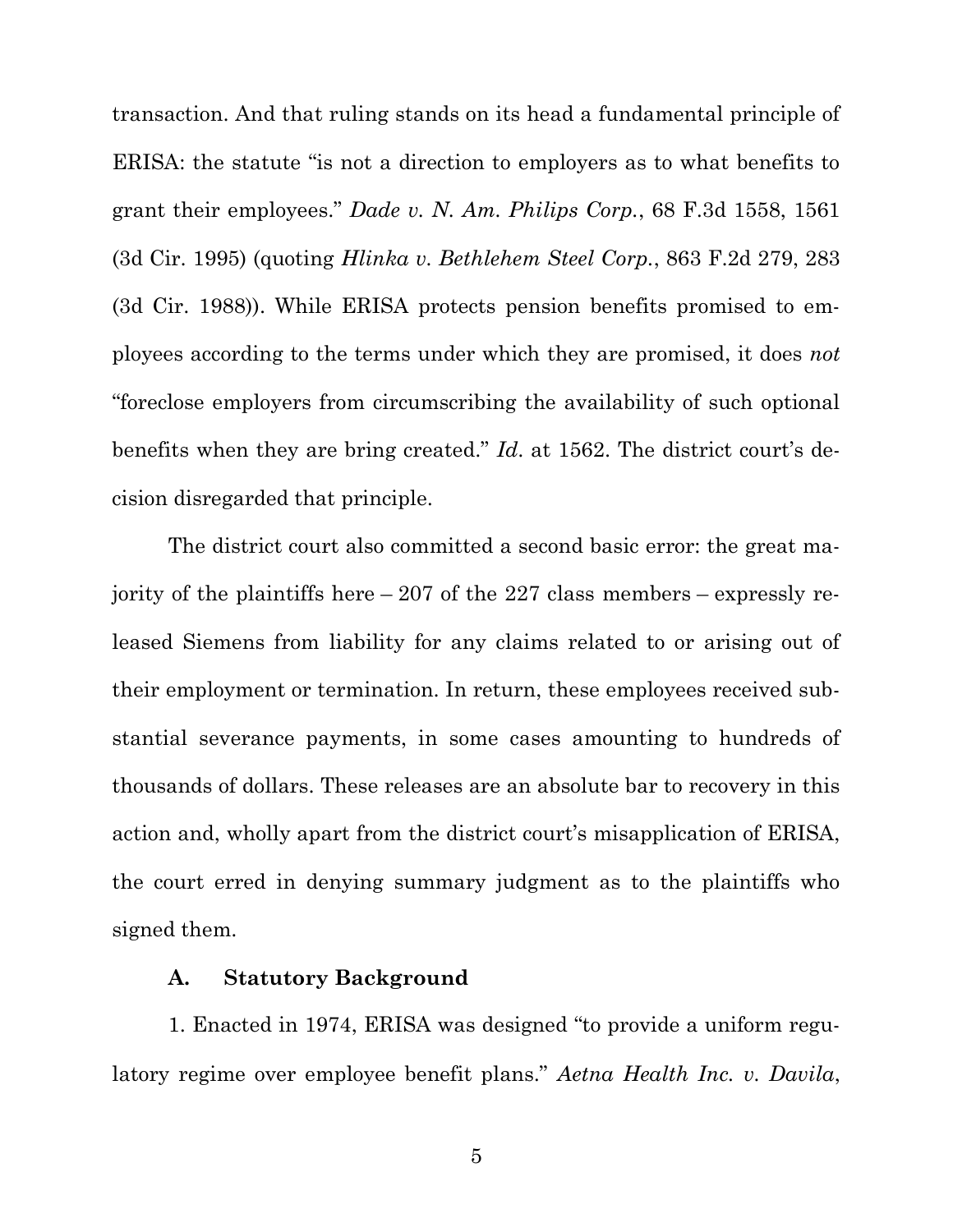transaction. And that ruling stands on its head a fundamental principle of ERISA: the statute "is not a direction to employers as to what benefits to grant their employees." *Dade v. N. Am. Philips Corp.*, 68 F.3d 1558, 1561 (3d Cir. 1995) (quoting *Hlinka v. Bethlehem Steel Corp.*, 863 F.2d 279, 283 (3d Cir. 1988)). While ERISA protects pension benefits promised to employees according to the terms under which they are promised, it does *not* "foreclose employers from circumscribing the availability of such optional benefits when they are bring created." *Id.* at 1562. The district court's decision disregarded that principle.

The district court also committed a second basic error: the great majority of the plaintiffs here – 207 of the 227 class members – expressly released Siemens from liability for any claims related to or arising out of their employment or termination. In return, these employees received substantial severance payments, in some cases amounting to hundreds of thousands of dollars. These releases are an absolute bar to recovery in this action and, wholly apart from the district court's misapplication of ERISA, the court erred in denying summary judgment as to the plaintiffs who signed them.

### A. Statutory Background

1. Enacted in 1974, ERISA was designed "to provide a uniform regulatory regime over employee benefit plans." *Aetna Health Inc. v. Davila*,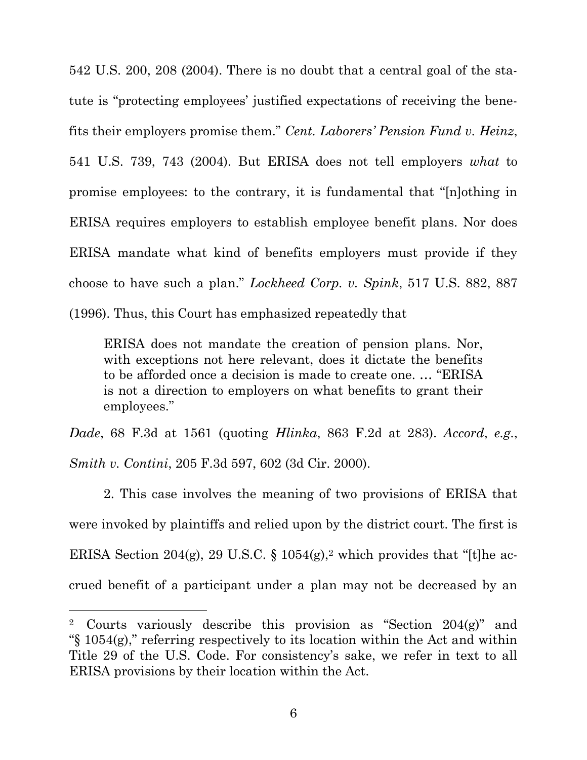542 U.S. 200, 208 (2004). There is no doubt that a central goal of the statute is "protecting employees' justified expectations of receiving the benefits their employers promise them." *Cent. Laborers' Pension Fund v. Heinz*, 541 U.S. 739, 743 (2004). But ERISA does not tell employers *what* to promise employees: to the contrary, it is fundamental that "[n]othing in ERISA requires employers to establish employee benefit plans. Nor does ERISA mandate what kind of benefits employers must provide if they choose to have such a plan." *Lockheed Corp. v. Spink*, 517 U.S. 882, 887 (1996). Thus, this Court has emphasized repeatedly that

> ERISA does not mandate the creation of pension plans. Nor, with exceptions not here relevant, does it dictate the benefits to be afforded once a decision is made to create one. … "ERISA is not a direction to employers on what benefits to grant their employees."

*Dade*, 68 F.3d at 1561 (quoting *Hlinka*, 863 F.2d at 283). *Accord*, *e.g.*, *Smith v. Contini*, 205 F.3d 597, 602 (3d Cir. 2000).

2. This case involves the meaning of two provisions of ERISA that were invoked by plaintiffs and relied upon by the district court. The first is ERISA Section 204(g), 29 U.S.C. § 1054(g),[2] which provides that "[t]he accrued benefit of a participant under a plan may not be decreased by an

---

[2] Courts variously describe this provision as "Section 204(g)" and "§ 1054(g)," referring respectively to its location within the Act and within Title 29 of the U.S. Code. For consistency's sake, we refer in text to all ERISA provisions by their location within the Act.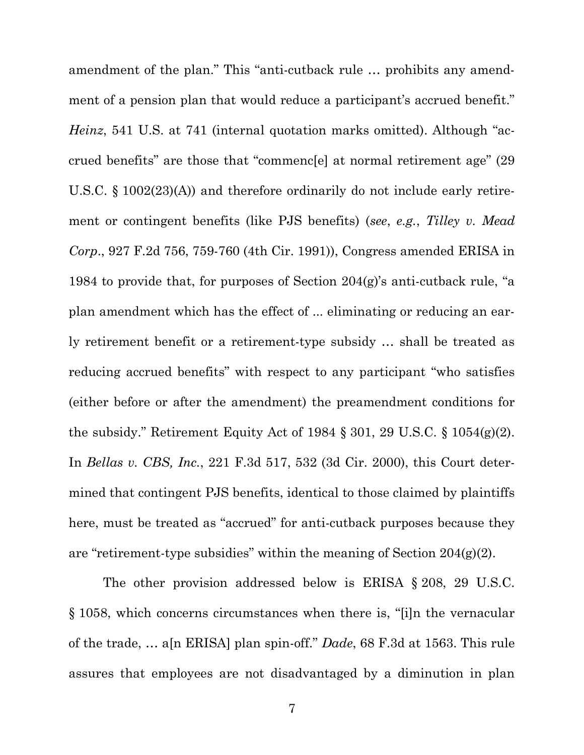amendment of the plan." This "anti-cutback rule … prohibits any amendment of a pension plan that would reduce a participant's accrued benefit." *Heinz*, 541 U.S. at 741 (internal quotation marks omitted). Although "accrued benefits" are those that "commenc[e] at normal retirement age" (29 U.S.C. § 1002(23)(A)) and therefore ordinarily do not include early retirement or contingent benefits (like PJS benefits) (*see*, *e.g.*, *Tilley v. Mead Corp*., 927 F.2d 756, 759-760 (4th Cir. 1991)), Congress amended ERISA in 1984 to provide that, for purposes of Section 204(g)'s anti-cutback rule, "a plan amendment which has the effect of ... eliminating or reducing an early retirement benefit or a retirement-type subsidy … shall be treated as reducing accrued benefits" with respect to any participant "who satisfies (either before or after the amendment) the preamendment conditions for the subsidy." Retirement Equity Act of 1984 § 301, 29 U.S.C. § 1054(g)(2). In *Bellas v. CBS, Inc.*, 221 F.3d 517, 532 (3d Cir. 2000), this Court determined that contingent PJS benefits, identical to those claimed by plaintiffs here, must be treated as "accrued" for anti-cutback purposes because they are "retirement-type subsidies" within the meaning of Section 204(g)(2).

The other provision addressed below is ERISA § 208, 29 U.S.C. § 1058, which concerns circumstances when there is, "[i]n the vernacular of the trade, … a[n ERISA] plan spin-off." *Dade*, 68 F.3d at 1563. This rule assures that employees are not disadvantaged by a diminution in plan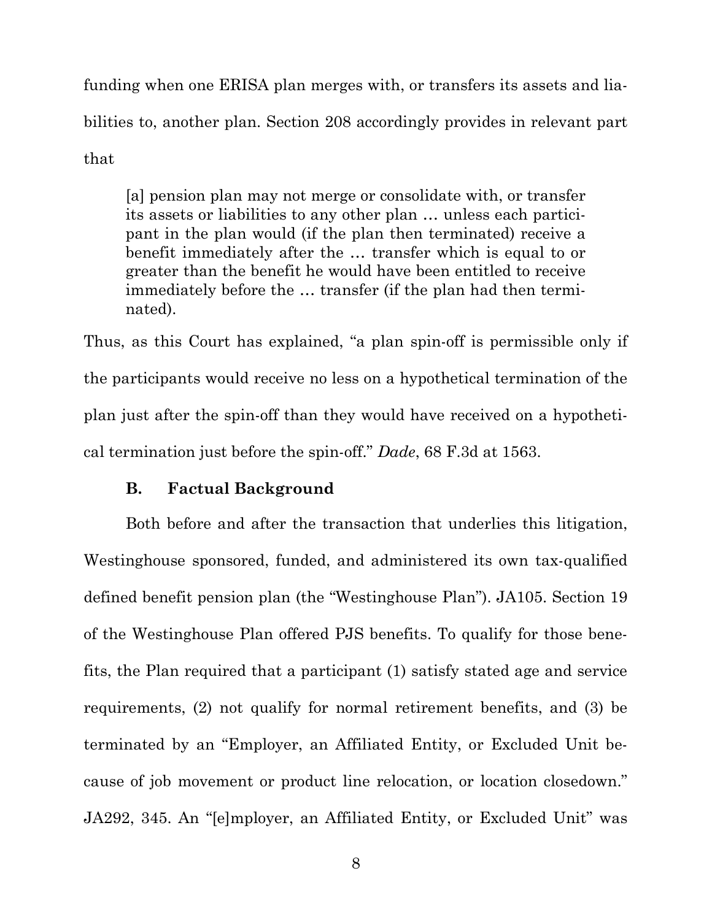funding when one ERISA plan merges with, or transfers its assets and liabilities to, another plan. Section 208 accordingly provides in relevant part that

> [a] pension plan may not merge or consolidate with, or transfer its assets or liabilities to any other plan … unless each participant in the plan would (if the plan then terminated) receive a benefit immediately after the … transfer which is equal to or greater than the benefit he would have been entitled to receive immediately before the … transfer (if the plan had then terminated).

Thus, as this Court has explained, "a plan spin-off is permissible only if the participants would receive no less on a hypothetical termination of the plan just after the spin-off than they would have received on a hypothetical termination just before the spin-off." *Dade*, 68 F.3d at 1563.

### B. Factual Background

Both before and after the transaction that underlies this litigation, Westinghouse sponsored, funded, and administered its own tax-qualified defined benefit pension plan (the "Westinghouse Plan"). JA105. Section 19 of the Westinghouse Plan offered PJS benefits. To qualify for those benefits, the Plan required that a participant (1) satisfy stated age and service requirements, (2) not qualify for normal retirement benefits, and (3) be terminated by an "Employer, an Affiliated Entity, or Excluded Unit because of job movement or product line relocation, or location closedown." JA292, 345. An "[e]mployer, an Affiliated Entity, or Excluded Unit" was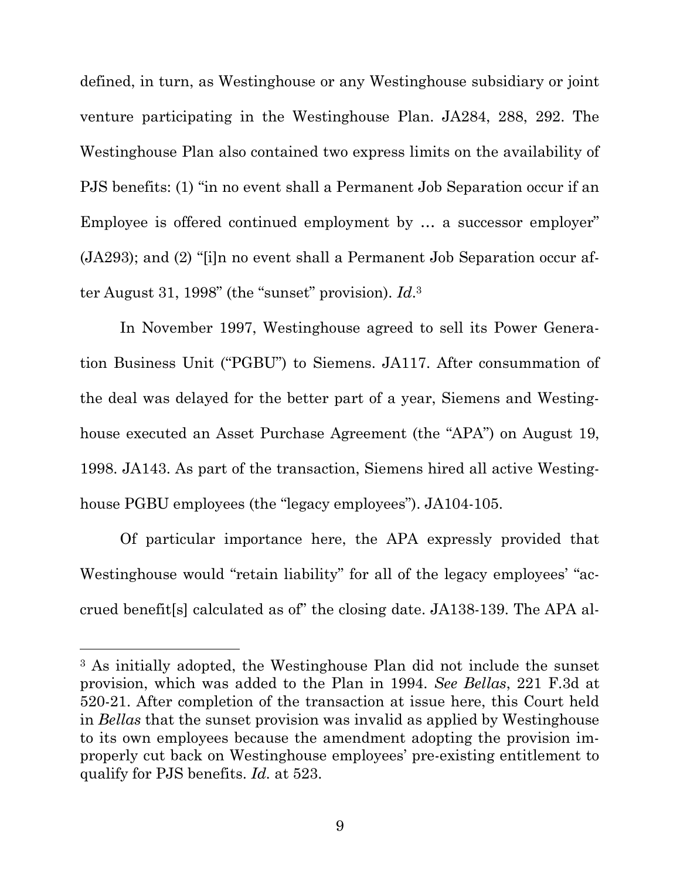defined, in turn, as Westinghouse or any Westinghouse subsidiary or joint venture participating in the Westinghouse Plan. JA284, 288, 292. The Westinghouse Plan also contained two express limits on the availability of PJS benefits: (1) "in no event shall a Permanent Job Separation occur if an Employee is offered continued employment by … a successor employer" (JA293); and (2) "[i]n no event shall a Permanent Job Separation occur after August 31, 1998" (the "sunset" provision). *Id.*[3]

In November 1997, Westinghouse agreed to sell its Power Generation Business Unit ("PGBU") to Siemens. JA117. After consummation of the deal was delayed for the better part of a year, Siemens and Westinghouse executed an Asset Purchase Agreement (the "APA") on August 19, 1998. JA143. As part of the transaction, Siemens hired all active Westinghouse PGBU employees (the "legacy employees"). JA104-105.

Of particular importance here, the APA expressly provided that Westinghouse would "retain liability" for all of the legacy employees' "accrued benefit[s] calculated as of" the closing date. JA138-139. The APA al-

[3] As initially adopted, the Westinghouse Plan did not include the sunset provision, which was added to the Plan in 1994. *See Bellas*, 221 F.3d at 520-21. After completion of the transaction at issue here, this Court held in *Bellas* that the sunset provision was invalid as applied by Westinghouse to its own employees because the amendment adopting the provision improperly cut back on Westinghouse employees' pre-existing entitlement to qualify for PJS benefits. *Id.* at 523.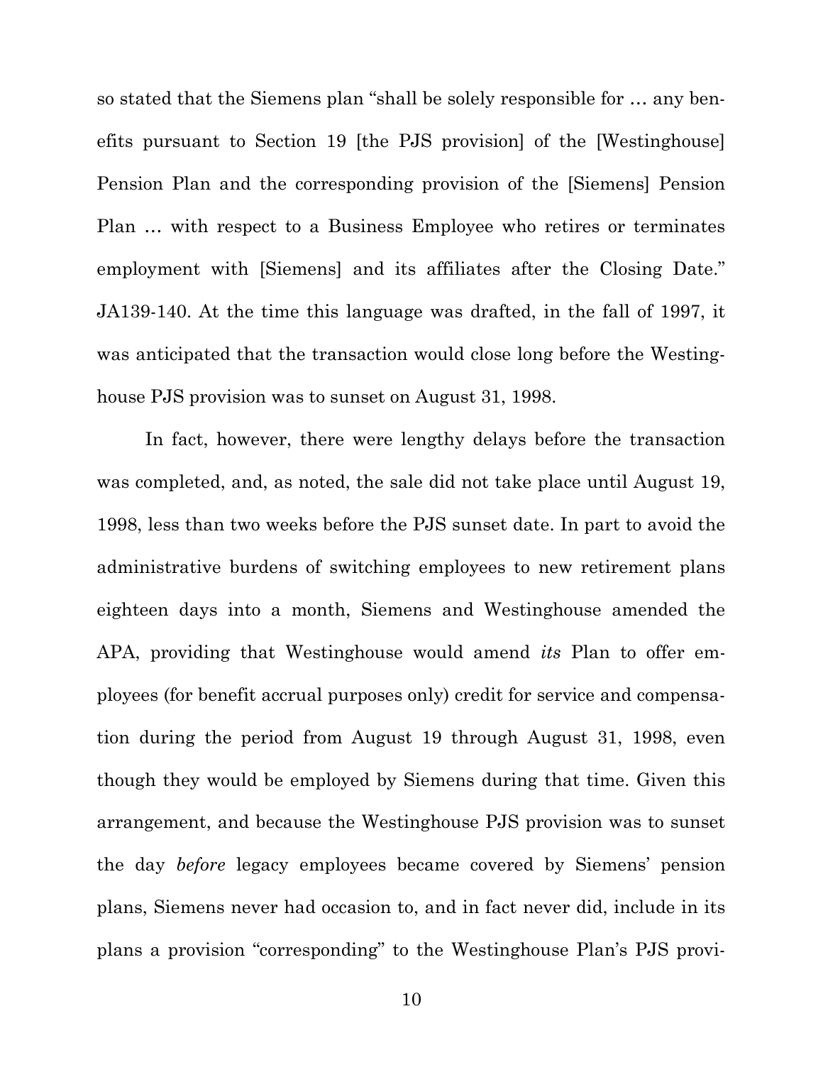so stated that the Siemens plan "shall be solely responsible for … any benefits pursuant to Section 19 [the PJS provision] of the [Westinghouse] Pension Plan and the corresponding provision of the [Siemens] Pension Plan … with respect to a Business Employee who retires or terminates employment with [Siemens] and its affiliates after the Closing Date." JA139-140. At the time this language was drafted, in the fall of 1997, it was anticipated that the transaction would close long before the Westinghouse PJS provision was to sunset on August 31, 1998.

In fact, however, there were lengthy delays before the transaction was completed, and, as noted, the sale did not take place until August 19, 1998, less than two weeks before the PJS sunset date. In part to avoid the administrative burdens of switching employees to new retirement plans eighteen days into a month, Siemens and Westinghouse amended the APA, providing that Westinghouse would amend *its* Plan to offer employees (for benefit accrual purposes only) credit for service and compensation during the period from August 19 through August 31, 1998, even though they would be employed by Siemens during that time. Given this arrangement, and because the Westinghouse PJS provision was to sunset the day *before* legacy employees became covered by Siemens' pension plans, Siemens never had occasion to, and in fact never did, include in its plans a provision "corresponding" to the Westinghouse Plan's PJS provi-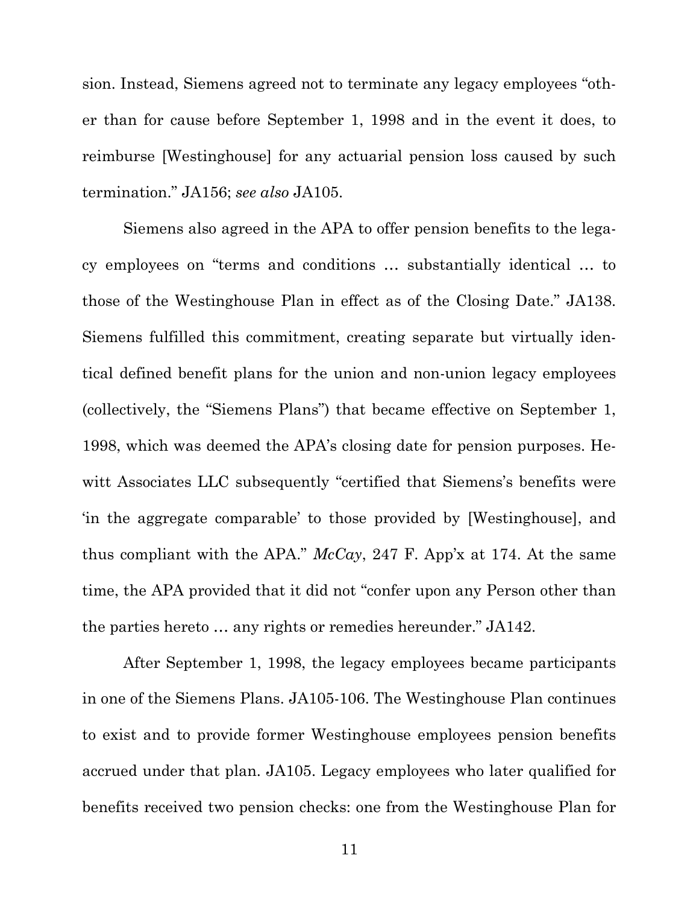sion. Instead, Siemens agreed not to terminate any legacy employees "other than for cause before September 1, 1998 and in the event it does, to reimburse [Westinghouse] for any actuarial pension loss caused by such termination." JA156; *see also* JA105.

Siemens also agreed in the APA to offer pension benefits to the legacy employees on "terms and conditions … substantially identical … to those of the Westinghouse Plan in effect as of the Closing Date." JA138. Siemens fulfilled this commitment, creating separate but virtually identical defined benefit plans for the union and non-union legacy employees (collectively, the "Siemens Plans") that became effective on September 1, 1998, which was deemed the APA's closing date for pension purposes. Hewitt Associates LLC subsequently "certified that Siemens's benefits were 'in the aggregate comparable' to those provided by [Westinghouse], and thus compliant with the APA." *McCay*, 247 F. App'x at 174. At the same time, the APA provided that it did not "confer upon any Person other than the parties hereto … any rights or remedies hereunder." JA142.

After September 1, 1998, the legacy employees became participants in one of the Siemens Plans. JA105-106. The Westinghouse Plan continues to exist and to provide former Westinghouse employees pension benefits accrued under that plan. JA105. Legacy employees who later qualified for benefits received two pension checks: one from the Westinghouse Plan for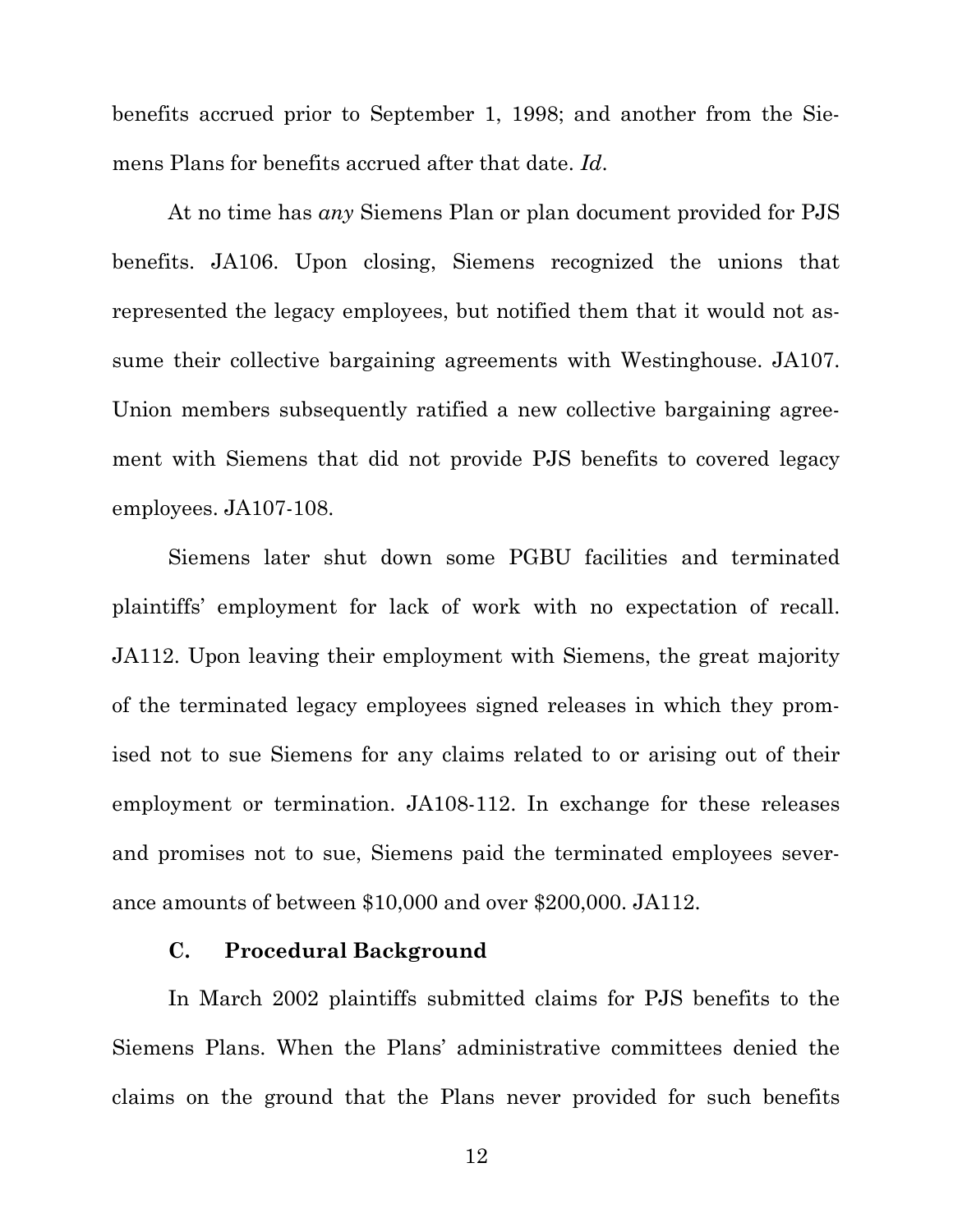benefits accrued prior to September 1, 1998; and another from the Siemens Plans for benefits accrued after that date. *Id*.

At no time has *any* Siemens Plan or plan document provided for PJS benefits. JA106. Upon closing, Siemens recognized the unions that represented the legacy employees, but notified them that it would not assume their collective bargaining agreements with Westinghouse. JA107. Union members subsequently ratified a new collective bargaining agreement with Siemens that did not provide PJS benefits to covered legacy employees. JA107-108.

Siemens later shut down some PGBU facilities and terminated plaintiffs' employment for lack of work with no expectation of recall. JA112. Upon leaving their employment with Siemens, the great majority of the terminated legacy employees signed releases in which they promised not to sue Siemens for any claims related to or arising out of their employment or termination. JA108-112. In exchange for these releases and promises not to sue, Siemens paid the terminated employees severance amounts of between $10,000 and over $200,000. JA112.

### C. Procedural Background

In March 2002 plaintiffs submitted claims for PJS benefits to the Siemens Plans. When the Plans' administrative committees denied the claims on the ground that the Plans never provided for such benefits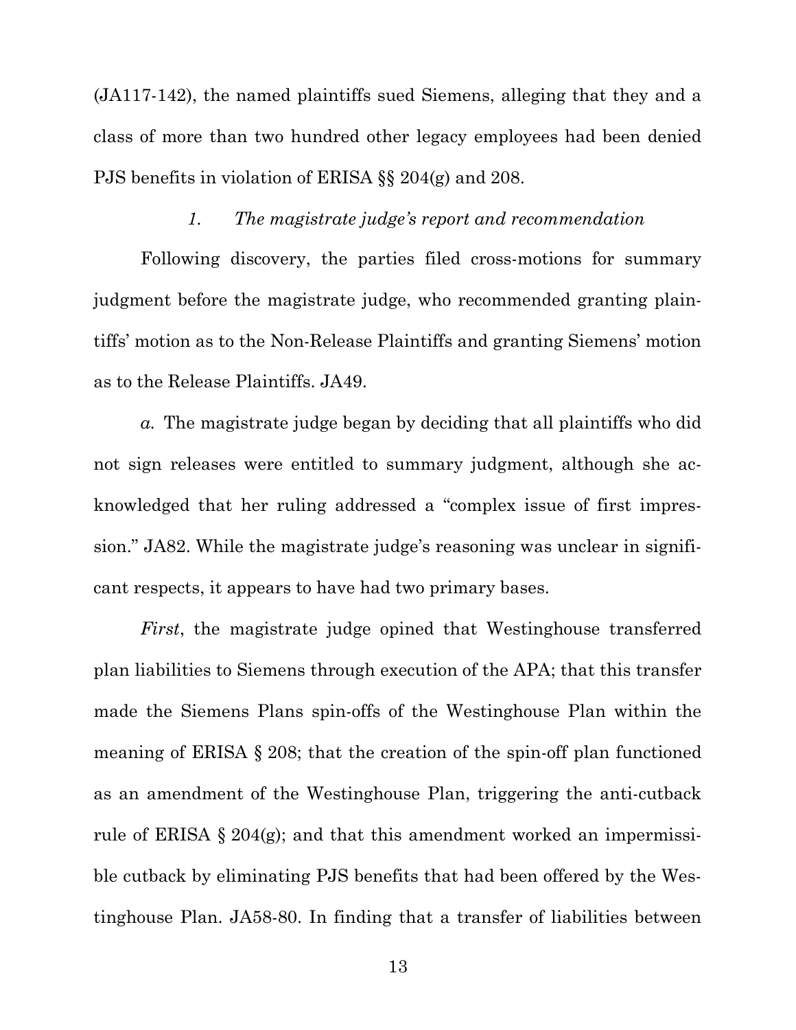(JA117-142), the named plaintiffs sued Siemens, alleging that they and a class of more than two hundred other legacy employees had been denied PJS benefits in violation of ERISA §§ 204(g) and 208.

### *1. The magistrate judge's report and recommendation*

Following discovery, the parties filed cross-motions for summary judgment before the magistrate judge, who recommended granting plaintiffs' motion as to the Non-Release Plaintiffs and granting Siemens' motion as to the Release Plaintiffs. JA49.

*a.* The magistrate judge began by deciding that all plaintiffs who did not sign releases were entitled to summary judgment, although she acknowledged that her ruling addressed a "complex issue of first impression." JA82. While the magistrate judge's reasoning was unclear in significant respects, it appears to have had two primary bases.

*First*, the magistrate judge opined that Westinghouse transferred plan liabilities to Siemens through execution of the APA; that this transfer made the Siemens Plans spin-offs of the Westinghouse Plan within the meaning of ERISA § 208; that the creation of the spin-off plan functioned as an amendment of the Westinghouse Plan, triggering the anti-cutback rule of ERISA § 204(g); and that this amendment worked an impermissible cutback by eliminating PJS benefits that had been offered by the Westinghouse Plan. JA58-80. In finding that a transfer of liabilities between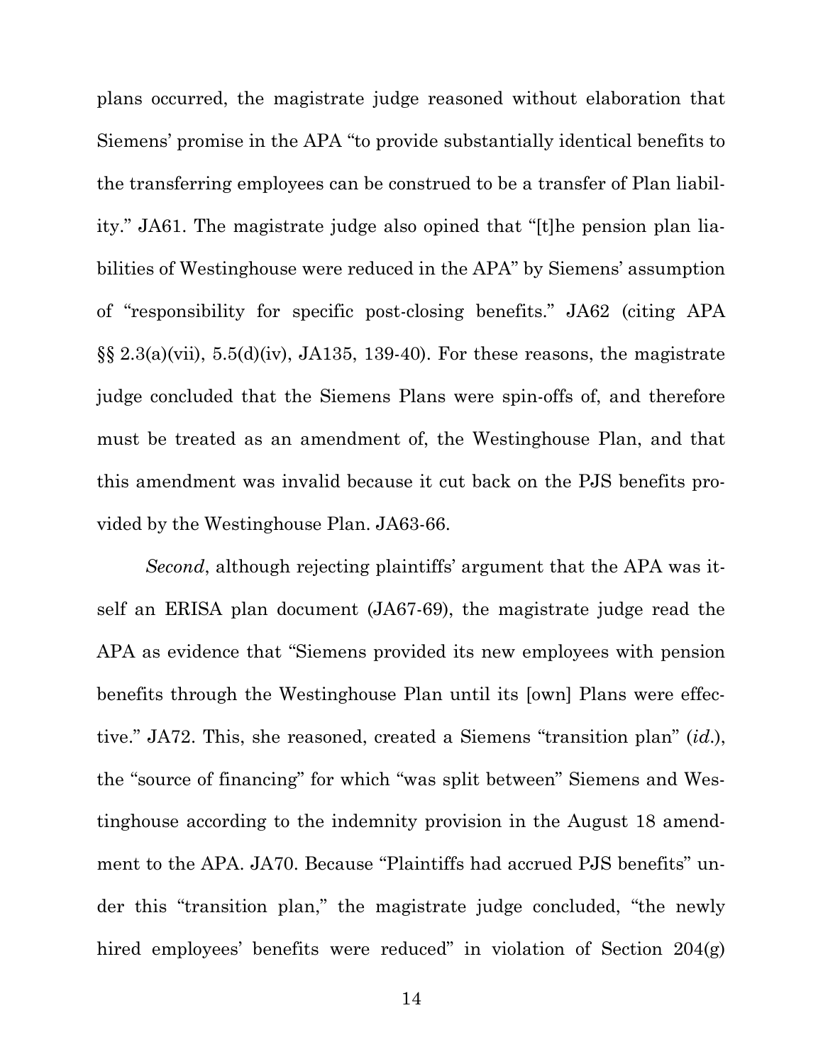plans occurred, the magistrate judge reasoned without elaboration that Siemens' promise in the APA "to provide substantially identical benefits to the transferring employees can be construed to be a transfer of Plan liability." JA61. The magistrate judge also opined that "[t]he pension plan liabilities of Westinghouse were reduced in the APA" by Siemens' assumption of "responsibility for specific post-closing benefits." JA62 (citing APA §§ 2.3(a)(vii), 5.5(d)(iv), JA135, 139-40). For these reasons, the magistrate judge concluded that the Siemens Plans were spin-offs of, and therefore must be treated as an amendment of, the Westinghouse Plan, and that this amendment was invalid because it cut back on the PJS benefits provided by the Westinghouse Plan. JA63-66.

*Second*, although rejecting plaintiffs' argument that the APA was itself an ERISA plan document (JA67-69), the magistrate judge read the APA as evidence that "Siemens provided its new employees with pension benefits through the Westinghouse Plan until its [own] Plans were effective." JA72. This, she reasoned, created a Siemens "transition plan" (*id.*), the "source of financing" for which "was split between" Siemens and Westinghouse according to the indemnity provision in the August 18 amendment to the APA. JA70. Because "Plaintiffs had accrued PJS benefits" under this "transition plan," the magistrate judge concluded, "the newly hired employees' benefits were reduced" in violation of Section 204(g)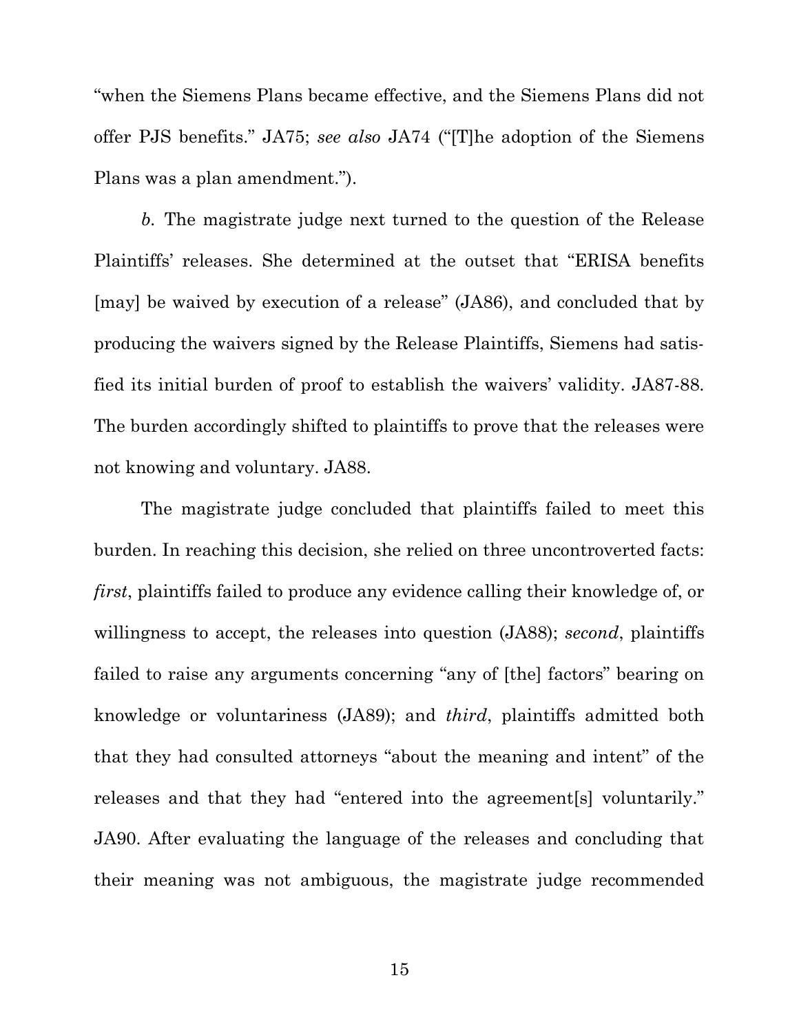"when the Siemens Plans became effective, and the Siemens Plans did not offer PJS benefits." JA75; *see also* JA74 ("[T]he adoption of the Siemens Plans was a plan amendment.").

*b.* The magistrate judge next turned to the question of the Release Plaintiffs' releases. She determined at the outset that "ERISA benefits [may] be waived by execution of a release" (JA86), and concluded that by producing the waivers signed by the Release Plaintiffs, Siemens had satisfied its initial burden of proof to establish the waivers' validity. JA87-88. The burden accordingly shifted to plaintiffs to prove that the releases were not knowing and voluntary. JA88.

The magistrate judge concluded that plaintiffs failed to meet this burden. In reaching this decision, she relied on three uncontroverted facts: *first*, plaintiffs failed to produce any evidence calling their knowledge of, or willingness to accept, the releases into question (JA88); *second*, plaintiffs failed to raise any arguments concerning "any of [the] factors" bearing on knowledge or voluntariness (JA89); and *third*, plaintiffs admitted both that they had consulted attorneys "about the meaning and intent" of the releases and that they had "entered into the agreement[s] voluntarily." JA90. After evaluating the language of the releases and concluding that their meaning was not ambiguous, the magistrate judge recommended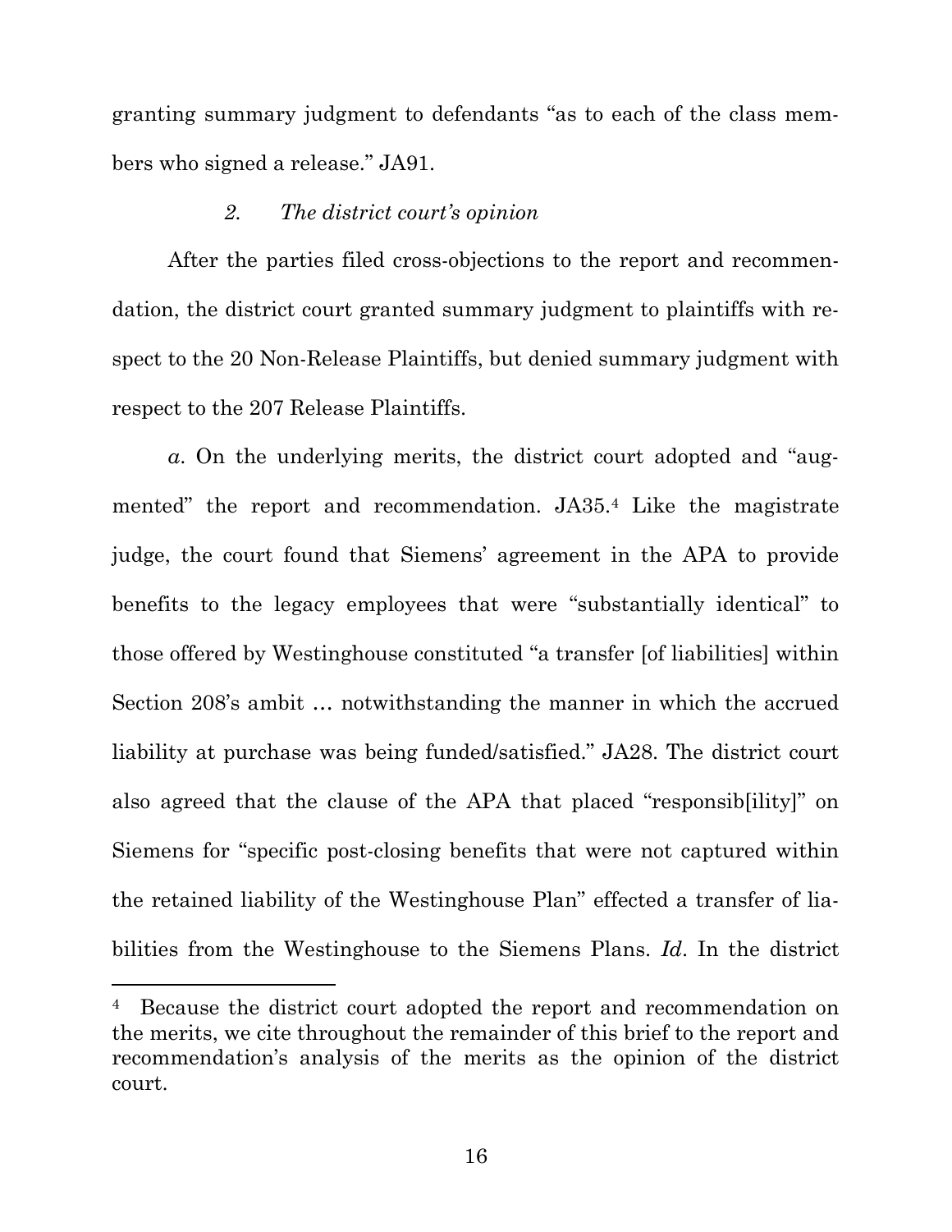granting summary judgment to defendants "as to each of the class members who signed a release." JA91.

### *2. The district court's opinion*

After the parties filed cross-objections to the report and recommendation, the district court granted summary judgment to plaintiffs with respect to the 20 Non-Release Plaintiffs, but denied summary judgment with respect to the 207 Release Plaintiffs.

*a*. On the underlying merits, the district court adopted and "augmented" the report and recommendation. JA35.[4] Like the magistrate judge, the court found that Siemens' agreement in the APA to provide benefits to the legacy employees that were "substantially identical" to those offered by Westinghouse constituted "a transfer [of liabilities] within Section 208's ambit … notwithstanding the manner in which the accrued liability at purchase was being funded/satisfied." JA28. The district court also agreed that the clause of the APA that placed "responsib[ility]" on Siemens for "specific post-closing benefits that were not captured within the retained liability of the Westinghouse Plan" effected a transfer of liabilities from the Westinghouse to the Siemens Plans. *Id*. In the district

---

[4] Because the district court adopted the report and recommendation on the merits, we cite throughout the remainder of this brief to the report and recommendation's analysis of the merits as the opinion of the district court.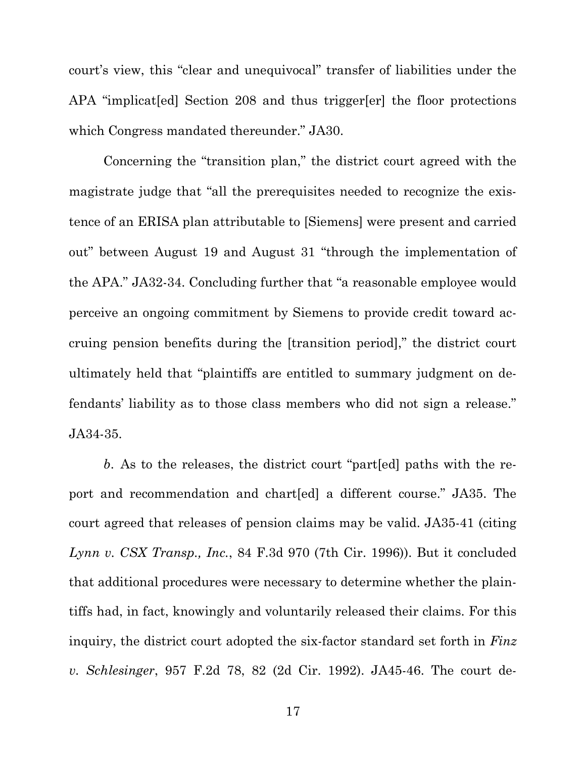court's view, this "clear and unequivocal" transfer of liabilities under the APA "implicat[ed] Section 208 and thus trigger[er] the floor protections which Congress mandated thereunder." JA30.

Concerning the "transition plan," the district court agreed with the magistrate judge that "all the prerequisites needed to recognize the existence of an ERISA plan attributable to [Siemens] were present and carried out" between August 19 and August 31 "through the implementation of the APA." JA32-34. Concluding further that "a reasonable employee would perceive an ongoing commitment by Siemens to provide credit toward accruing pension benefits during the [transition period]," the district court ultimately held that "plaintiffs are entitled to summary judgment on defendants' liability as to those class members who did not sign a release." JA34-35.

*b*. As to the releases, the district court "part[ed] paths with the report and recommendation and chart[ed] a different course." JA35. The court agreed that releases of pension claims may be valid. JA35-41 (citing *Lynn v. CSX Transp., Inc.*, 84 F.3d 970 (7th Cir. 1996)). But it concluded that additional procedures were necessary to determine whether the plaintiffs had, in fact, knowingly and voluntarily released their claims. For this inquiry, the district court adopted the six-factor standard set forth in *Finz v. Schlesinger*, 957 F.2d 78, 82 (2d Cir. 1992). JA45-46. The court de-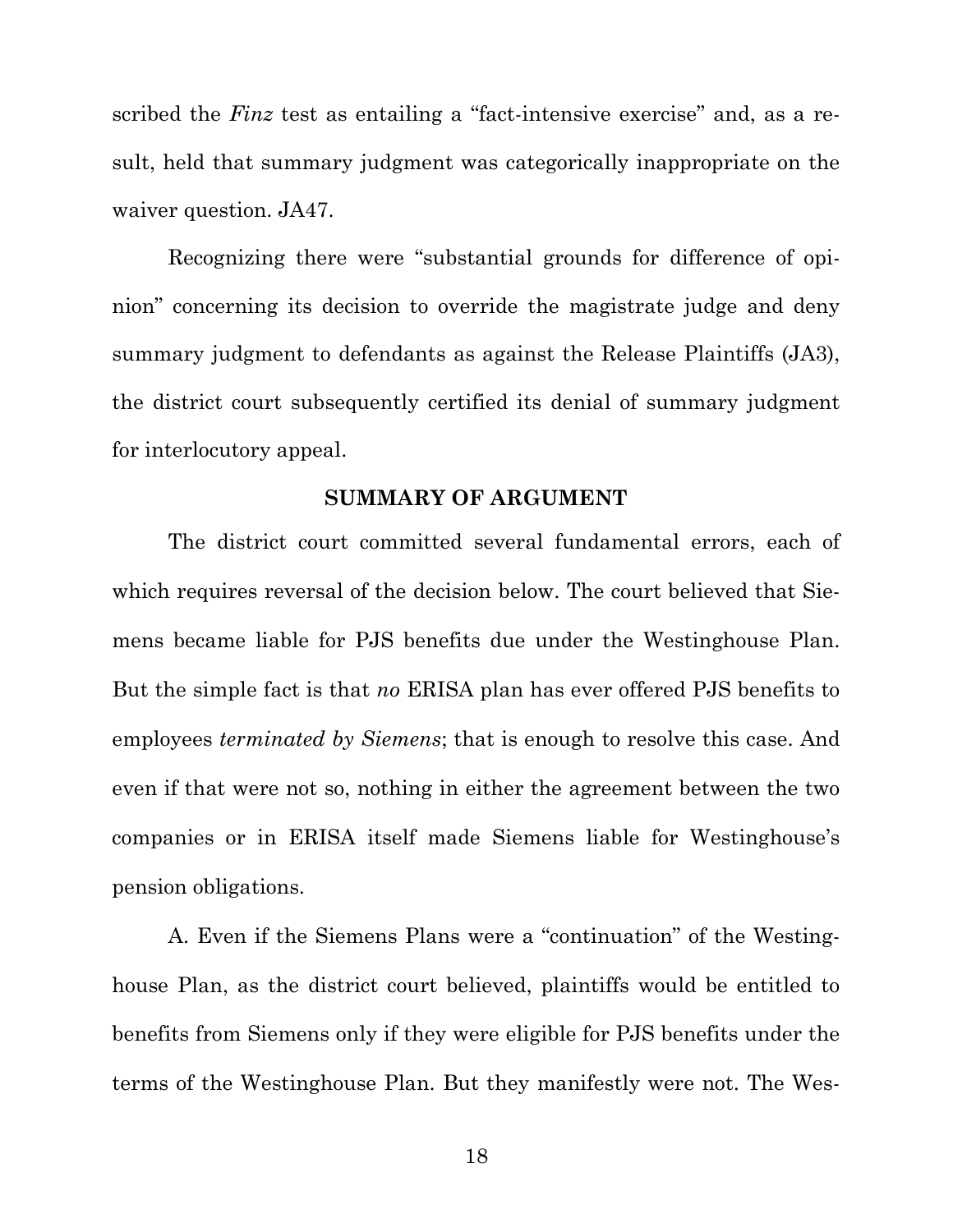scribed the *Finz* test as entailing a "fact-intensive exercise" and, as a result, held that summary judgment was categorically inappropriate on the waiver question. JA47.

Recognizing there were "substantial grounds for difference of opinion" concerning its decision to override the magistrate judge and deny summary judgment to defendants as against the Release Plaintiffs (JA3), the district court subsequently certified its denial of summary judgment for interlocutory appeal.

## SUMMARY OF ARGUMENT

The district court committed several fundamental errors, each of which requires reversal of the decision below. The court believed that Siemens became liable for PJS benefits due under the Westinghouse Plan. But the simple fact is that *no* ERISA plan has ever offered PJS benefits to employees *terminated by Siemens*; that is enough to resolve this case. And even if that were not so, nothing in either the agreement between the two companies or in ERISA itself made Siemens liable for Westinghouse's pension obligations.

A. Even if the Siemens Plans were a "continuation" of the Westinghouse Plan, as the district court believed, plaintiffs would be entitled to benefits from Siemens only if they were eligible for PJS benefits under the terms of the Westinghouse Plan. But they manifestly were not. The Wes-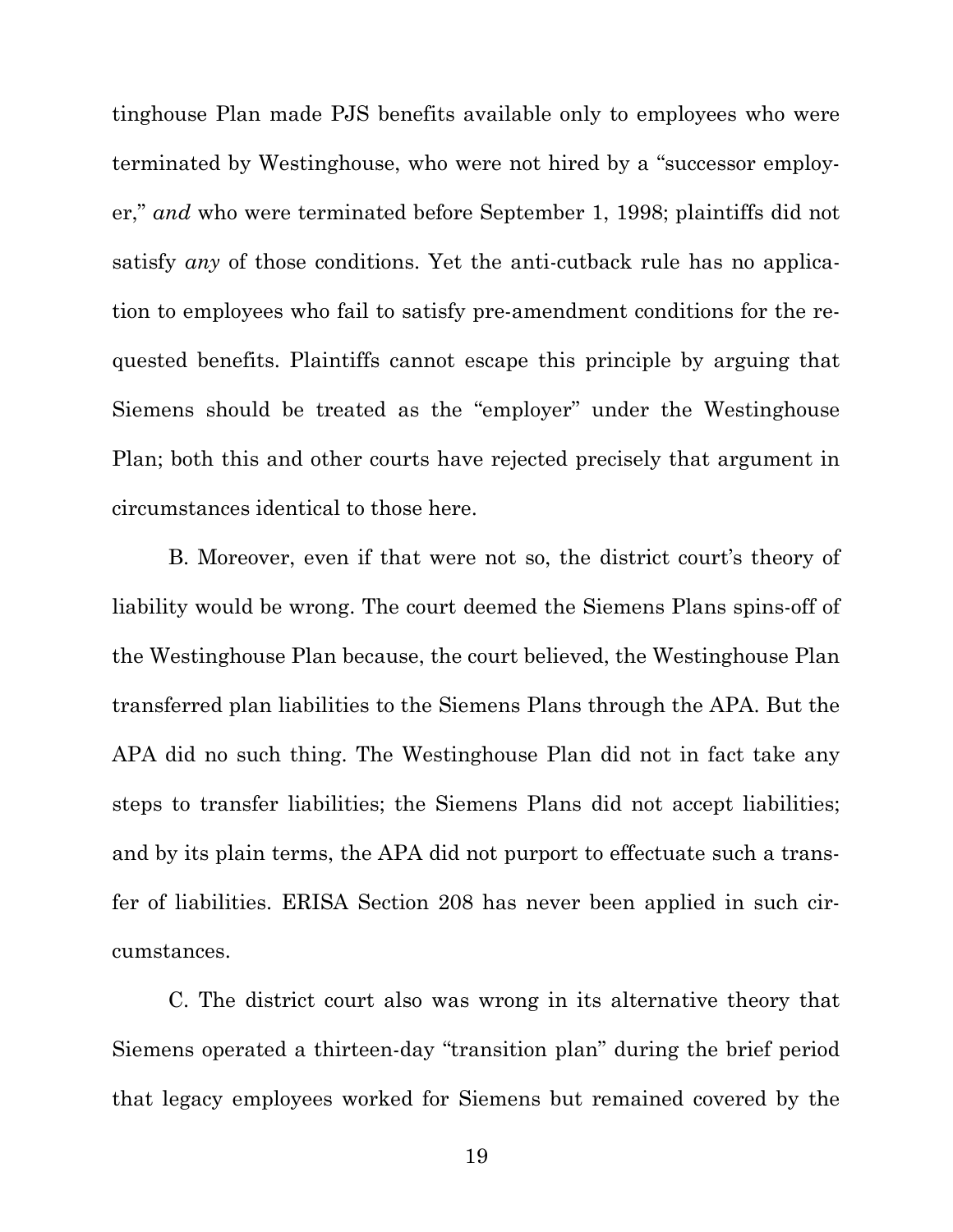tinghouse Plan made PJS benefits available only to employees who were terminated by Westinghouse, who were not hired by a "successor employer," *and* who were terminated before September 1, 1998; plaintiffs did not satisfy *any* of those conditions. Yet the anti-cutback rule has no application to employees who fail to satisfy pre-amendment conditions for the requested benefits. Plaintiffs cannot escape this principle by arguing that Siemens should be treated as the "employer" under the Westinghouse Plan; both this and other courts have rejected precisely that argument in circumstances identical to those here.

B. Moreover, even if that were not so, the district court's theory of liability would be wrong. The court deemed the Siemens Plans spins-off of the Westinghouse Plan because, the court believed, the Westinghouse Plan transferred plan liabilities to the Siemens Plans through the APA. But the APA did no such thing. The Westinghouse Plan did not in fact take any steps to transfer liabilities; the Siemens Plans did not accept liabilities; and by its plain terms, the APA did not purport to effectuate such a transfer of liabilities. ERISA Section 208 has never been applied in such circumstances.

C. The district court also was wrong in its alternative theory that Siemens operated a thirteen-day "transition plan" during the brief period that legacy employees worked for Siemens but remained covered by the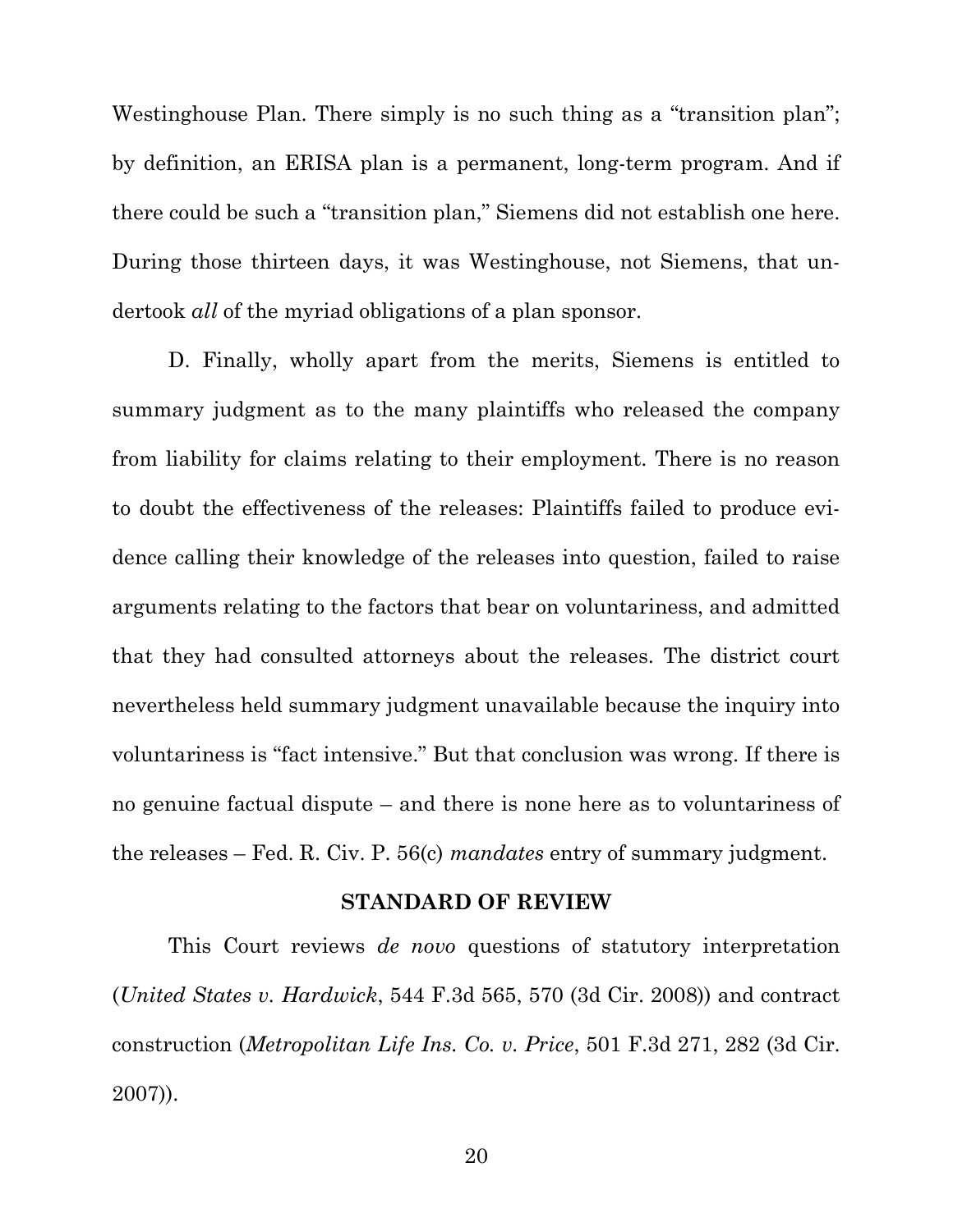Westinghouse Plan. There simply is no such thing as a "transition plan"; by definition, an ERISA plan is a permanent, long-term program. And if there could be such a "transition plan," Siemens did not establish one here. During those thirteen days, it was Westinghouse, not Siemens, that undertook *all* of the myriad obligations of a plan sponsor.

D. Finally, wholly apart from the merits, Siemens is entitled to summary judgment as to the many plaintiffs who released the company from liability for claims relating to their employment. There is no reason to doubt the effectiveness of the releases: Plaintiffs failed to produce evidence calling their knowledge of the releases into question, failed to raise arguments relating to the factors that bear on voluntariness, and admitted that they had consulted attorneys about the releases. The district court nevertheless held summary judgment unavailable because the inquiry into voluntariness is "fact intensive." But that conclusion was wrong. If there is no genuine factual dispute – and there is none here as to voluntariness of the releases – Fed. R. Civ. P. 56(c) *mandates* entry of summary judgment.

## STANDARD OF REVIEW

This Court reviews *de novo* questions of statutory interpretation (*United States v. Hardwick*, 544 F.3d 565, 570 (3d Cir. 2008)) and contract construction (*Metropolitan Life Ins. Co. v. Price*, 501 F.3d 271, 282 (3d Cir. 2007)).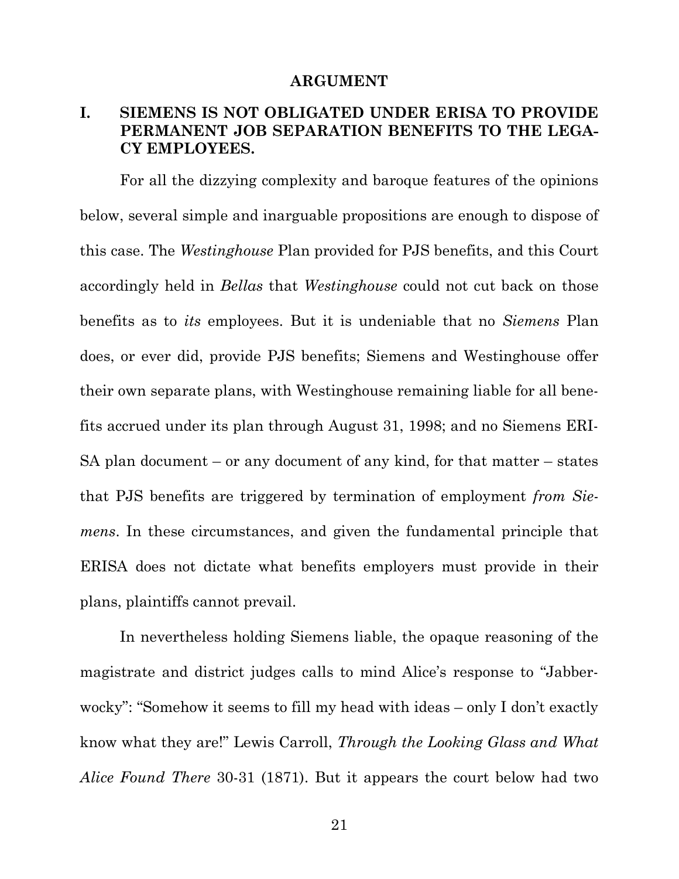## ARGUMENT

### I. SIEMENS IS NOT OBLIGATED UNDER ERISA TO PROVIDE PERMANENT JOB SEPARATION BENEFITS TO THE LEGACY EMPLOYEES.

For all the dizzying complexity and baroque features of the opinions below, several simple and inarguable propositions are enough to dispose of this case. The *Westinghouse* Plan provided for PJS benefits, and this Court accordingly held in *Bellas* that *Westinghouse* could not cut back on those benefits as to *its* employees. But it is undeniable that no *Siemens* Plan does, or ever did, provide PJS benefits; Siemens and Westinghouse offer their own separate plans, with Westinghouse remaining liable for all benefits accrued under its plan through August 31, 1998; and no Siemens ERISA plan document – or any document of any kind, for that matter – states that PJS benefits are triggered by termination of employment *from Siemens*. In these circumstances, and given the fundamental principle that ERISA does not dictate what benefits employers must provide in their plans, plaintiffs cannot prevail.

In nevertheless holding Siemens liable, the opaque reasoning of the magistrate and district judges calls to mind Alice's response to "Jabberwocky": "Somehow it seems to fill my head with ideas – only I don't exactly know what they are!" Lewis Carroll, *Through the Looking Glass and What Alice Found There* 30-31 (1871). But it appears the court below had two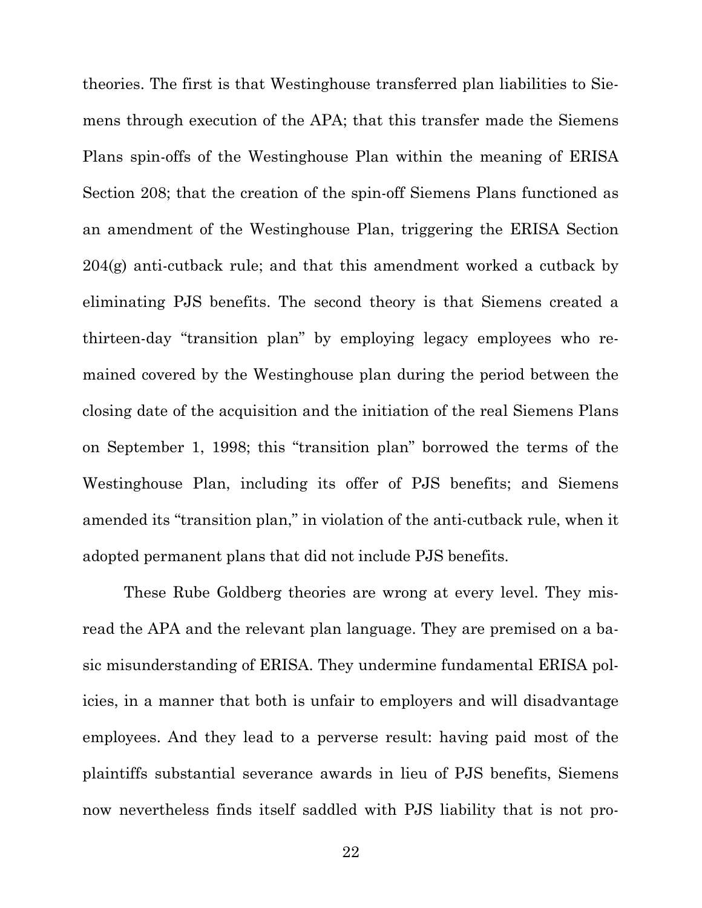theories. The first is that Westinghouse transferred plan liabilities to Siemens through execution of the APA; that this transfer made the Siemens Plans spin-offs of the Westinghouse Plan within the meaning of ERISA Section 208; that the creation of the spin-off Siemens Plans functioned as an amendment of the Westinghouse Plan, triggering the ERISA Section 204(g) anti-cutback rule; and that this amendment worked a cutback by eliminating PJS benefits. The second theory is that Siemens created a thirteen-day "transition plan" by employing legacy employees who remained covered by the Westinghouse plan during the period between the closing date of the acquisition and the initiation of the real Siemens Plans on September 1, 1998; this "transition plan" borrowed the terms of the Westinghouse Plan, including its offer of PJS benefits; and Siemens amended its "transition plan," in violation of the anti-cutback rule, when it adopted permanent plans that did not include PJS benefits.

These Rube Goldberg theories are wrong at every level. They misread the APA and the relevant plan language. They are premised on a basic misunderstanding of ERISA. They undermine fundamental ERISA policies, in a manner that both is unfair to employers and will disadvantage employees. And they lead to a perverse result: having paid most of the plaintiffs substantial severance awards in lieu of PJS benefits, Siemens now nevertheless finds itself saddled with PJS liability that is not pro-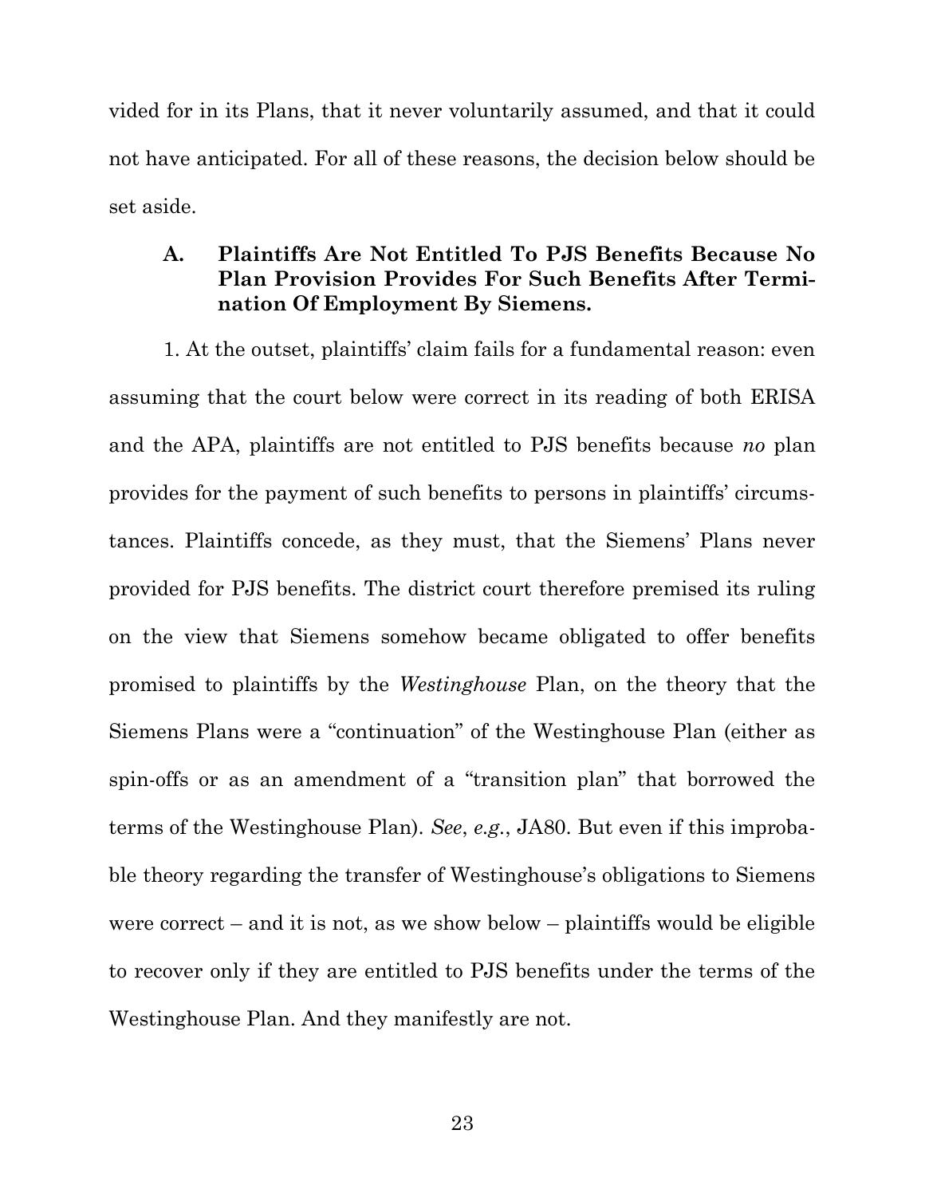vided for in its Plans, that it never voluntarily assumed, and that it could not have anticipated. For all of these reasons, the decision below should be set aside.

### A. Plaintiffs Are Not Entitled To PJS Benefits Because No Plan Provision Provides For Such Benefits After Termination Of Employment By Siemens.

1. At the outset, plaintiffs' claim fails for a fundamental reason: even assuming that the court below were correct in its reading of both ERISA and the APA, plaintiffs are not entitled to PJS benefits because *no* plan provides for the payment of such benefits to persons in plaintiffs' circumstances. Plaintiffs concede, as they must, that the Siemens' Plans never provided for PJS benefits. The district court therefore premised its ruling on the view that Siemens somehow became obligated to offer benefits promised to plaintiffs by the *Westinghouse* Plan, on the theory that the Siemens Plans were a "continuation" of the Westinghouse Plan (either as spin-offs or as an amendment of a "transition plan" that borrowed the terms of the Westinghouse Plan). *See*, *e.g.*, JA80. But even if this improbable theory regarding the transfer of Westinghouse's obligations to Siemens were correct – and it is not, as we show below – plaintiffs would be eligible to recover only if they are entitled to PJS benefits under the terms of the Westinghouse Plan. And they manifestly are not.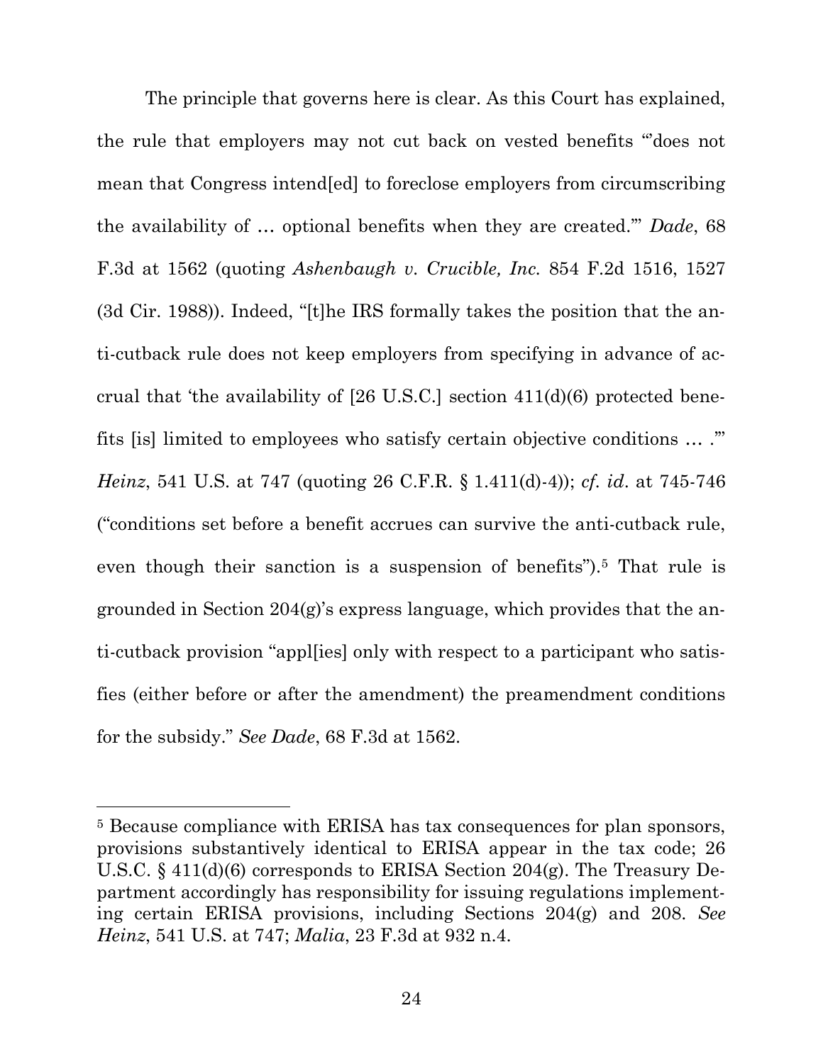The principle that governs here is clear. As this Court has explained, the rule that employers may not cut back on vested benefits "'does not mean that Congress intend[ed] to foreclose employers from circumscribing the availability of … optional benefits when they are created.'" *Dade*, 68 F.3d at 1562 (quoting *Ashenbaugh v. Crucible, Inc.* 854 F.2d 1516, 1527 (3d Cir. 1988)). Indeed, "[t]he IRS formally takes the position that the anti-cutback rule does not keep employers from specifying in advance of accrual that 'the availability of [26 U.S.C.] section 411(d)(6) protected benefits [is] limited to employees who satisfy certain objective conditions … .'" *Heinz*, 541 U.S. at 747 (quoting 26 C.F.R. § 1.411(d)-4)); *cf. id*. at 745-746 ("conditions set before a benefit accrues can survive the anti-cutback rule, even though their sanction is a suspension of benefits").[5] That rule is grounded in Section 204(g)'s express language, which provides that the anti-cutback provision "appl[ies] only with respect to a participant who satisfies (either before or after the amendment) the preamendment conditions for the subsidy." *See Dade*, 68 F.3d at 1562.

---

[5] Because compliance with ERISA has tax consequences for plan sponsors, provisions substantively identical to ERISA appear in the tax code; 26 U.S.C. § 411(d)(6) corresponds to ERISA Section 204(g). The Treasury Department accordingly has responsibility for issuing regulations implementing certain ERISA provisions, including Sections 204(g) and 208. *See Heinz*, 541 U.S. at 747; *Malia*, 23 F.3d at 932 n.4.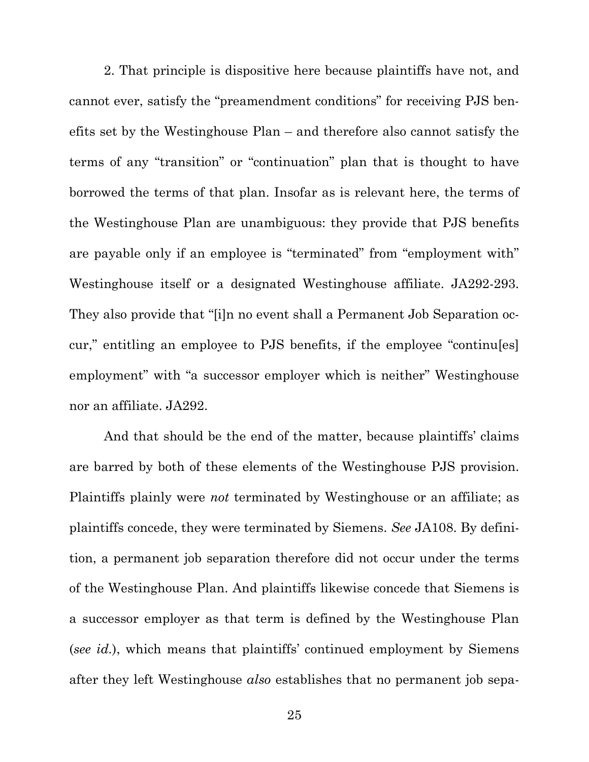2. That principle is dispositive here because plaintiffs have not, and cannot ever, satisfy the "preamendment conditions" for receiving PJS benefits set by the Westinghouse Plan – and therefore also cannot satisfy the terms of any "transition" or "continuation" plan that is thought to have borrowed the terms of that plan. Insofar as is relevant here, the terms of the Westinghouse Plan are unambiguous: they provide that PJS benefits are payable only if an employee is "terminated" from "employment with" Westinghouse itself or a designated Westinghouse affiliate. JA292-293. They also provide that "[i]n no event shall a Permanent Job Separation occur," entitling an employee to PJS benefits, if the employee "continu[es] employment" with "a successor employer which is neither" Westinghouse nor an affiliate. JA292.

And that should be the end of the matter, because plaintiffs' claims are barred by both of these elements of the Westinghouse PJS provision. Plaintiffs plainly were *not* terminated by Westinghouse or an affiliate; as plaintiffs concede, they were terminated by Siemens. *See* JA108. By definition, a permanent job separation therefore did not occur under the terms of the Westinghouse Plan. And plaintiffs likewise concede that Siemens is a successor employer as that term is defined by the Westinghouse Plan (*see id.*), which means that plaintiffs' continued employment by Siemens after they left Westinghouse *also* establishes that no permanent job sepa-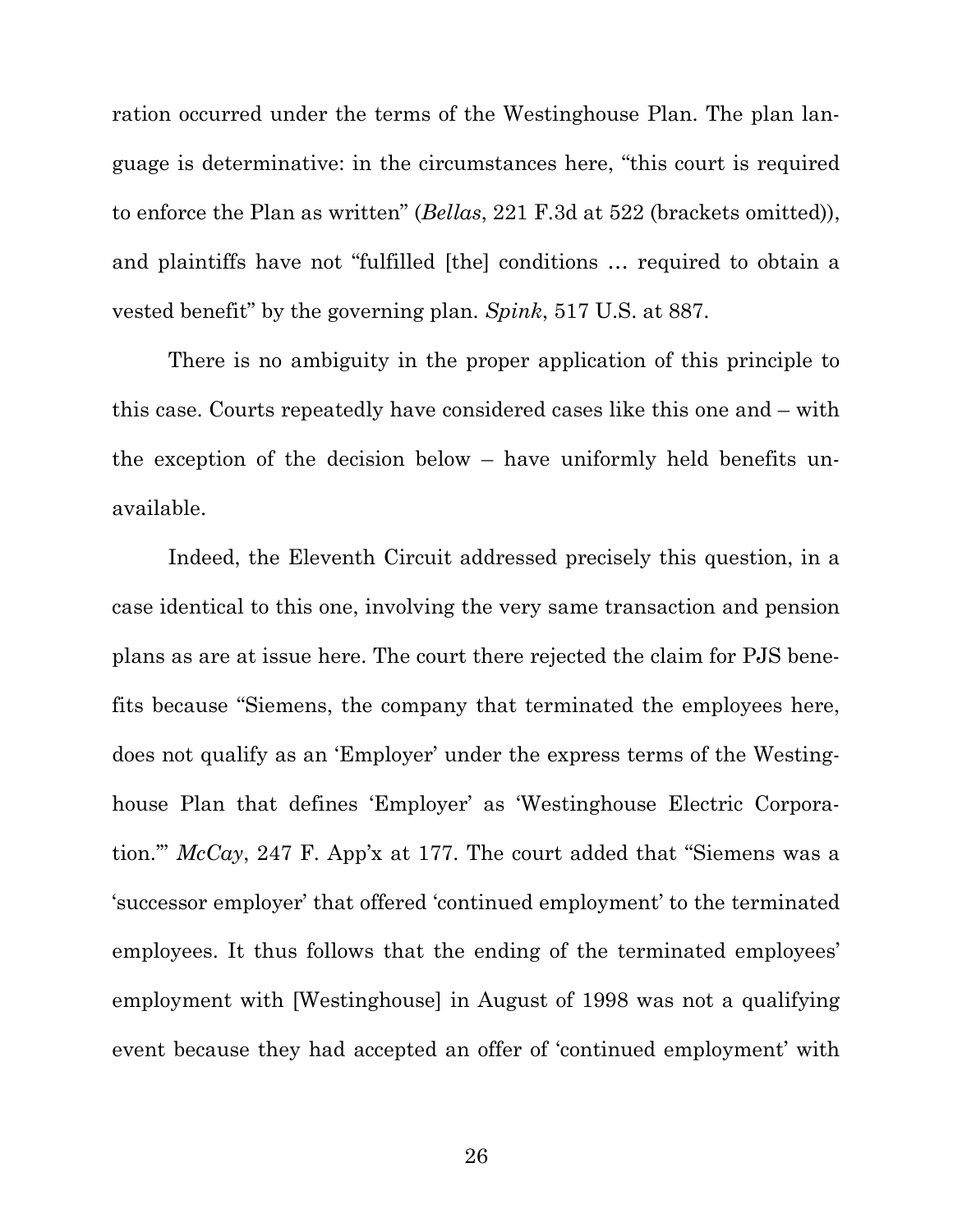ration occurred under the terms of the Westinghouse Plan. The plan language is determinative: in the circumstances here, "this court is required to enforce the Plan as written" (*Bellas*, 221 F.3d at 522 (brackets omitted)), and plaintiffs have not "fulfilled [the] conditions … required to obtain a vested benefit" by the governing plan. *Spink*, 517 U.S. at 887.

There is no ambiguity in the proper application of this principle to this case. Courts repeatedly have considered cases like this one and – with the exception of the decision below – have uniformly held benefits unavailable.

Indeed, the Eleventh Circuit addressed precisely this question, in a case identical to this one, involving the very same transaction and pension plans as are at issue here. The court there rejected the claim for PJS benefits because "Siemens, the company that terminated the employees here, does not qualify as an 'Employer' under the express terms of the Westinghouse Plan that defines 'Employer' as 'Westinghouse Electric Corporation.'" *McCay*, 247 F. App'x at 177. The court added that "Siemens was a 'successor employer' that offered 'continued employment' to the terminated employees. It thus follows that the ending of the terminated employees' employment with [Westinghouse] in August of 1998 was not a qualifying event because they had accepted an offer of 'continued employment' with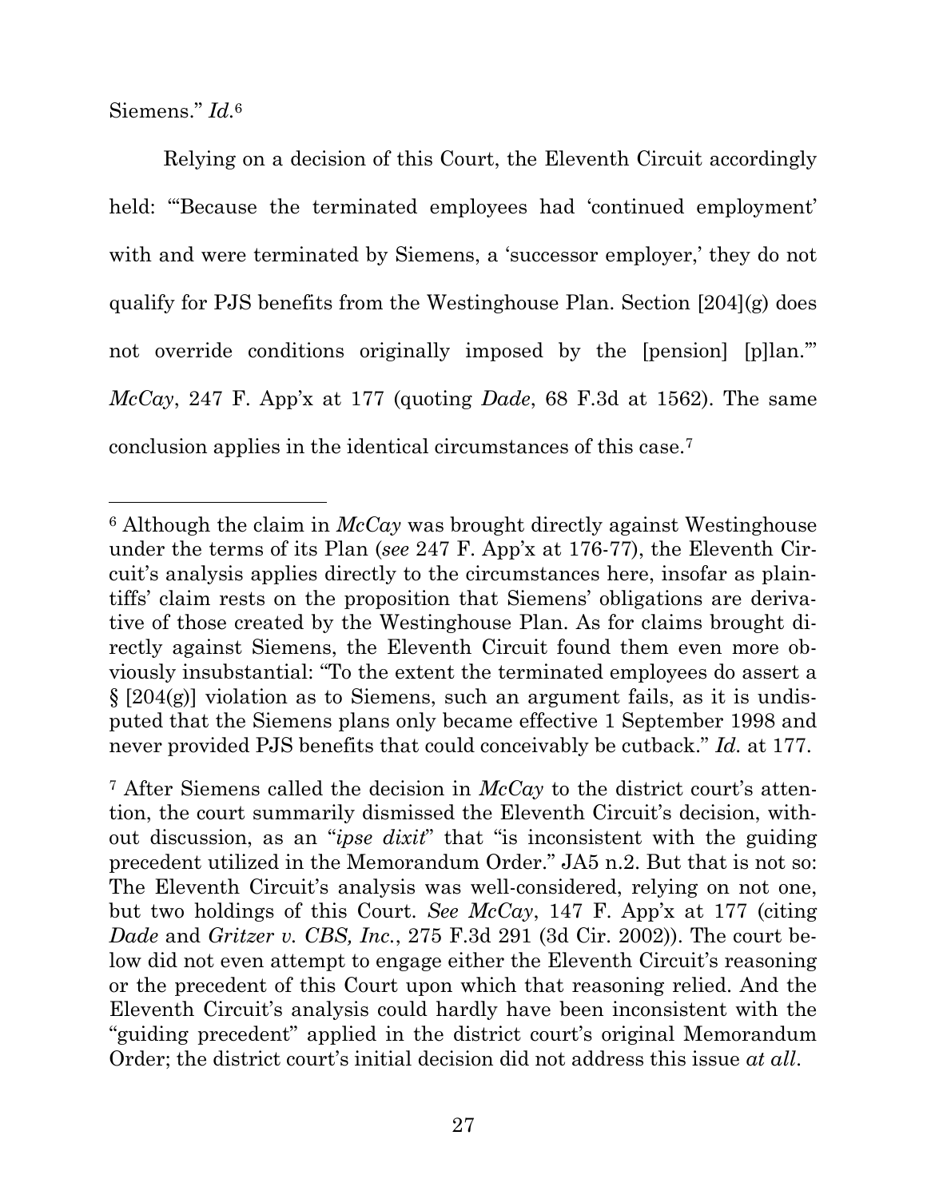Siemens." *Id.*[6]

Relying on a decision of this Court, the Eleventh Circuit accordingly held: "'Because the terminated employees had 'continued employment' with and were terminated by Siemens, a 'successor employer,' they do not qualify for PJS benefits from the Westinghouse Plan. Section [204](g) does not override conditions originally imposed by the [pension] [p]lan.'" *McCay*, 247 F. App'x at 177 (quoting *Dade*, 68 F.3d at 1562). The same conclusion applies in the identical circumstances of this case.[7]

---

[6] Although the claim in *McCay* was brought directly against Westinghouse under the terms of its Plan (*see* 247 F. App'x at 176-77), the Eleventh Circuit's analysis applies directly to the circumstances here, insofar as plaintiffs' claim rests on the proposition that Siemens' obligations are derivative of those created by the Westinghouse Plan. As for claims brought directly against Siemens, the Eleventh Circuit found them even more obviously insubstantial: "To the extent the terminated employees do assert a § [204(g)] violation as to Siemens, such an argument fails, as it is undisputed that the Siemens plans only became effective 1 September 1998 and never provided PJS benefits that could conceivably be cutback." *Id.* at 177.

[7] After Siemens called the decision in *McCay* to the district court's attention, the court summarily dismissed the Eleventh Circuit's decision, without discussion, as an "*ipse dixit*" that "is inconsistent with the guiding precedent utilized in the Memorandum Order." JA5 n.2. But that is not so: The Eleventh Circuit's analysis was well-considered, relying on not one, but two holdings of this Court. *See McCay*, 147 F. App'x at 177 (citing *Dade* and *Gritzer v. CBS, Inc.*, 275 F.3d 291 (3d Cir. 2002)). The court below did not even attempt to engage either the Eleventh Circuit's reasoning or the precedent of this Court upon which that reasoning relied. And the Eleventh Circuit's analysis could hardly have been inconsistent with the "guiding precedent" applied in the district court's original Memorandum Order; the district court's initial decision did not address this issue *at all*.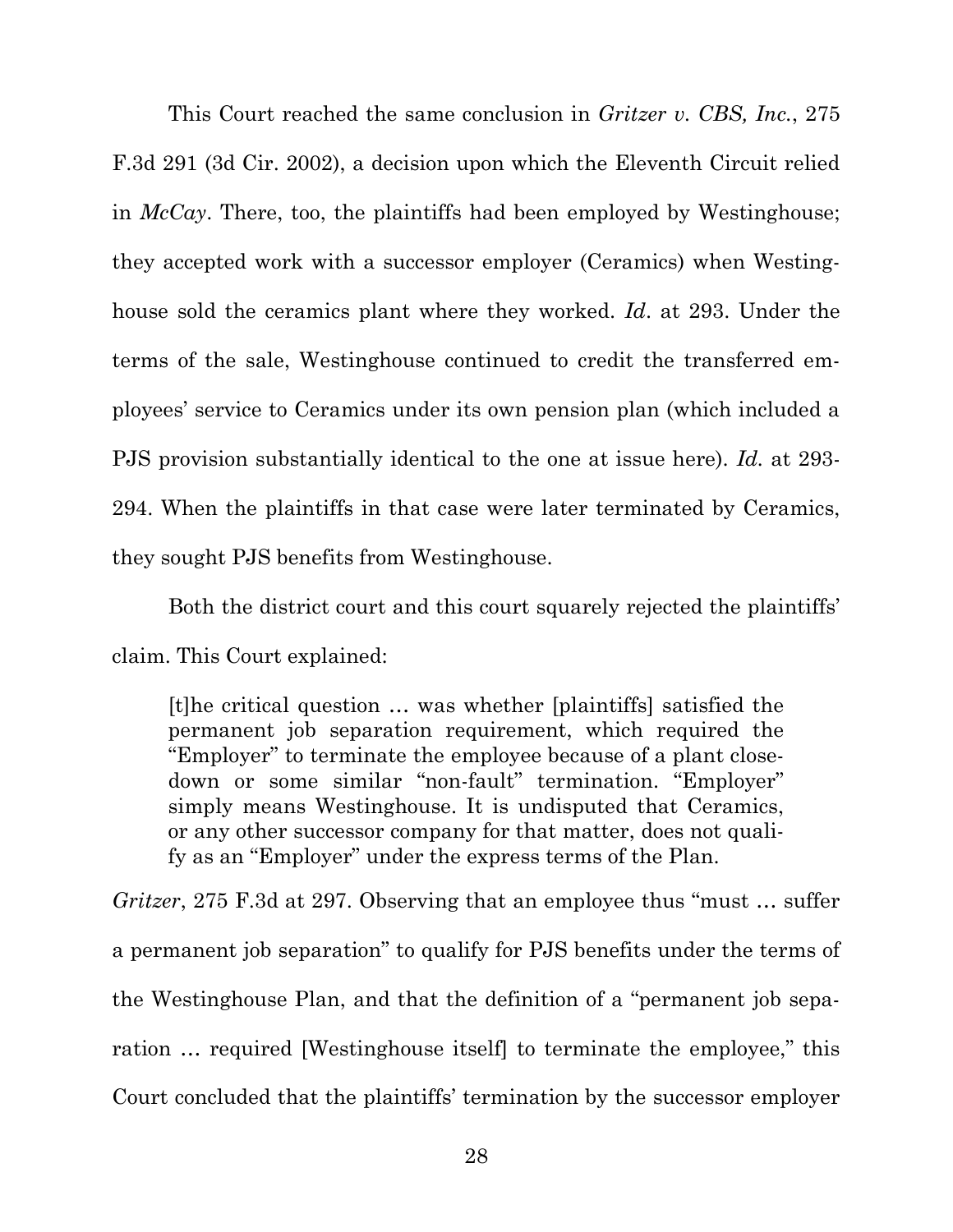This Court reached the same conclusion in *Gritzer v. CBS, Inc.*, 275 F.3d 291 (3d Cir. 2002), a decision upon which the Eleventh Circuit relied in *McCay*. There, too, the plaintiffs had been employed by Westinghouse; they accepted work with a successor employer (Ceramics) when Westinghouse sold the ceramics plant where they worked. *Id*. at 293. Under the terms of the sale, Westinghouse continued to credit the transferred employees' service to Ceramics under its own pension plan (which included a PJS provision substantially identical to the one at issue here). *Id.* at 293-294. When the plaintiffs in that case were later terminated by Ceramics, they sought PJS benefits from Westinghouse.

Both the district court and this court squarely rejected the plaintiffs' claim. This Court explained:

> [t]he critical question … was whether [plaintiffs] satisfied the permanent job separation requirement, which required the "Employer" to terminate the employee because of a plant close-down or some similar "non-fault" termination. "Employer" simply means Westinghouse. It is undisputed that Ceramics, or any other successor company for that matter, does not qualify as an "Employer" under the express terms of the Plan.

*Gritzer*, 275 F.3d at 297. Observing that an employee thus "must … suffer a permanent job separation" to qualify for PJS benefits under the terms of the Westinghouse Plan, and that the definition of a "permanent job separation … required [Westinghouse itself] to terminate the employee," this Court concluded that the plaintiffs' termination by the successor employer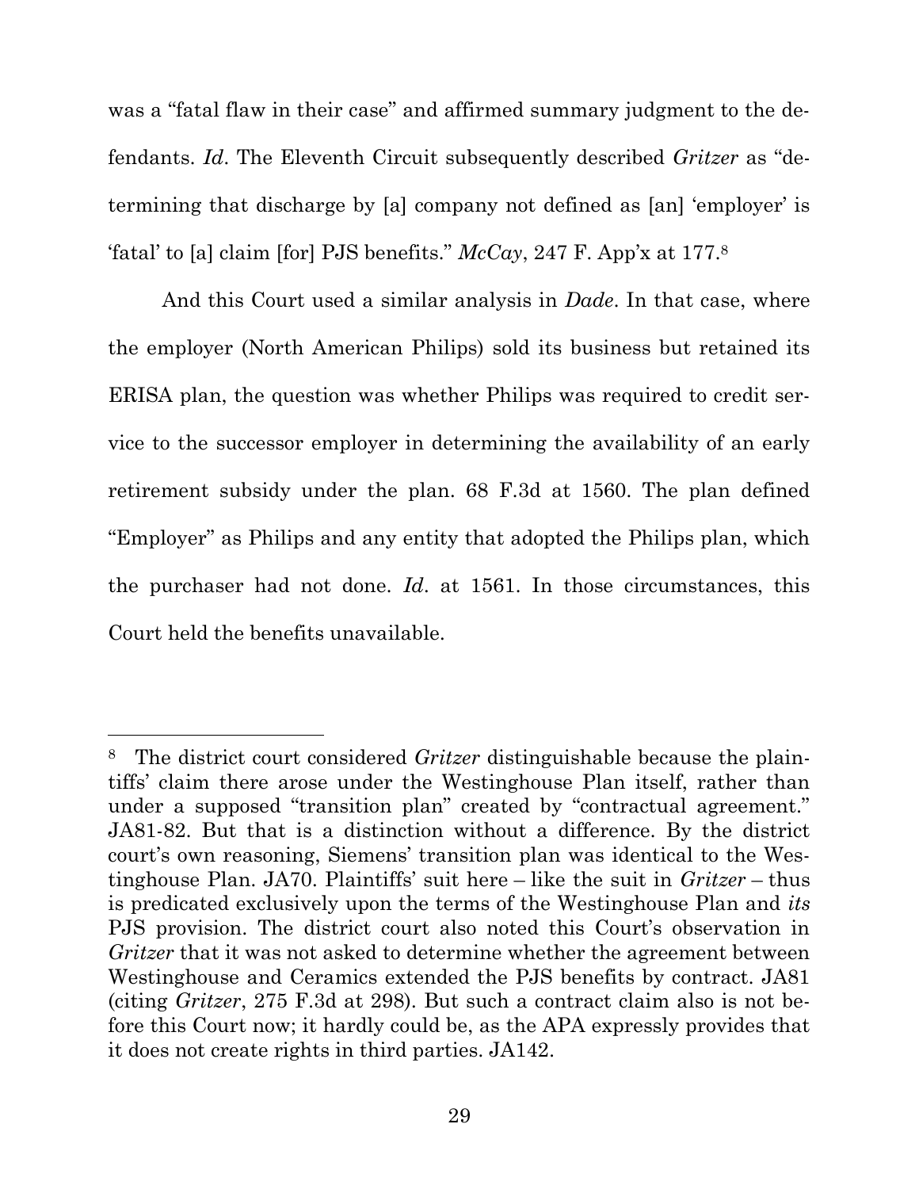was a "fatal flaw in their case" and affirmed summary judgment to the defendants. *Id*. The Eleventh Circuit subsequently described *Gritzer* as "determining that discharge by [a] company not defined as [an] 'employer' is 'fatal' to [a] claim [for] PJS benefits." *McCay*, 247 F. App'x at 177.[8]

And this Court used a similar analysis in *Dade*. In that case, where the employer (North American Philips) sold its business but retained its ERISA plan, the question was whether Philips was required to credit service to the successor employer in determining the availability of an early retirement subsidy under the plan. 68 F.3d at 1560. The plan defined "Employer" as Philips and any entity that adopted the Philips plan, which the purchaser had not done. *Id*. at 1561. In those circumstances, this Court held the benefits unavailable.

---

[8] The district court considered *Gritzer* distinguishable because the plaintiffs' claim there arose under the Westinghouse Plan itself, rather than under a supposed "transition plan" created by "contractual agreement." JA81-82. But that is a distinction without a difference. By the district court's own reasoning, Siemens' transition plan was identical to the Westinghouse Plan. JA70. Plaintiffs' suit here – like the suit in *Gritzer* – thus is predicated exclusively upon the terms of the Westinghouse Plan and *its* PJS provision. The district court also noted this Court's observation in *Gritzer* that it was not asked to determine whether the agreement between Westinghouse and Ceramics extended the PJS benefits by contract. JA81 (citing *Gritzer*, 275 F.3d at 298). But such a contract claim also is not before this Court now; it hardly could be, as the APA expressly provides that it does not create rights in third parties. JA142.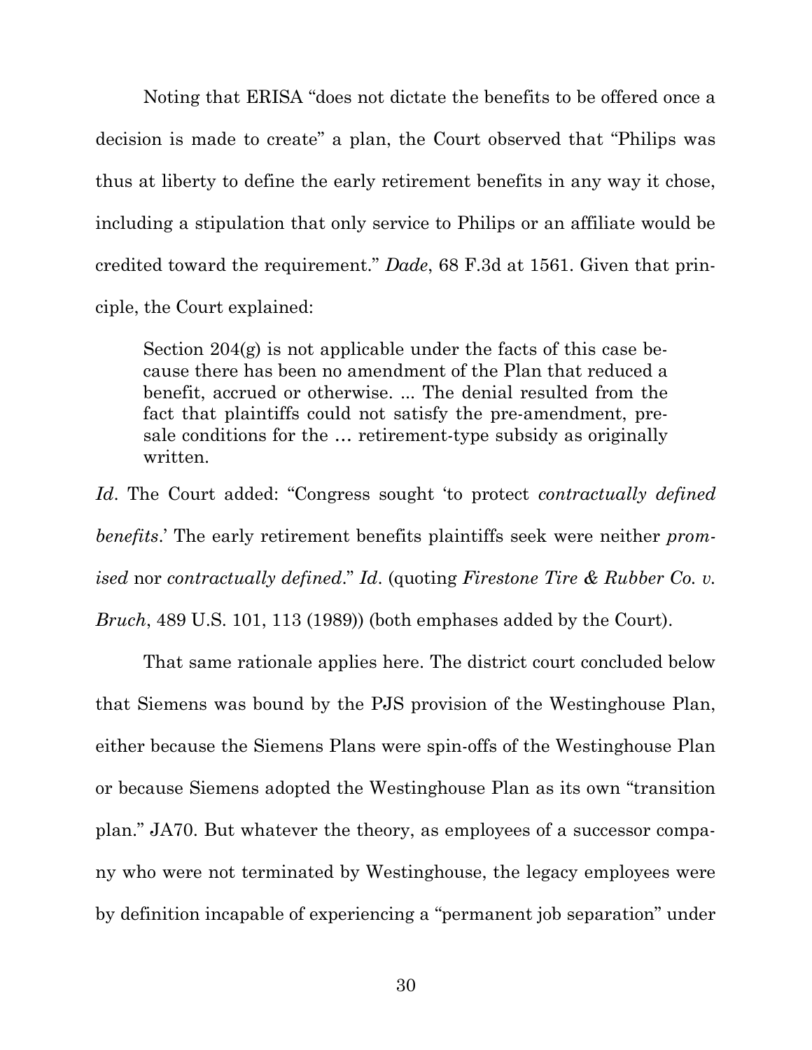Noting that ERISA "does not dictate the benefits to be offered once a decision is made to create" a plan, the Court observed that "Philips was thus at liberty to define the early retirement benefits in any way it chose, including a stipulation that only service to Philips or an affiliate would be credited toward the requirement." *Dade*, 68 F.3d at 1561. Given that principle, the Court explained:

> Section 204(g) is not applicable under the facts of this case because there has been no amendment of the Plan that reduced a benefit, accrued or otherwise. ... The denial resulted from the fact that plaintiffs could not satisfy the pre-amendment, pre-sale conditions for the … retirement-type subsidy as originally written.

*Id*. The Court added: "Congress sought 'to protect *contractually defined benefits*.' The early retirement benefits plaintiffs seek were neither *promised* nor *contractually defined*." *Id*. (quoting *Firestone Tire & Rubber Co. v. Bruch*, 489 U.S. 101, 113 (1989)) (both emphases added by the Court).

That same rationale applies here. The district court concluded below that Siemens was bound by the PJS provision of the Westinghouse Plan, either because the Siemens Plans were spin-offs of the Westinghouse Plan or because Siemens adopted the Westinghouse Plan as its own "transition plan." JA70. But whatever the theory, as employees of a successor company who were not terminated by Westinghouse, the legacy employees were by definition incapable of experiencing a "permanent job separation" under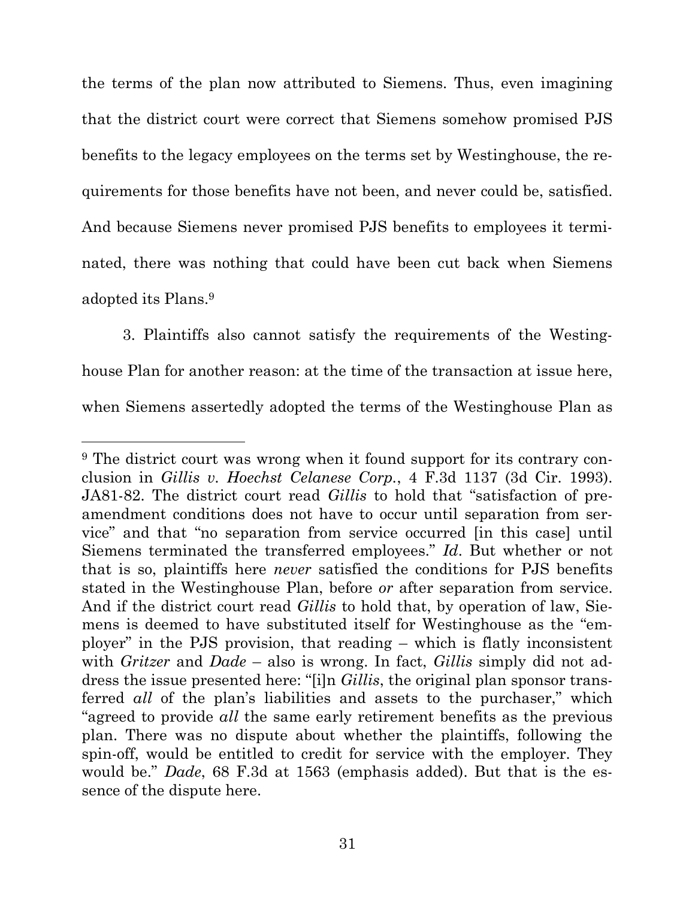the terms of the plan now attributed to Siemens. Thus, even imagining that the district court were correct that Siemens somehow promised PJS benefits to the legacy employees on the terms set by Westinghouse, the requirements for those benefits have not been, and never could be, satisfied. And because Siemens never promised PJS benefits to employees it terminated, there was nothing that could have been cut back when Siemens adopted its Plans.[9]

3. Plaintiffs also cannot satisfy the requirements of the Westinghouse Plan for another reason: at the time of the transaction at issue here, when Siemens assertedly adopted the terms of the Westinghouse Plan as

---

[9] The district court was wrong when it found support for its contrary conclusion in *Gillis v. Hoechst Celanese Corp.*, 4 F.3d 1137 (3d Cir. 1993). JA81-82. The district court read *Gillis* to hold that "satisfaction of pre-amendment conditions does not have to occur until separation from service" and that "no separation from service occurred [in this case] until Siemens terminated the transferred employees." *Id*. But whether or not that is so, plaintiffs here *never* satisfied the conditions for PJS benefits stated in the Westinghouse Plan, before *or* after separation from service. And if the district court read *Gillis* to hold that, by operation of law, Siemens is deemed to have substituted itself for Westinghouse as the "employer" in the PJS provision, that reading – which is flatly inconsistent with *Gritzer* and *Dade* – also is wrong. In fact, *Gillis* simply did not address the issue presented here: "[i]n *Gillis*, the original plan sponsor transferred *all* of the plan's liabilities and assets to the purchaser," which "agreed to provide *all* the same early retirement benefits as the previous plan. There was no dispute about whether the plaintiffs, following the spin-off, would be entitled to credit for service with the employer. They would be." *Dade*, 68 F.3d at 1563 (emphasis added). But that is the essence of the dispute here.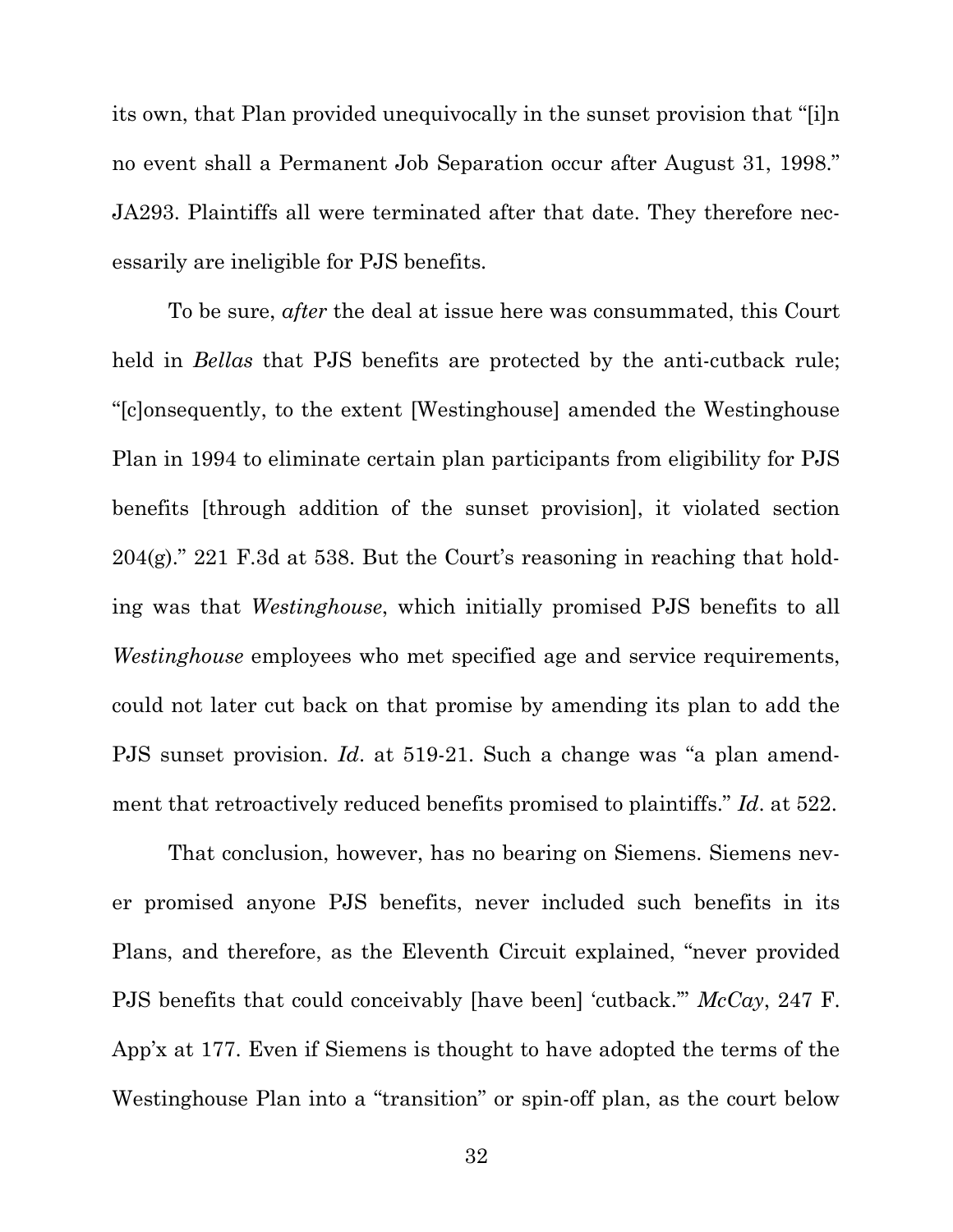its own, that Plan provided unequivocally in the sunset provision that "[i]n no event shall a Permanent Job Separation occur after August 31, 1998." JA293. Plaintiffs all were terminated after that date. They therefore necessarily are ineligible for PJS benefits.

To be sure, *after* the deal at issue here was consummated, this Court held in *Bellas* that PJS benefits are protected by the anti-cutback rule; "[c]onsequently, to the extent [Westinghouse] amended the Westinghouse Plan in 1994 to eliminate certain plan participants from eligibility for PJS benefits [through addition of the sunset provision], it violated section 204(g)." 221 F.3d at 538. But the Court's reasoning in reaching that holding was that *Westinghouse*, which initially promised PJS benefits to all *Westinghouse* employees who met specified age and service requirements, could not later cut back on that promise by amending its plan to add the PJS sunset provision. *Id*. at 519-21. Such a change was "a plan amendment that retroactively reduced benefits promised to plaintiffs." *Id*. at 522.

That conclusion, however, has no bearing on Siemens. Siemens never promised anyone PJS benefits, never included such benefits in its Plans, and therefore, as the Eleventh Circuit explained, "never provided PJS benefits that could conceivably [have been] 'cutback.'" *McCay*, 247 F. App'x at 177. Even if Siemens is thought to have adopted the terms of the Westinghouse Plan into a "transition" or spin-off plan, as the court below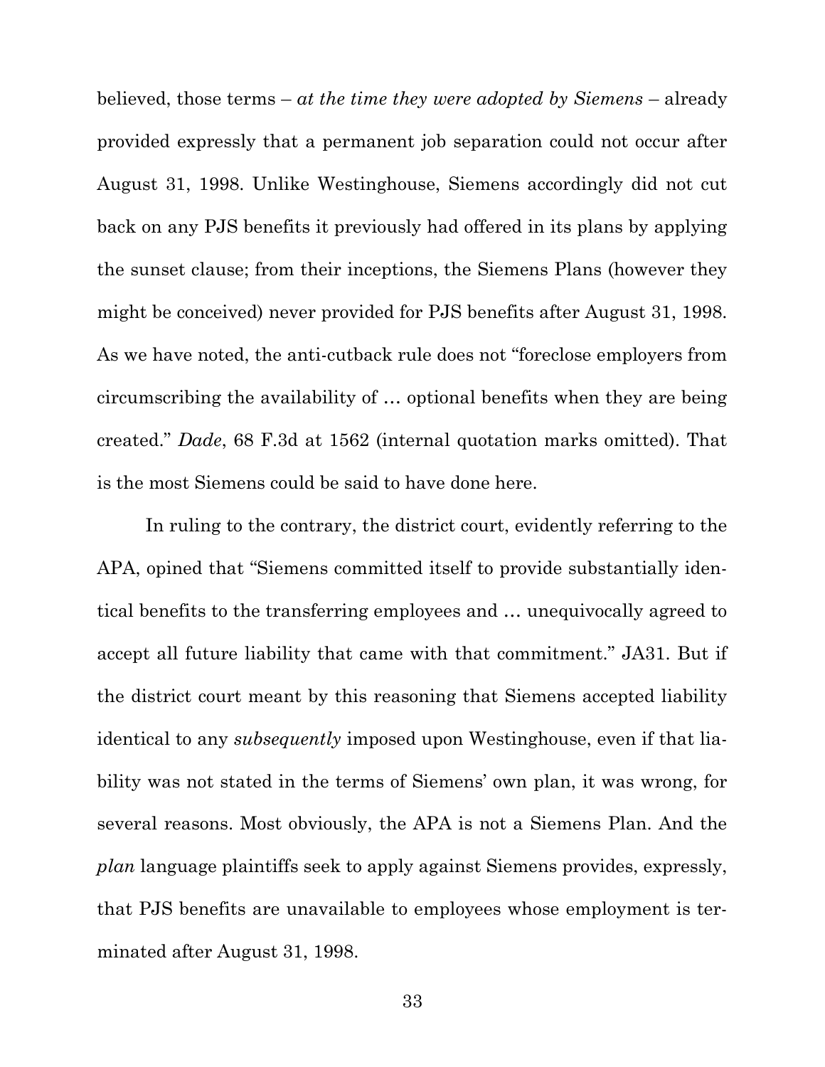believed, those terms – *at the time they were adopted by Siemens* – already provided expressly that a permanent job separation could not occur after August 31, 1998. Unlike Westinghouse, Siemens accordingly did not cut back on any PJS benefits it previously had offered in its plans by applying the sunset clause; from their inceptions, the Siemens Plans (however they might be conceived) never provided for PJS benefits after August 31, 1998. As we have noted, the anti-cutback rule does not "foreclose employers from circumscribing the availability of … optional benefits when they are being created." *Dade*, 68 F.3d at 1562 (internal quotation marks omitted). That is the most Siemens could be said to have done here.

In ruling to the contrary, the district court, evidently referring to the APA, opined that "Siemens committed itself to provide substantially identical benefits to the transferring employees and … unequivocally agreed to accept all future liability that came with that commitment." JA31. But if the district court meant by this reasoning that Siemens accepted liability identical to any *subsequently* imposed upon Westinghouse, even if that liability was not stated in the terms of Siemens' own plan, it was wrong, for several reasons. Most obviously, the APA is not a Siemens Plan. And the *plan* language plaintiffs seek to apply against Siemens provides, expressly, that PJS benefits are unavailable to employees whose employment is terminated after August 31, 1998.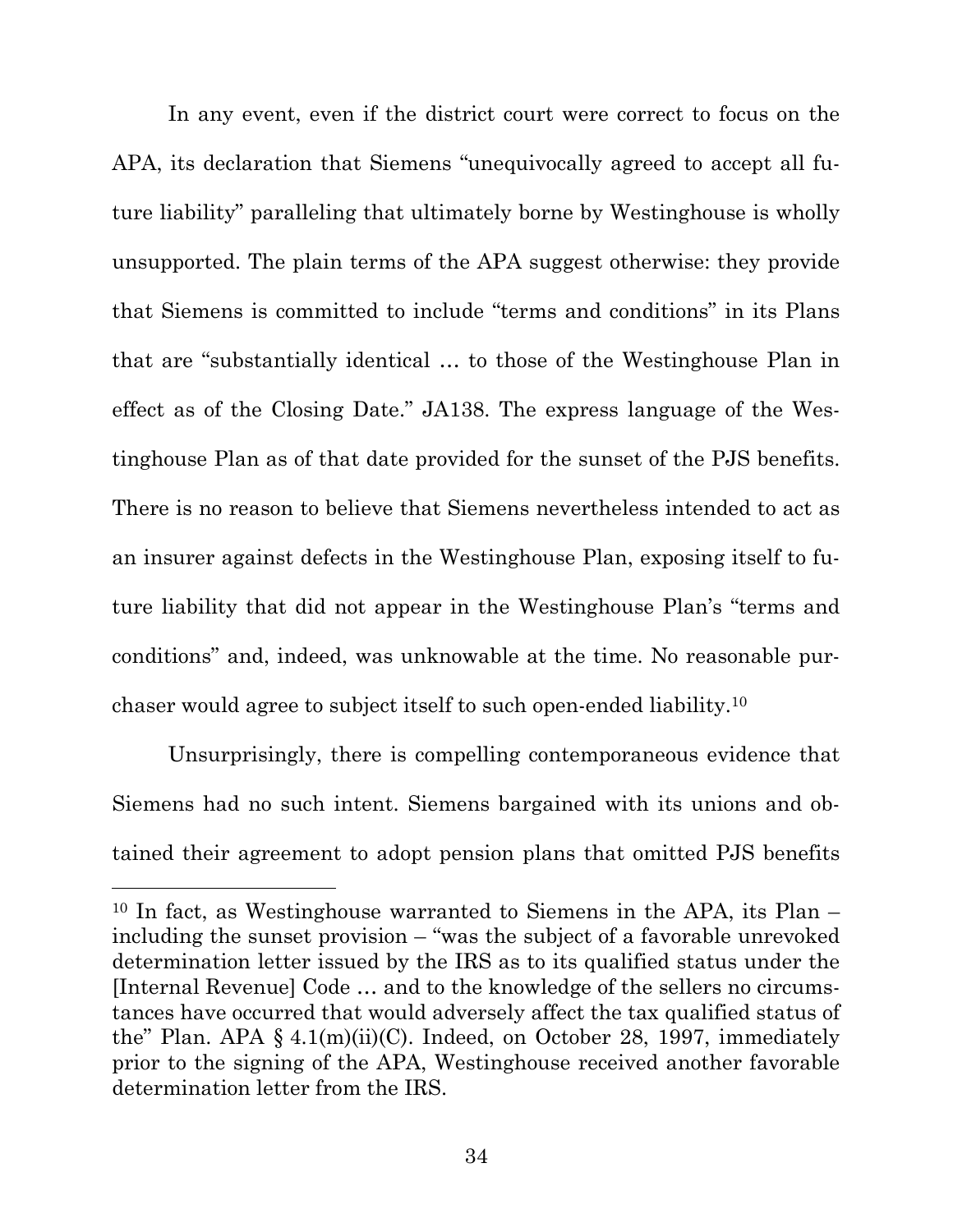In any event, even if the district court were correct to focus on the APA, its declaration that Siemens "unequivocally agreed to accept all future liability" paralleling that ultimately borne by Westinghouse is wholly unsupported. The plain terms of the APA suggest otherwise: they provide that Siemens is committed to include "terms and conditions" in its Plans that are "substantially identical … to those of the Westinghouse Plan in effect as of the Closing Date." JA138. The express language of the Westinghouse Plan as of that date provided for the sunset of the PJS benefits. There is no reason to believe that Siemens nevertheless intended to act as an insurer against defects in the Westinghouse Plan, exposing itself to future liability that did not appear in the Westinghouse Plan's "terms and conditions" and, indeed, was unknowable at the time. No reasonable purchaser would agree to subject itself to such open-ended liability.[10]

Unsurprisingly, there is compelling contemporaneous evidence that Siemens had no such intent. Siemens bargained with its unions and obtained their agreement to adopt pension plans that omitted PJS benefits

---

[10] In fact, as Westinghouse warranted to Siemens in the APA, its Plan – including the sunset provision – "was the subject of a favorable unrevoked determination letter issued by the IRS as to its qualified status under the [Internal Revenue] Code … and to the knowledge of the sellers no circumstances have occurred that would adversely affect the tax qualified status of the" Plan. APA § 4.1(m)(ii)(C). Indeed, on October 28, 1997, immediately prior to the signing of the APA, Westinghouse received another favorable determination letter from the IRS.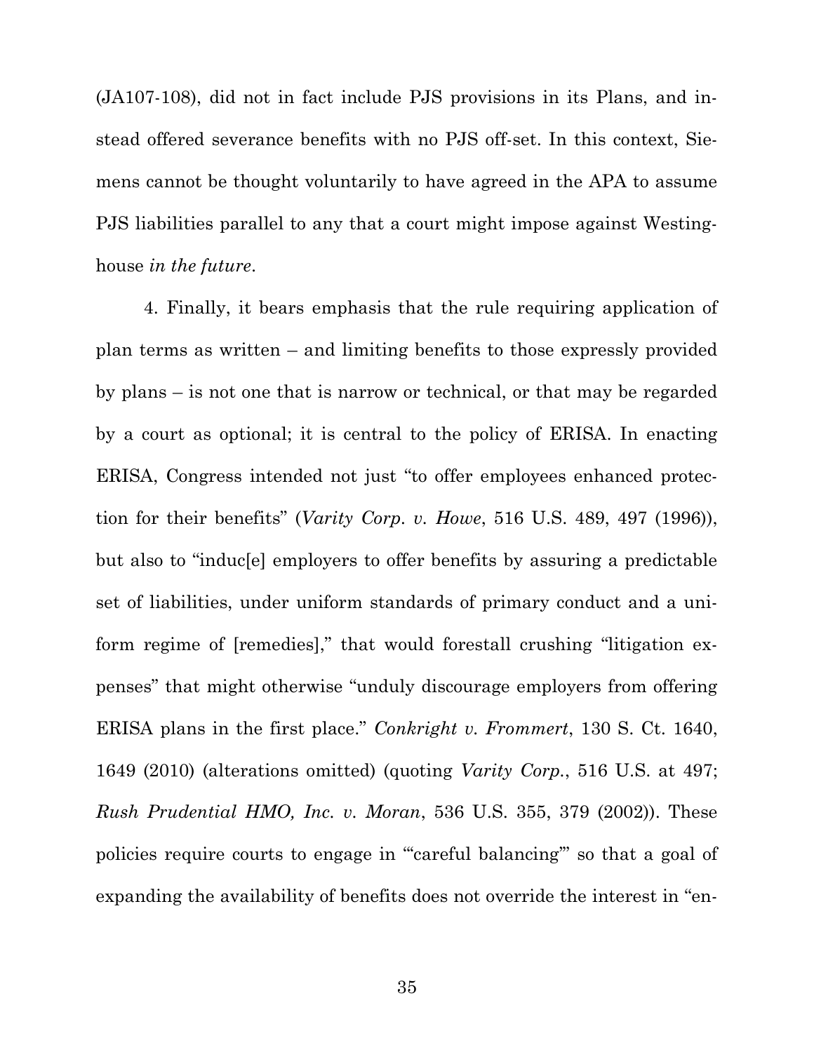(JA107-108), did not in fact include PJS provisions in its Plans, and instead offered severance benefits with no PJS off-set. In this context, Siemens cannot be thought voluntarily to have agreed in the APA to assume PJS liabilities parallel to any that a court might impose against Westinghouse *in the future*.

4. Finally, it bears emphasis that the rule requiring application of plan terms as written – and limiting benefits to those expressly provided by plans – is not one that is narrow or technical, or that may be regarded by a court as optional; it is central to the policy of ERISA. In enacting ERISA, Congress intended not just "to offer employees enhanced protection for their benefits" (*Varity Corp. v. Howe*, 516 U.S. 489, 497 (1996)), but also to "induc[e] employers to offer benefits by assuring a predictable set of liabilities, under uniform standards of primary conduct and a uniform regime of [remedies]," that would forestall crushing "litigation expenses" that might otherwise "unduly discourage employers from offering ERISA plans in the first place." *Conkright v. Frommert*, 130 S. Ct. 1640, 1649 (2010) (alterations omitted) (quoting *Varity Corp.*, 516 U.S. at 497; *Rush Prudential HMO, Inc. v. Moran*, 536 U.S. 355, 379 (2002)). These policies require courts to engage in "'careful balancing'" so that a goal of expanding the availability of benefits does not override the interest in "en-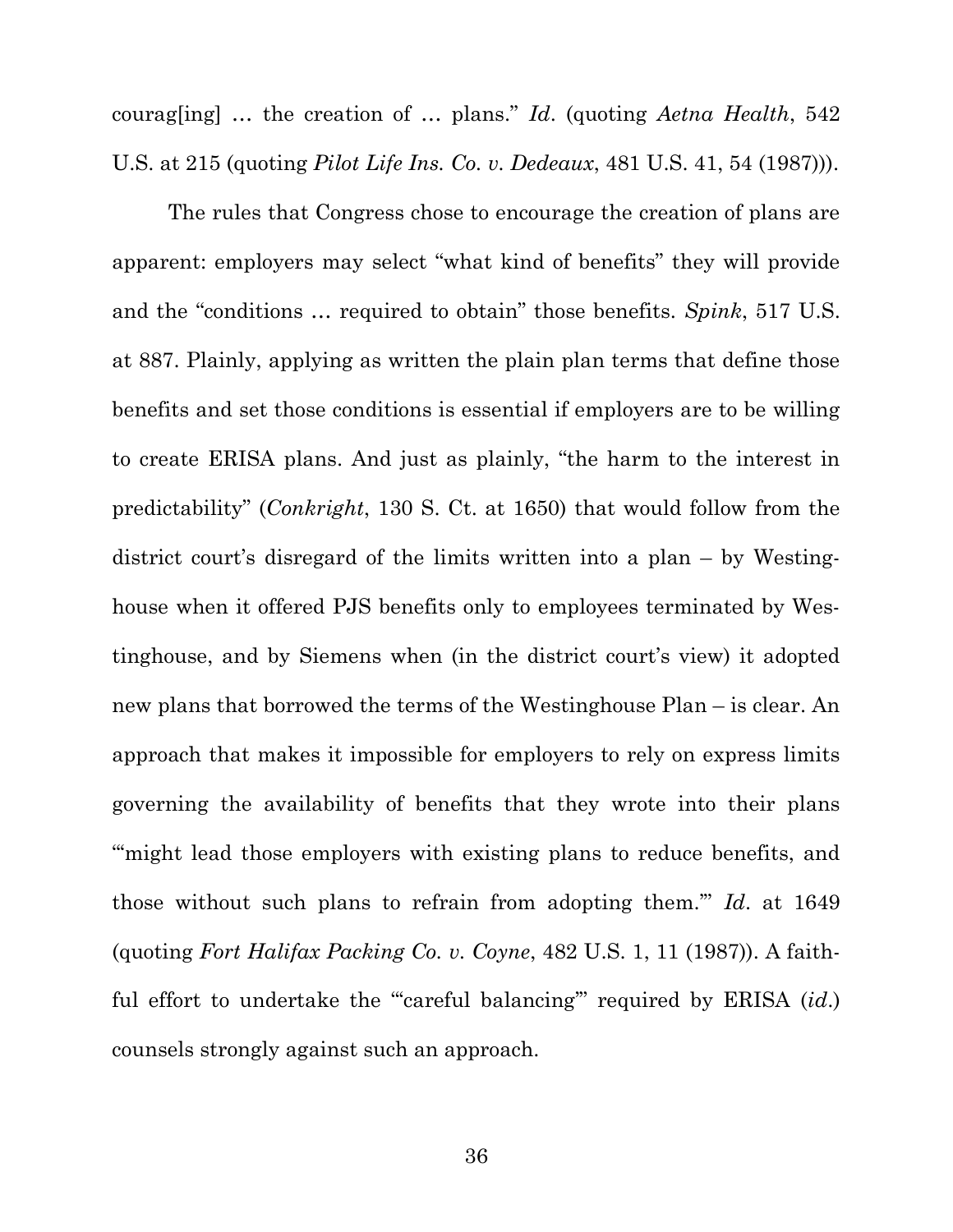courag[ing] … the creation of … plans." *Id*. (quoting *Aetna Health*, 542 U.S. at 215 (quoting *Pilot Life Ins. Co. v. Dedeaux*, 481 U.S. 41, 54 (1987))).

The rules that Congress chose to encourage the creation of plans are apparent: employers may select "what kind of benefits" they will provide and the "conditions … required to obtain" those benefits. *Spink*, 517 U.S. at 887. Plainly, applying as written the plain plan terms that define those benefits and set those conditions is essential if employers are to be willing to create ERISA plans. And just as plainly, "the harm to the interest in predictability" (*Conkright*, 130 S. Ct. at 1650) that would follow from the district court's disregard of the limits written into a plan – by Westinghouse when it offered PJS benefits only to employees terminated by Westinghouse, and by Siemens when (in the district court's view) it adopted new plans that borrowed the terms of the Westinghouse Plan – is clear. An approach that makes it impossible for employers to rely on express limits governing the availability of benefits that they wrote into their plans "'might lead those employers with existing plans to reduce benefits, and those without such plans to refrain from adopting them.'" *Id*. at 1649 (quoting *Fort Halifax Packing Co. v. Coyne*, 482 U.S. 1, 11 (1987)). A faithful effort to undertake the "'careful balancing'" required by ERISA (*id*.) counsels strongly against such an approach.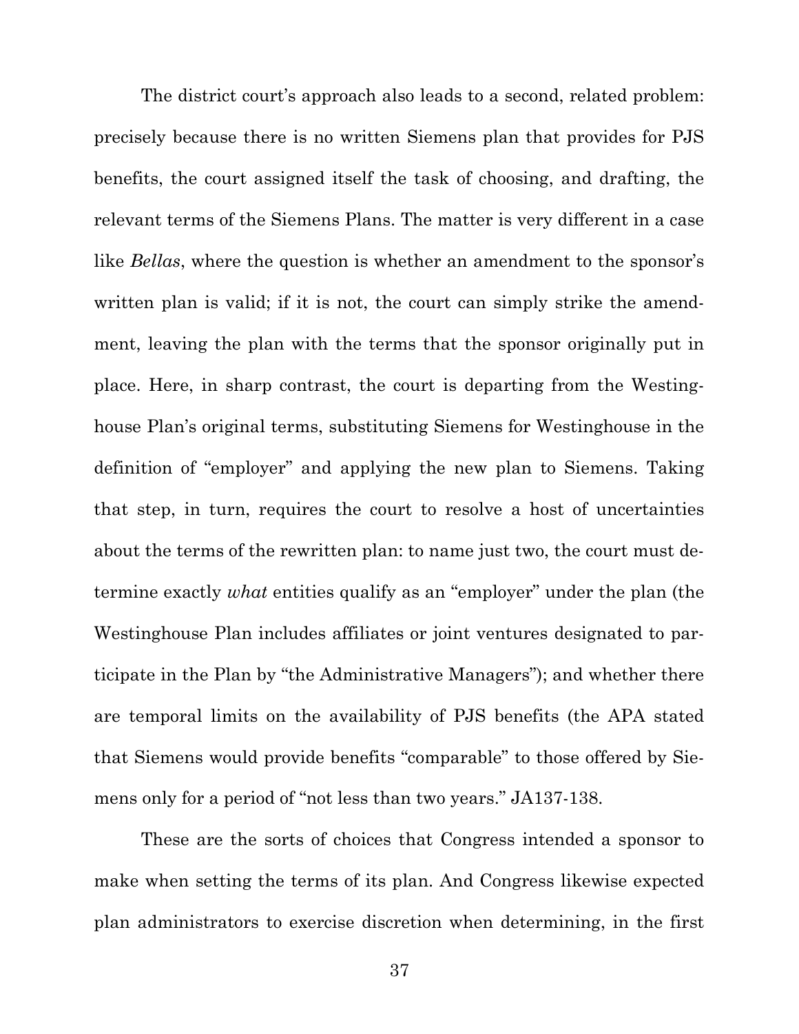The district court's approach also leads to a second, related problem: precisely because there is no written Siemens plan that provides for PJS benefits, the court assigned itself the task of choosing, and drafting, the relevant terms of the Siemens Plans. The matter is very different in a case like *Bellas*, where the question is whether an amendment to the sponsor's written plan is valid; if it is not, the court can simply strike the amendment, leaving the plan with the terms that the sponsor originally put in place. Here, in sharp contrast, the court is departing from the Westinghouse Plan's original terms, substituting Siemens for Westinghouse in the definition of "employer" and applying the new plan to Siemens. Taking that step, in turn, requires the court to resolve a host of uncertainties about the terms of the rewritten plan: to name just two, the court must determine exactly *what* entities qualify as an "employer" under the plan (the Westinghouse Plan includes affiliates or joint ventures designated to participate in the Plan by "the Administrative Managers"); and whether there are temporal limits on the availability of PJS benefits (the APA stated that Siemens would provide benefits "comparable" to those offered by Siemens only for a period of "not less than two years." JA137-138.

These are the sorts of choices that Congress intended a sponsor to make when setting the terms of its plan. And Congress likewise expected plan administrators to exercise discretion when determining, in the first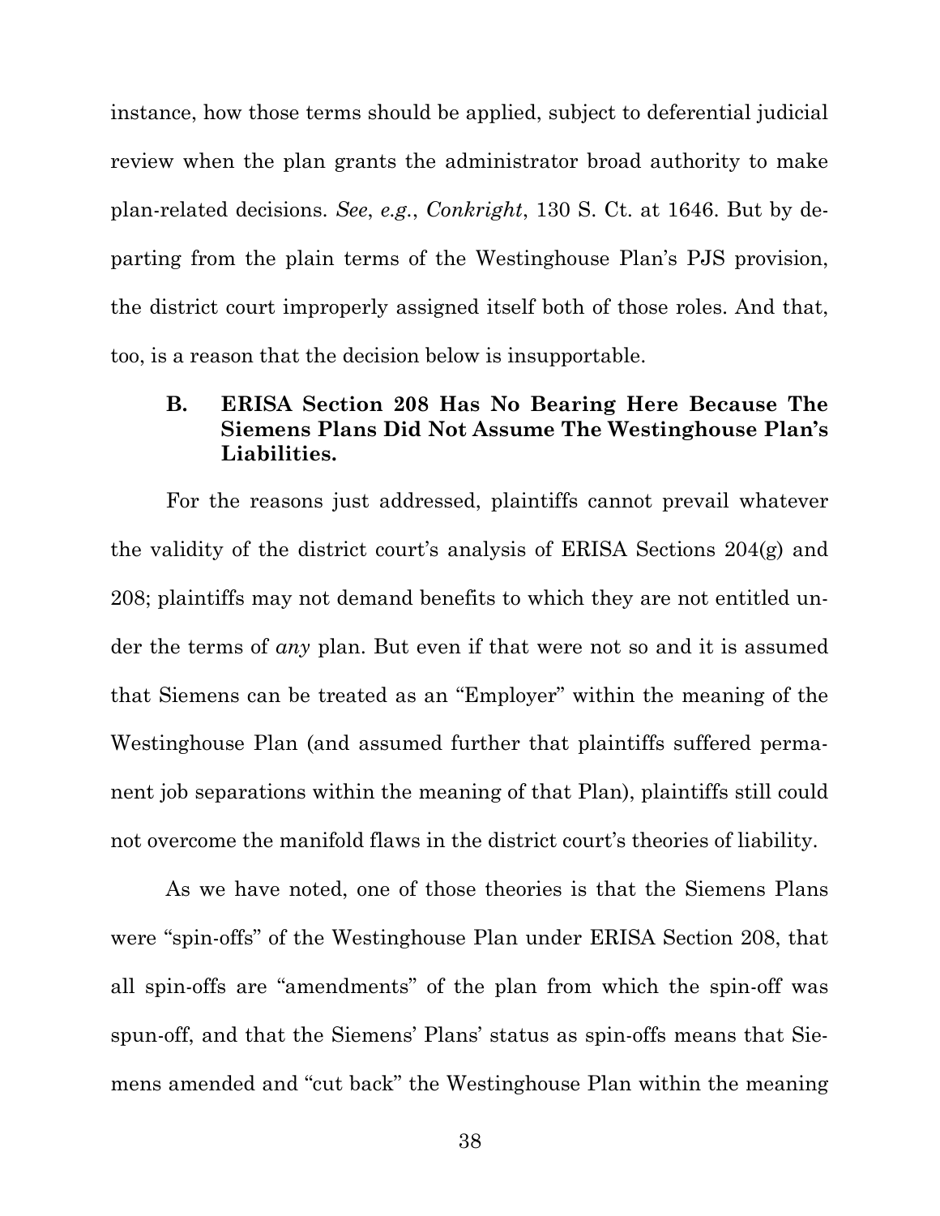instance, how those terms should be applied, subject to deferential judicial review when the plan grants the administrator broad authority to make plan-related decisions. *See*, *e.g.*, *Conkright*, 130 S. Ct. at 1646. But by departing from the plain terms of the Westinghouse Plan's PJS provision, the district court improperly assigned itself both of those roles. And that, too, is a reason that the decision below is insupportable.

### B. ERISA Section 208 Has No Bearing Here Because The Siemens Plans Did Not Assume The Westinghouse Plan's Liabilities.

For the reasons just addressed, plaintiffs cannot prevail whatever the validity of the district court's analysis of ERISA Sections 204(g) and 208; plaintiffs may not demand benefits to which they are not entitled under the terms of *any* plan. But even if that were not so and it is assumed that Siemens can be treated as an "Employer" within the meaning of the Westinghouse Plan (and assumed further that plaintiffs suffered permanent job separations within the meaning of that Plan), plaintiffs still could not overcome the manifold flaws in the district court's theories of liability.

As we have noted, one of those theories is that the Siemens Plans were "spin-offs" of the Westinghouse Plan under ERISA Section 208, that all spin-offs are "amendments" of the plan from which the spin-off was spun-off, and that the Siemens' Plans' status as spin-offs means that Siemens amended and "cut back" the Westinghouse Plan within the meaning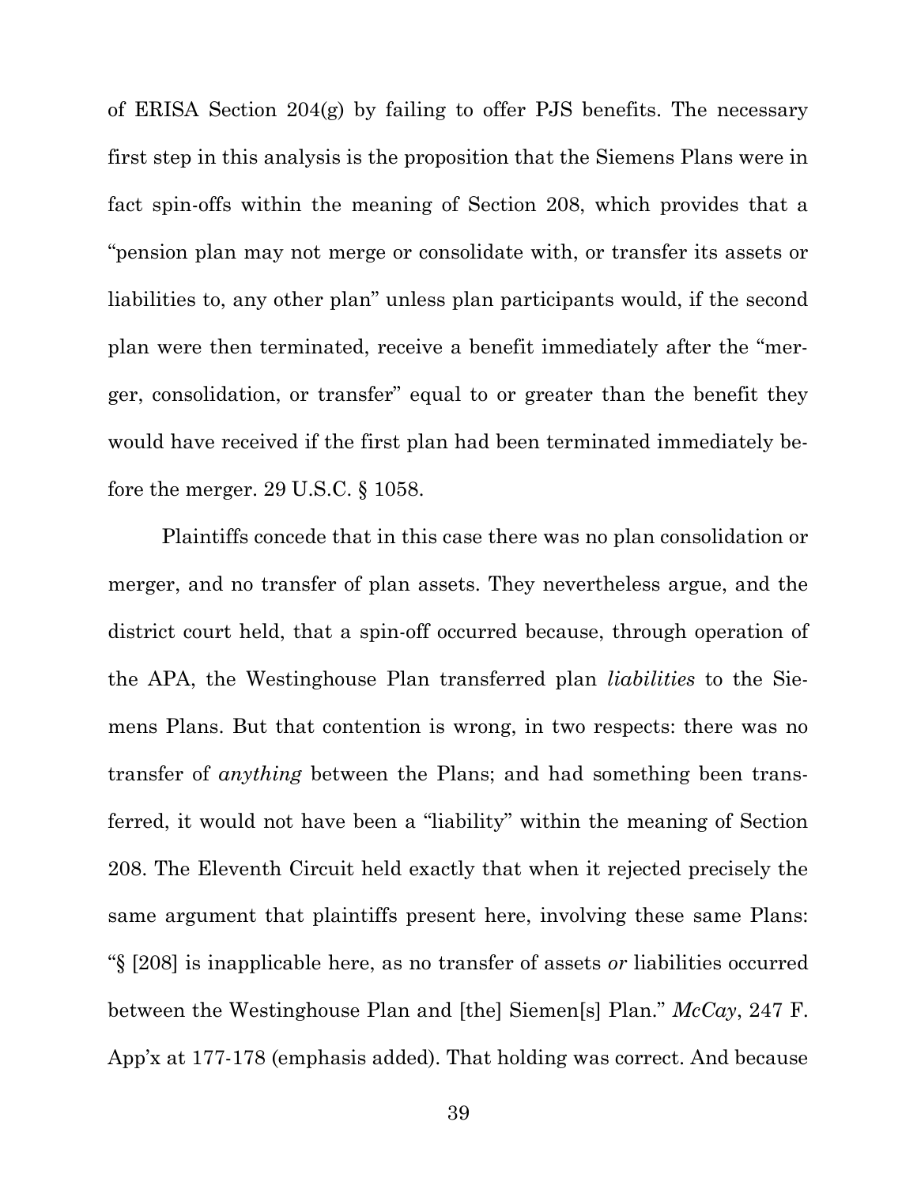of ERISA Section 204(g) by failing to offer PJS benefits. The necessary first step in this analysis is the proposition that the Siemens Plans were in fact spin-offs within the meaning of Section 208, which provides that a "pension plan may not merge or consolidate with, or transfer its assets or liabilities to, any other plan" unless plan participants would, if the second plan were then terminated, receive a benefit immediately after the "merger, consolidation, or transfer" equal to or greater than the benefit they would have received if the first plan had been terminated immediately before the merger. 29 U.S.C. § 1058.

Plaintiffs concede that in this case there was no plan consolidation or merger, and no transfer of plan assets. They nevertheless argue, and the district court held, that a spin-off occurred because, through operation of the APA, the Westinghouse Plan transferred plan *liabilities* to the Siemens Plans. But that contention is wrong, in two respects: there was no transfer of *anything* between the Plans; and had something been transferred, it would not have been a "liability" within the meaning of Section 208. The Eleventh Circuit held exactly that when it rejected precisely the same argument that plaintiffs present here, involving these same Plans: "§ [208] is inapplicable here, as no transfer of assets *or* liabilities occurred between the Westinghouse Plan and [the] Siemen[s] Plan." *McCay*, 247 F. App'x at 177-178 (emphasis added). That holding was correct. And because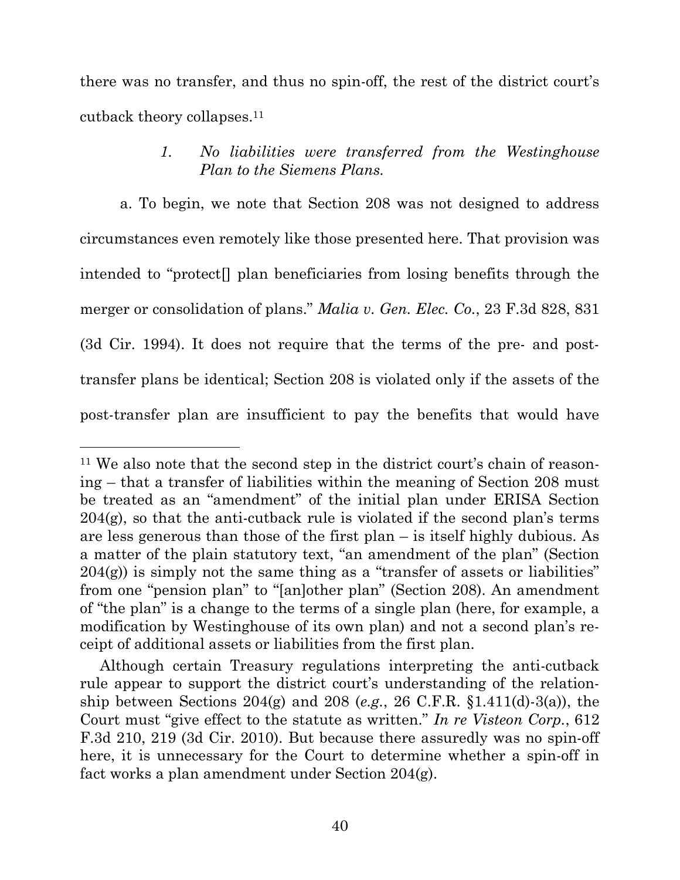there was no transfer, and thus no spin-off, the rest of the district court's cutback theory collapses.[11]

### *1. No liabilities were transferred from the Westinghouse Plan to the Siemens Plans.*

a. To begin, we note that Section 208 was not designed to address circumstances even remotely like those presented here. That provision was intended to "protect[] plan beneficiaries from losing benefits through the merger or consolidation of plans." *Malia v. Gen. Elec. Co.*, 23 F.3d 828, 831 (3d Cir. 1994). It does not require that the terms of the pre- and post-transfer plans be identical; Section 208 is violated only if the assets of the post-transfer plan are insufficient to pay the benefits that would have

---

[11] We also note that the second step in the district court's chain of reasoning – that a transfer of liabilities within the meaning of Section 208 must be treated as an "amendment" of the initial plan under ERISA Section 204(g), so that the anti-cutback rule is violated if the second plan's terms are less generous than those of the first plan – is itself highly dubious. As a matter of the plain statutory text, "an amendment of the plan" (Section 204(g)) is simply not the same thing as a "transfer of assets or liabilities" from one "pension plan" to "[an]other plan" (Section 208). An amendment of "the plan" is a change to the terms of a single plan (here, for example, a modification by Westinghouse of its own plan) and not a second plan's receipt of additional assets or liabilities from the first plan.

Although certain Treasury regulations interpreting the anti-cutback rule appear to support the district court's understanding of the relationship between Sections 204(g) and 208 (*e.g.*, 26 C.F.R. §1.411(d)-3(a)), the Court must "give effect to the statute as written." *In re Visteon Corp.*, 612 F.3d 210, 219 (3d Cir. 2010). But because there assuredly was no spin-off here, it is unnecessary for the Court to determine whether a spin-off in fact works a plan amendment under Section 204(g).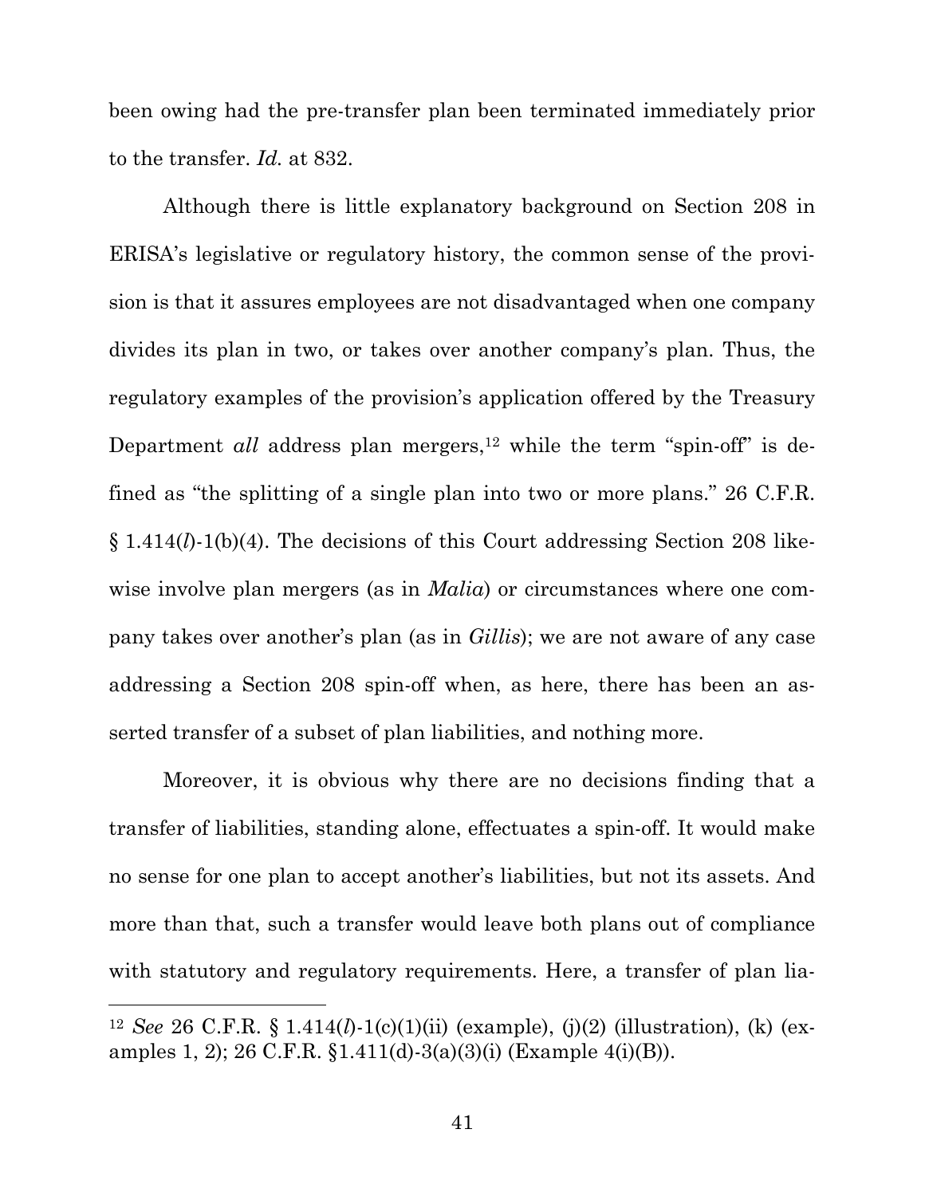been owing had the pre-transfer plan been terminated immediately prior to the transfer. *Id.* at 832.

Although there is little explanatory background on Section 208 in ERISA's legislative or regulatory history, the common sense of the provision is that it assures employees are not disadvantaged when one company divides its plan in two, or takes over another company's plan. Thus, the regulatory examples of the provision's application offered by the Treasury Department *all* address plan mergers,[12] while the term "spin-off" is defined as "the splitting of a single plan into two or more plans." 26 C.F.R. § 1.414(*l*)-1(b)(4). The decisions of this Court addressing Section 208 likewise involve plan mergers (as in *Malia*) or circumstances where one company takes over another's plan (as in *Gillis*); we are not aware of any case addressing a Section 208 spin-off when, as here, there has been an asserted transfer of a subset of plan liabilities, and nothing more.

Moreover, it is obvious why there are no decisions finding that a transfer of liabilities, standing alone, effectuates a spin-off. It would make no sense for one plan to accept another's liabilities, but not its assets. And more than that, such a transfer would leave both plans out of compliance with statutory and regulatory requirements. Here, a transfer of plan lia-

---

[12] *See* 26 C.F.R. § 1.414(*l*)-1(c)(1)(ii) (example), (j)(2) (illustration), (k) (examples 1, 2); 26 C.F.R. §1.411(d)-3(a)(3)(i) (Example 4(i)(B)).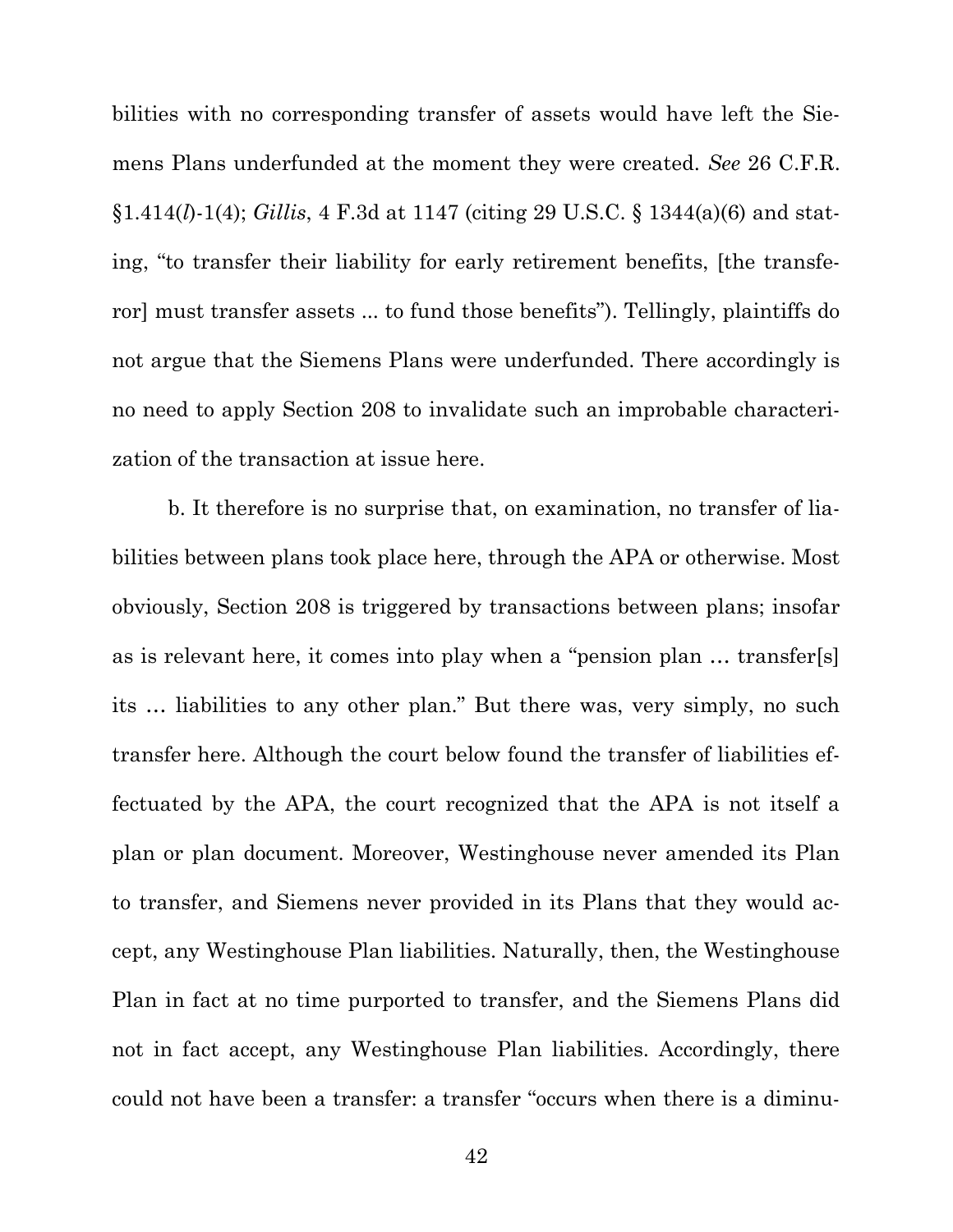bilities with no corresponding transfer of assets would have left the Siemens Plans underfunded at the moment they were created. *See* 26 C.F.R. §1.414(*l*)-1(4); *Gillis*, 4 F.3d at 1147 (citing 29 U.S.C. § 1344(a)(6) and stating, "to transfer their liability for early retirement benefits, [the transferor] must transfer assets ... to fund those benefits"). Tellingly, plaintiffs do not argue that the Siemens Plans were underfunded. There accordingly is no need to apply Section 208 to invalidate such an improbable characterization of the transaction at issue here.

b. It therefore is no surprise that, on examination, no transfer of liabilities between plans took place here, through the APA or otherwise. Most obviously, Section 208 is triggered by transactions between plans; insofar as is relevant here, it comes into play when a "pension plan … transfer[s] its … liabilities to any other plan." But there was, very simply, no such transfer here. Although the court below found the transfer of liabilities effectuated by the APA, the court recognized that the APA is not itself a plan or plan document. Moreover, Westinghouse never amended its Plan to transfer, and Siemens never provided in its Plans that they would accept, any Westinghouse Plan liabilities. Naturally, then, the Westinghouse Plan in fact at no time purported to transfer, and the Siemens Plans did not in fact accept, any Westinghouse Plan liabilities. Accordingly, there could not have been a transfer: a transfer "occurs when there is a diminu-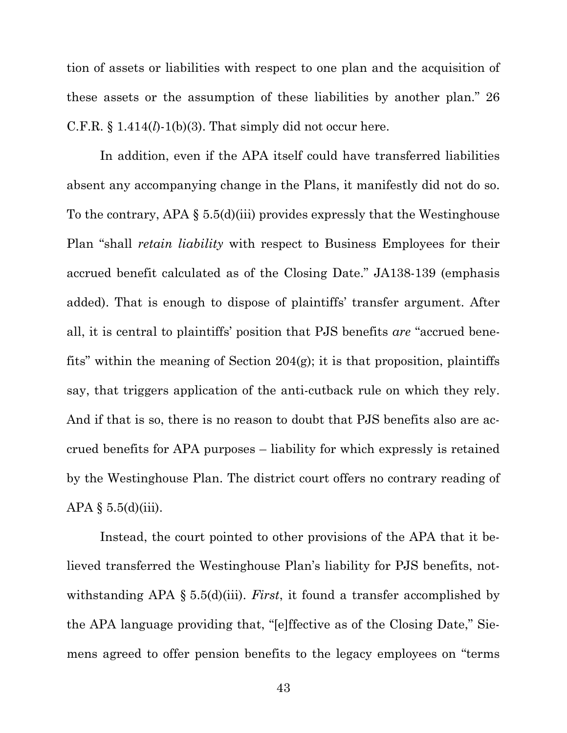tion of assets or liabilities with respect to one plan and the acquisition of these assets or the assumption of these liabilities by another plan." 26 C.F.R. § 1.414(*l*)-1(b)(3). That simply did not occur here.

In addition, even if the APA itself could have transferred liabilities absent any accompanying change in the Plans, it manifestly did not do so. To the contrary, APA § 5.5(d)(iii) provides expressly that the Westinghouse Plan "shall *retain liability* with respect to Business Employees for their accrued benefit calculated as of the Closing Date." JA138-139 (emphasis added). That is enough to dispose of plaintiffs' transfer argument. After all, it is central to plaintiffs' position that PJS benefits *are* "accrued benefits" within the meaning of Section 204(g); it is that proposition, plaintiffs say, that triggers application of the anti-cutback rule on which they rely. And if that is so, there is no reason to doubt that PJS benefits also are accrued benefits for APA purposes – liability for which expressly is retained by the Westinghouse Plan. The district court offers no contrary reading of APA § 5.5(d)(iii).

Instead, the court pointed to other provisions of the APA that it believed transferred the Westinghouse Plan's liability for PJS benefits, notwithstanding APA § 5.5(d)(iii). *First*, it found a transfer accomplished by the APA language providing that, "[e]ffective as of the Closing Date," Siemens agreed to offer pension benefits to the legacy employees on "terms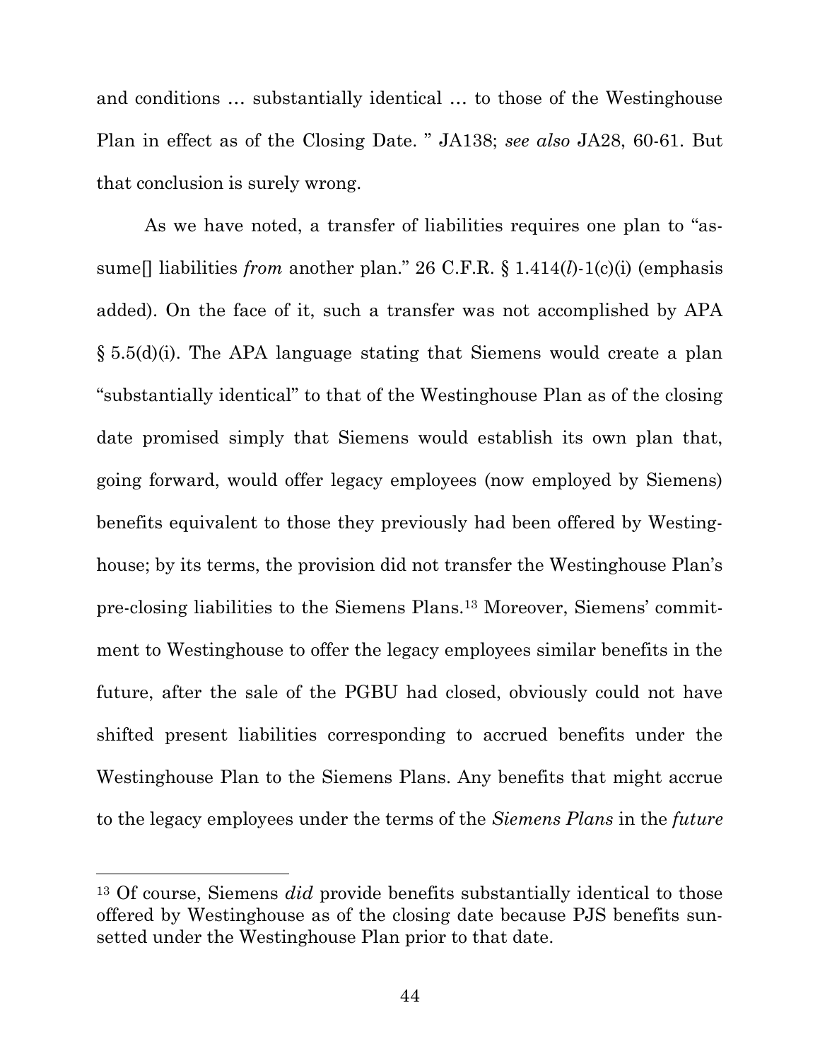and conditions … substantially identical … to those of the Westinghouse Plan in effect as of the Closing Date. " JA138; *see also* JA28, 60-61. But that conclusion is surely wrong.

As we have noted, a transfer of liabilities requires one plan to "assume[] liabilities *from* another plan." 26 C.F.R. § 1.414(*l*)-1(c)(i) (emphasis added). On the face of it, such a transfer was not accomplished by APA § 5.5(d)(i). The APA language stating that Siemens would create a plan "substantially identical" to that of the Westinghouse Plan as of the closing date promised simply that Siemens would establish its own plan that, going forward, would offer legacy employees (now employed by Siemens) benefits equivalent to those they previously had been offered by Westinghouse; by its terms, the provision did not transfer the Westinghouse Plan's pre-closing liabilities to the Siemens Plans.[13] Moreover, Siemens' commitment to Westinghouse to offer the legacy employees similar benefits in the future, after the sale of the PGBU had closed, obviously could not have shifted present liabilities corresponding to accrued benefits under the Westinghouse Plan to the Siemens Plans. Any benefits that might accrue to the legacy employees under the terms of the *Siemens Plans* in the *future*

---

[13] Of course, Siemens *did* provide benefits substantially identical to those offered by Westinghouse as of the closing date because PJS benefits sunsetted under the Westinghouse Plan prior to that date.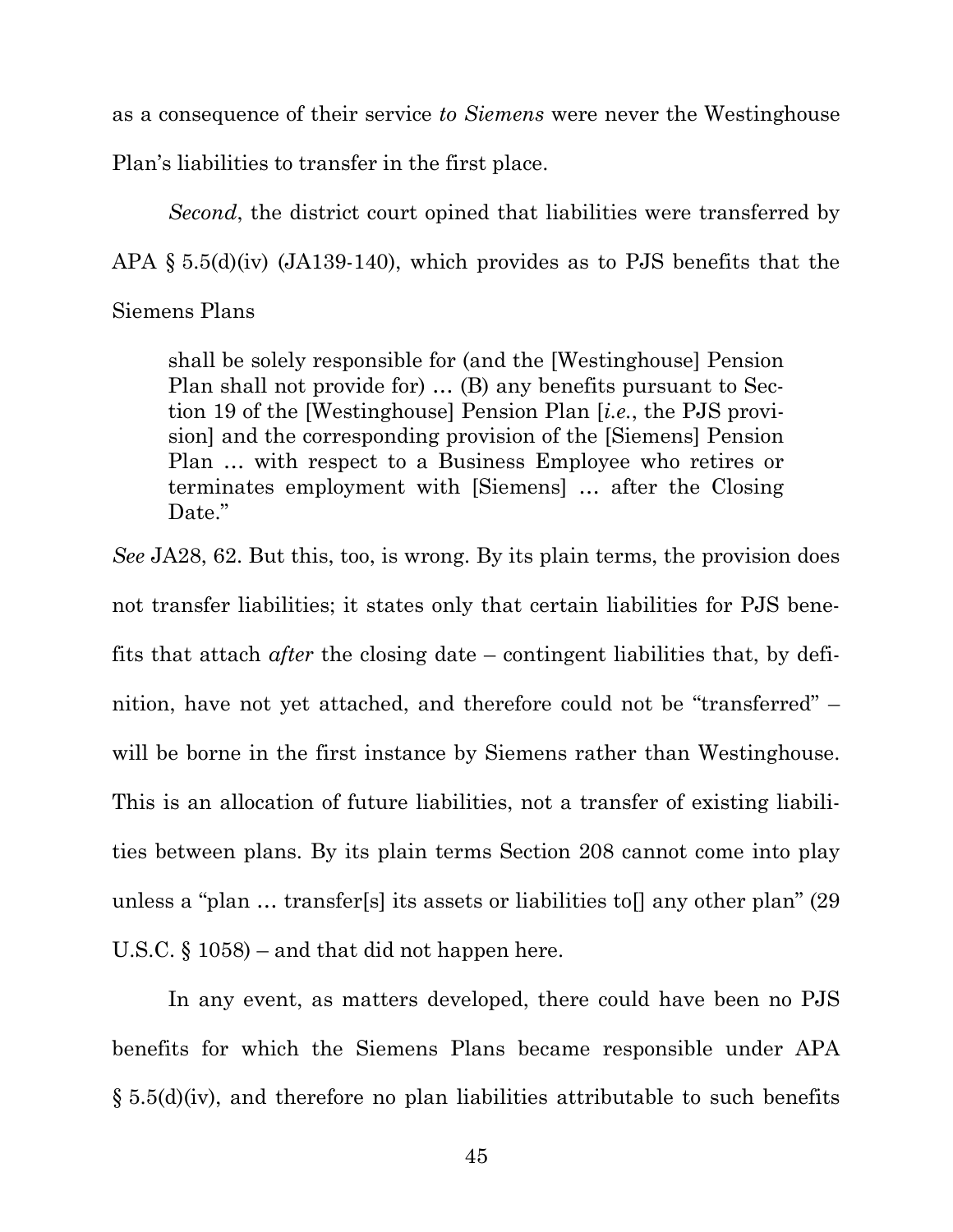as a consequence of their service *to Siemens* were never the Westinghouse Plan's liabilities to transfer in the first place.

*Second*, the district court opined that liabilities were transferred by APA § 5.5(d)(iv) (JA139-140), which provides as to PJS benefits that the Siemens Plans

> shall be solely responsible for (and the [Westinghouse] Pension Plan shall not provide for) … (B) any benefits pursuant to Section 19 of the [Westinghouse] Pension Plan [*i.e.*, the PJS provision] and the corresponding provision of the [Siemens] Pension Plan … with respect to a Business Employee who retires or terminates employment with [Siemens] … after the Closing Date."

*See* JA28, 62. But this, too, is wrong. By its plain terms, the provision does not transfer liabilities; it states only that certain liabilities for PJS benefits that attach *after* the closing date – contingent liabilities that, by definition, have not yet attached, and therefore could not be "transferred" – will be borne in the first instance by Siemens rather than Westinghouse. This is an allocation of future liabilities, not a transfer of existing liabilities between plans. By its plain terms Section 208 cannot come into play unless a "plan … transfer[s] its assets or liabilities to[] any other plan" (29 U.S.C. § 1058) – and that did not happen here.

In any event, as matters developed, there could have been no PJS benefits for which the Siemens Plans became responsible under APA § 5.5(d)(iv), and therefore no plan liabilities attributable to such benefits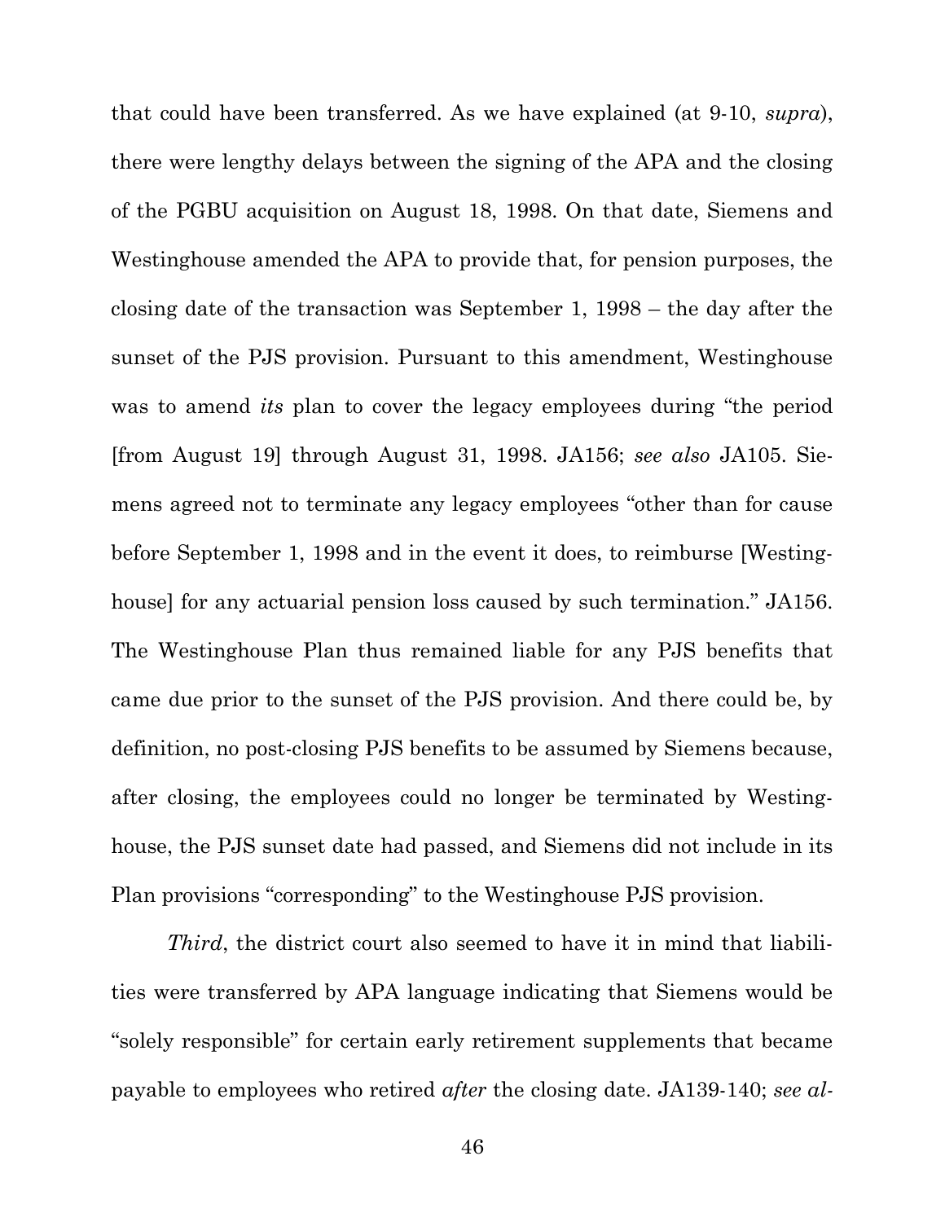that could have been transferred. As we have explained (at 9-10, *supra*), there were lengthy delays between the signing of the APA and the closing of the PGBU acquisition on August 18, 1998. On that date, Siemens and Westinghouse amended the APA to provide that, for pension purposes, the closing date of the transaction was September 1, 1998 – the day after the sunset of the PJS provision. Pursuant to this amendment, Westinghouse was to amend *its* plan to cover the legacy employees during "the period [from August 19] through August 31, 1998. JA156; *see also* JA105. Siemens agreed not to terminate any legacy employees "other than for cause before September 1, 1998 and in the event it does, to reimburse [Westinghouse] for any actuarial pension loss caused by such termination." JA156. The Westinghouse Plan thus remained liable for any PJS benefits that came due prior to the sunset of the PJS provision. And there could be, by definition, no post-closing PJS benefits to be assumed by Siemens because, after closing, the employees could no longer be terminated by Westinghouse, the PJS sunset date had passed, and Siemens did not include in its Plan provisions "corresponding" to the Westinghouse PJS provision.

*Third*, the district court also seemed to have it in mind that liabilities were transferred by APA language indicating that Siemens would be "solely responsible" for certain early retirement supplements that became payable to employees who retired *after* the closing date. JA139-140; *see al-*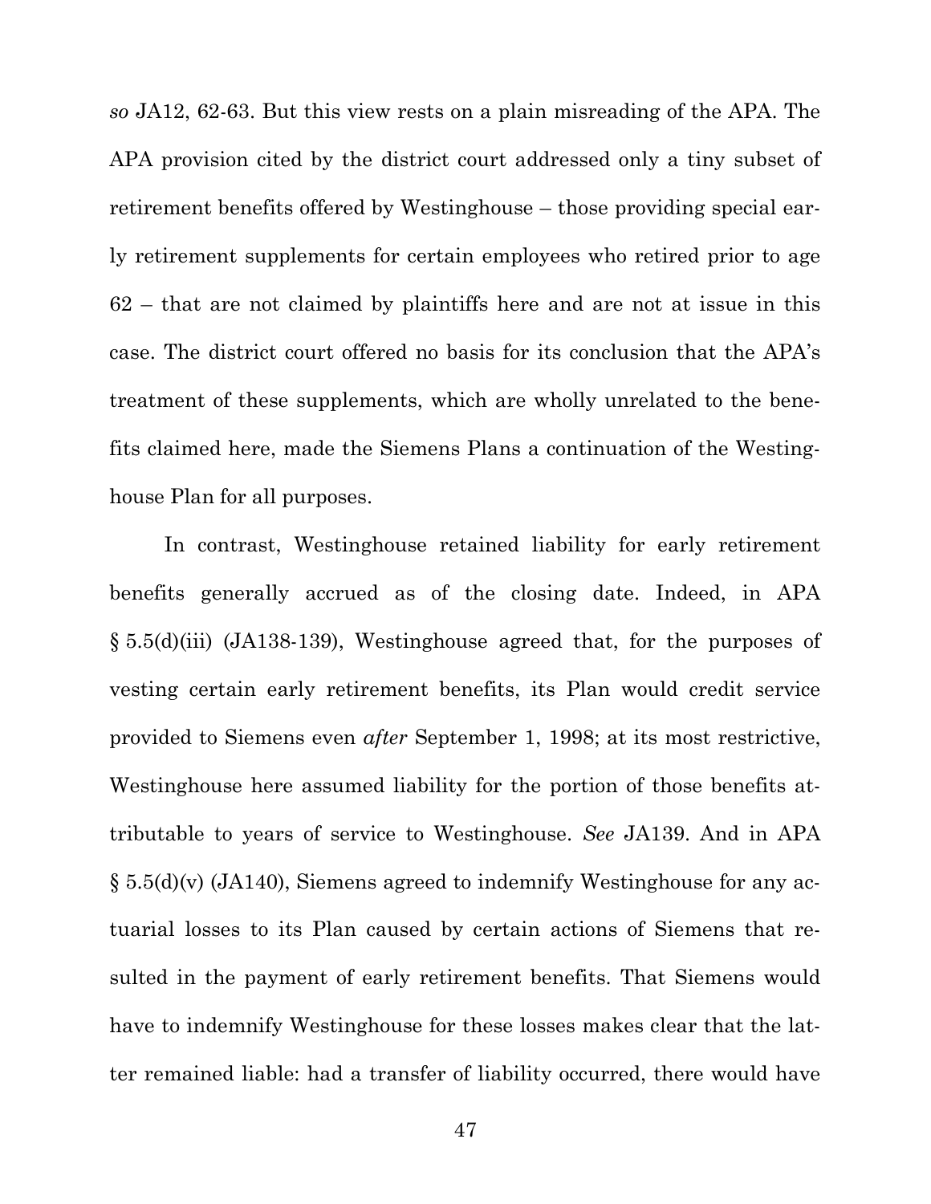*so* JA12, 62-63. But this view rests on a plain misreading of the APA. The APA provision cited by the district court addressed only a tiny subset of retirement benefits offered by Westinghouse – those providing special early retirement supplements for certain employees who retired prior to age 62 – that are not claimed by plaintiffs here and are not at issue in this case. The district court offered no basis for its conclusion that the APA's treatment of these supplements, which are wholly unrelated to the benefits claimed here, made the Siemens Plans a continuation of the Westinghouse Plan for all purposes.

In contrast, Westinghouse retained liability for early retirement benefits generally accrued as of the closing date. Indeed, in APA § 5.5(d)(iii) (JA138-139), Westinghouse agreed that, for the purposes of vesting certain early retirement benefits, its Plan would credit service provided to Siemens even *after* September 1, 1998; at its most restrictive, Westinghouse here assumed liability for the portion of those benefits attributable to years of service to Westinghouse. *See* JA139. And in APA § 5.5(d)(v) (JA140), Siemens agreed to indemnify Westinghouse for any actuarial losses to its Plan caused by certain actions of Siemens that resulted in the payment of early retirement benefits. That Siemens would have to indemnify Westinghouse for these losses makes clear that the latter remained liable: had a transfer of liability occurred, there would have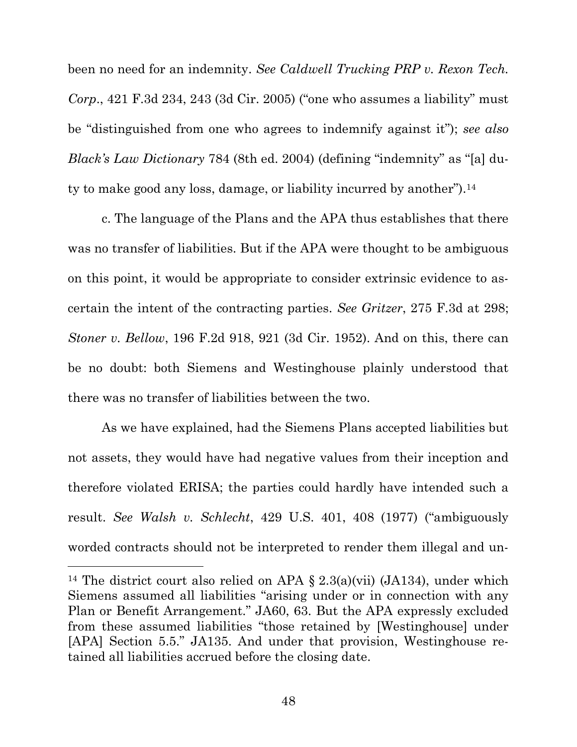been no need for an indemnity. *See Caldwell Trucking PRP v. Rexon Tech. Corp*., 421 F.3d 234, 243 (3d Cir. 2005) ("one who assumes a liability" must be "distinguished from one who agrees to indemnify against it"); *see also Black's Law Dictionary* 784 (8th ed. 2004) (defining "indemnity" as "[a] duty to make good any loss, damage, or liability incurred by another").[14]

c. The language of the Plans and the APA thus establishes that there was no transfer of liabilities. But if the APA were thought to be ambiguous on this point, it would be appropriate to consider extrinsic evidence to ascertain the intent of the contracting parties. *See Gritzer*, 275 F.3d at 298; *Stoner v. Bellow*, 196 F.2d 918, 921 (3d Cir. 1952). And on this, there can be no doubt: both Siemens and Westinghouse plainly understood that there was no transfer of liabilities between the two.

As we have explained, had the Siemens Plans accepted liabilities but not assets, they would have had negative values from their inception and therefore violated ERISA; the parties could hardly have intended such a result. *See Walsh v. Schlecht*, 429 U.S. 401, 408 (1977) ("ambiguously worded contracts should not be interpreted to render them illegal and un-

---

[14] The district court also relied on APA § 2.3(a)(vii) (JA134), under which Siemens assumed all liabilities "arising under or in connection with any Plan or Benefit Arrangement." JA60, 63. But the APA expressly excluded from these assumed liabilities "those retained by [Westinghouse] under [APA] Section 5.5." JA135. And under that provision, Westinghouse retained all liabilities accrued before the closing date.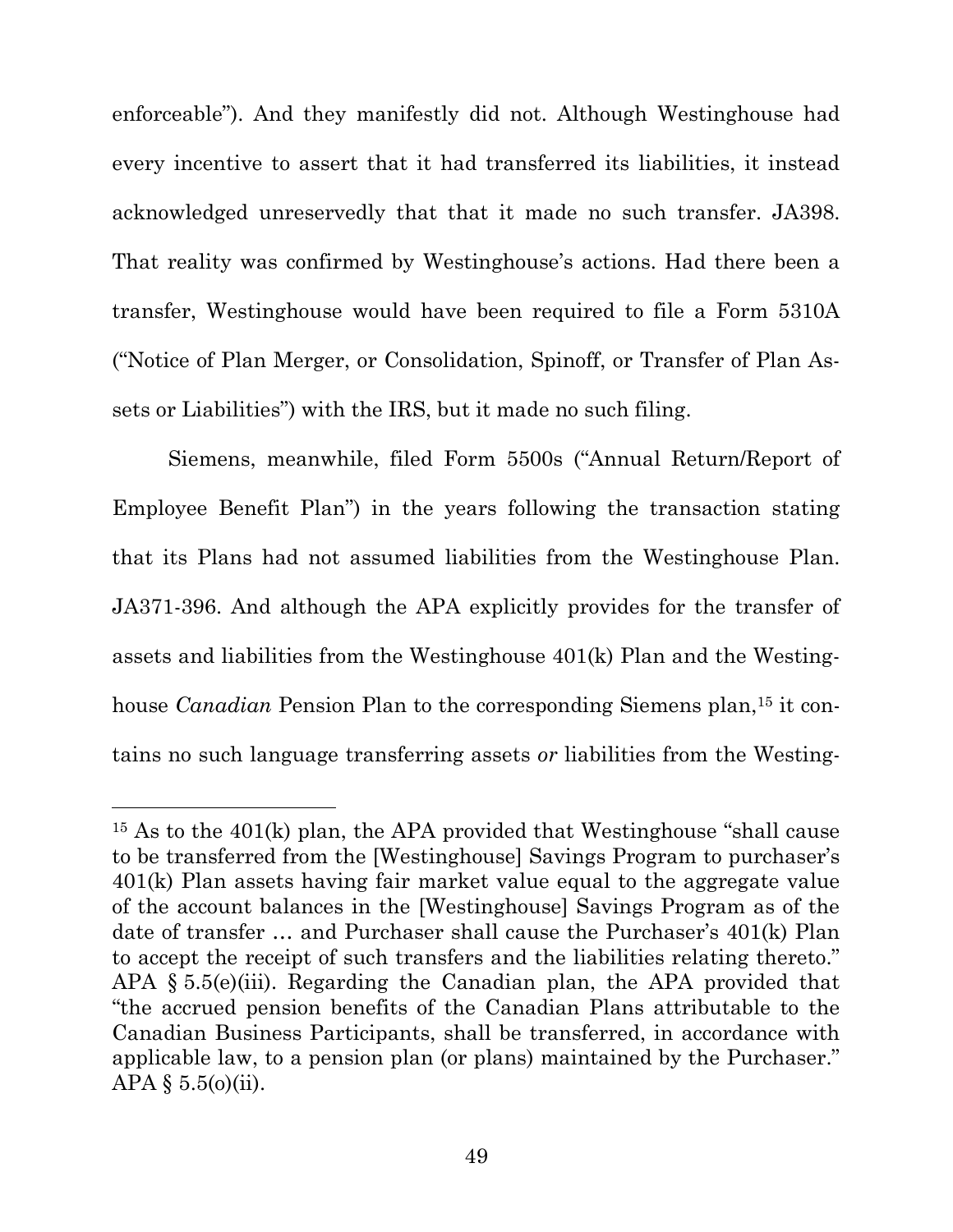enforceable"). And they manifestly did not. Although Westinghouse had every incentive to assert that it had transferred its liabilities, it instead acknowledged unreservedly that that it made no such transfer. JA398. That reality was confirmed by Westinghouse's actions. Had there been a transfer, Westinghouse would have been required to file a Form 5310A ("Notice of Plan Merger, or Consolidation, Spinoff, or Transfer of Plan Assets or Liabilities") with the IRS, but it made no such filing.

Siemens, meanwhile, filed Form 5500s ("Annual Return/Report of Employee Benefit Plan") in the years following the transaction stating that its Plans had not assumed liabilities from the Westinghouse Plan. JA371-396. And although the APA explicitly provides for the transfer of assets and liabilities from the Westinghouse 401(k) Plan and the Westinghouse *Canadian* Pension Plan to the corresponding Siemens plan,[15] it contains no such language transferring assets *or* liabilities from the Westing-

---

[15] As to the 401(k) plan, the APA provided that Westinghouse "shall cause to be transferred from the [Westinghouse] Savings Program to purchaser's 401(k) Plan assets having fair market value equal to the aggregate value of the account balances in the [Westinghouse] Savings Program as of the date of transfer … and Purchaser shall cause the Purchaser's 401(k) Plan to accept the receipt of such transfers and the liabilities relating thereto." APA § 5.5(e)(iii). Regarding the Canadian plan, the APA provided that "the accrued pension benefits of the Canadian Plans attributable to the Canadian Business Participants, shall be transferred, in accordance with applicable law, to a pension plan (or plans) maintained by the Purchaser." APA § 5.5(o)(ii).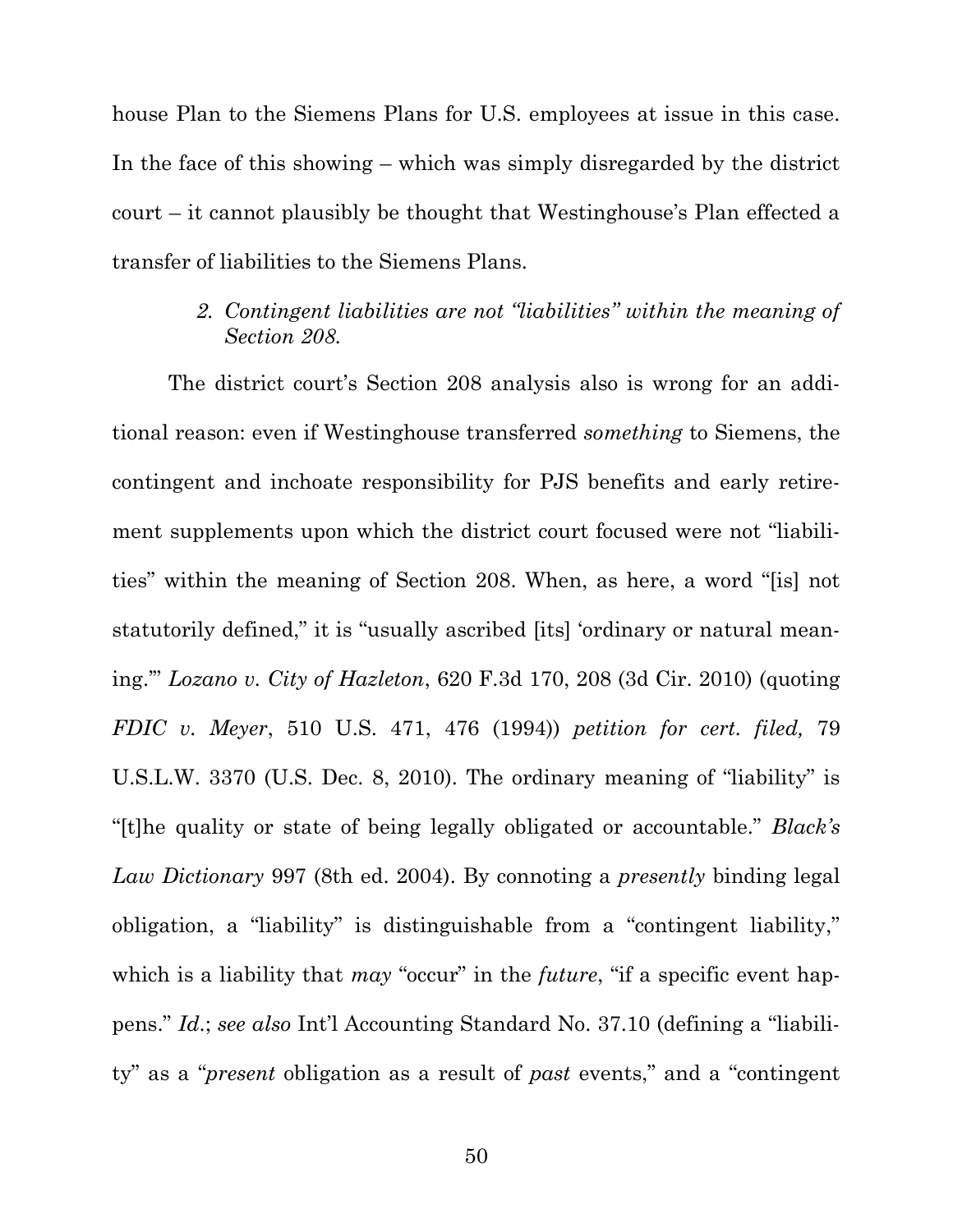house Plan to the Siemens Plans for U.S. employees at issue in this case. In the face of this showing – which was simply disregarded by the district court – it cannot plausibly be thought that Westinghouse's Plan effected a transfer of liabilities to the Siemens Plans.

#### *2. Contingent liabilities are not "liabilities" within the meaning of Section 208.*

The district court's Section 208 analysis also is wrong for an additional reason: even if Westinghouse transferred *something* to Siemens, the contingent and inchoate responsibility for PJS benefits and early retirement supplements upon which the district court focused were not "liabilities" within the meaning of Section 208. When, as here, a word "[is] not statutorily defined," it is "usually ascribed [its] 'ordinary or natural meaning.'" *Lozano v. City of Hazleton*, 620 F.3d 170, 208 (3d Cir. 2010) (quoting *FDIC v. Meyer*, 510 U.S. 471, 476 (1994)) *petition for cert. filed,* 79 U.S.L.W. 3370 (U.S. Dec. 8, 2010). The ordinary meaning of "liability" is "[t]he quality or state of being legally obligated or accountable." *Black's Law Dictionary* 997 (8th ed. 2004). By connoting a *presently* binding legal obligation, a "liability" is distinguishable from a "contingent liability," which is a liability that *may* "occur" in the *future*, "if a specific event happens." *Id.*; *see also* Int'l Accounting Standard No. 37.10 (defining a "liability" as a "*present* obligation as a result of *past* events," and a "contingent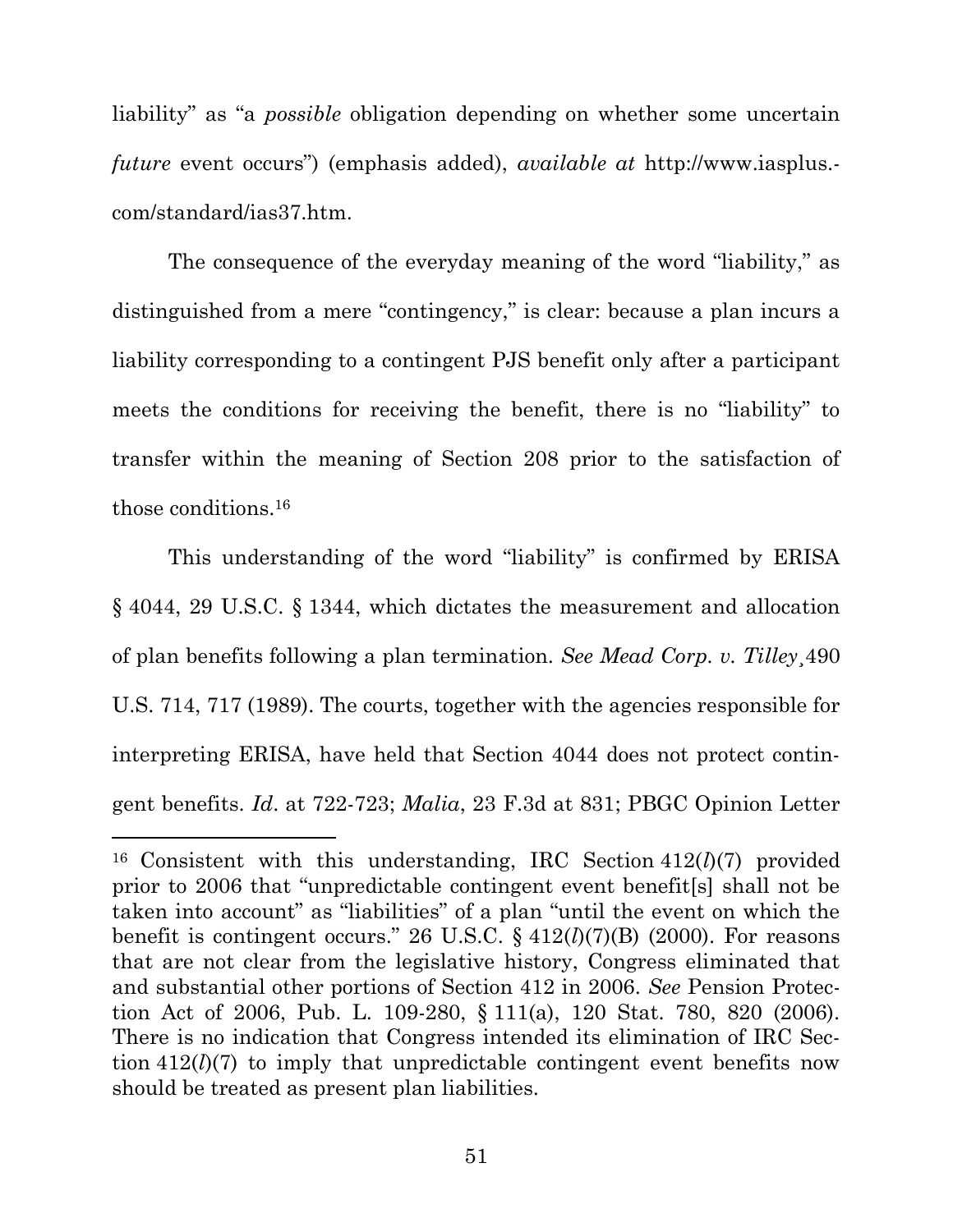liability" as "a *possible* obligation depending on whether some uncertain *future* event occurs") (emphasis added), *available at* http://www.iasplus.-com/standard/ias37.htm.

The consequence of the everyday meaning of the word "liability," as distinguished from a mere "contingency," is clear: because a plan incurs a liability corresponding to a contingent PJS benefit only after a participant meets the conditions for receiving the benefit, there is no "liability" to transfer within the meaning of Section 208 prior to the satisfaction of those conditions.[16]

This understanding of the word "liability" is confirmed by ERISA § 4044, 29 U.S.C. § 1344, which dictates the measurement and allocation of plan benefits following a plan termination. *See Mead Corp. v. Tilley*¸490 U.S. 714, 717 (1989). The courts, together with the agencies responsible for interpreting ERISA, have held that Section 4044 does not protect contingent benefits. *Id*. at 722-723; *Malia*, 23 F.3d at 831; PBGC Opinion Letter

---

[16] Consistent with this understanding, IRC Section 412(*l*)(7) provided prior to 2006 that "unpredictable contingent event benefit[s] shall not be taken into account" as "liabilities" of a plan "until the event on which the benefit is contingent occurs." 26 U.S.C. § 412(*l*)(7)(B) (2000). For reasons that are not clear from the legislative history, Congress eliminated that and substantial other portions of Section 412 in 2006. *See* Pension Protection Act of 2006, Pub. L. 109-280, § 111(a), 120 Stat. 780, 820 (2006). There is no indication that Congress intended its elimination of IRC Section 412(*l*)(7) to imply that unpredictable contingent event benefits now should be treated as present plan liabilities.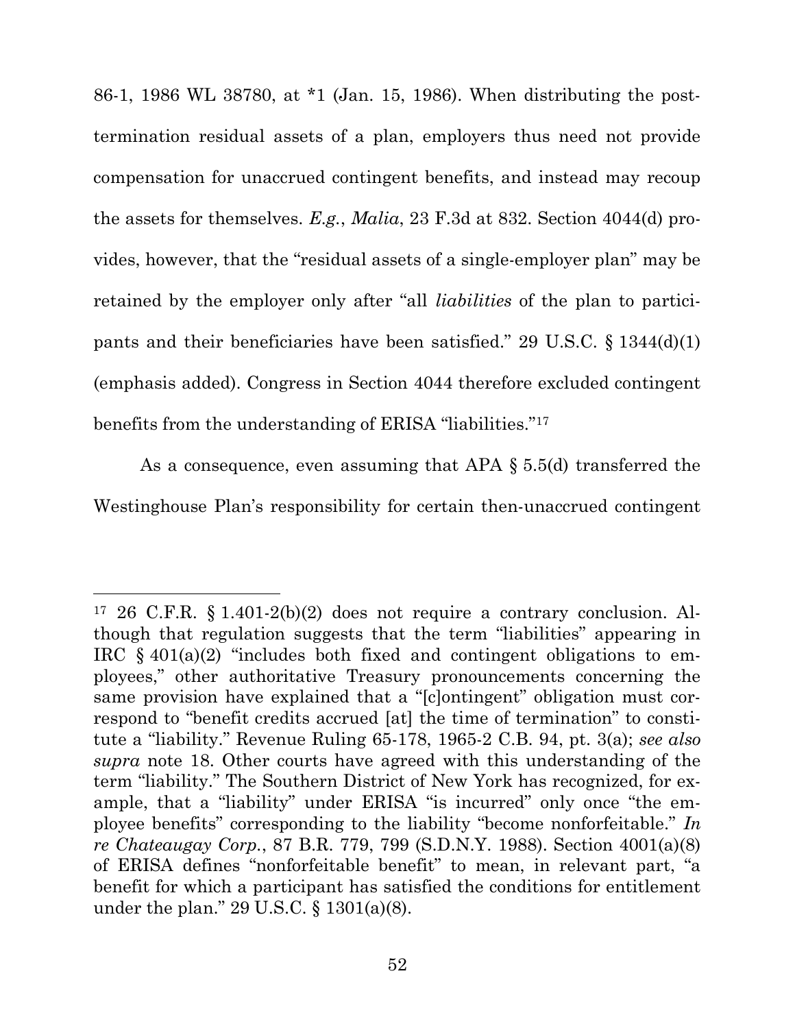86-1, 1986 WL 38780, at *1 (Jan. 15, 1986). When distributing the post-termination residual assets of a plan, employers thus need not provide compensation for unaccrued contingent benefits, and instead may recoup the assets for themselves. *E.g.*, *Malia*, 23 F.3d at 832. Section 4044(d) provides, however, that the "residual assets of a single-employer plan" may be retained by the employer only after "all *liabilities* of the plan to participants and their beneficiaries have been satisfied." 29 U.S.C. § 1344(d)(1) (emphasis added). Congress in Section 4044 therefore excluded contingent benefits from the understanding of ERISA "liabilities."[17]

As a consequence, even assuming that APA § 5.5(d) transferred the Westinghouse Plan's responsibility for certain then-unaccrued contingent

---

[17] 26 C.F.R. § 1.401-2(b)(2) does not require a contrary conclusion. Although that regulation suggests that the term "liabilities" appearing in IRC § 401(a)(2) "includes both fixed and contingent obligations to employees," other authoritative Treasury pronouncements concerning the same provision have explained that a "[c]ontingent" obligation must correspond to "benefit credits accrued [at] the time of termination" to constitute a "liability." Revenue Ruling 65-178, 1965-2 C.B. 94, pt. 3(a); *see also supra* note 18. Other courts have agreed with this understanding of the term "liability." The Southern District of New York has recognized, for example, that a "liability" under ERISA "is incurred" only once "the employee benefits" corresponding to the liability "become nonforfeitable." *In re Chateaugay Corp.*, 87 B.R. 779, 799 (S.D.N.Y. 1988). Section 4001(a)(8) of ERISA defines "nonforfeitable benefit" to mean, in relevant part, "a benefit for which a participant has satisfied the conditions for entitlement under the plan." 29 U.S.C. § 1301(a)(8).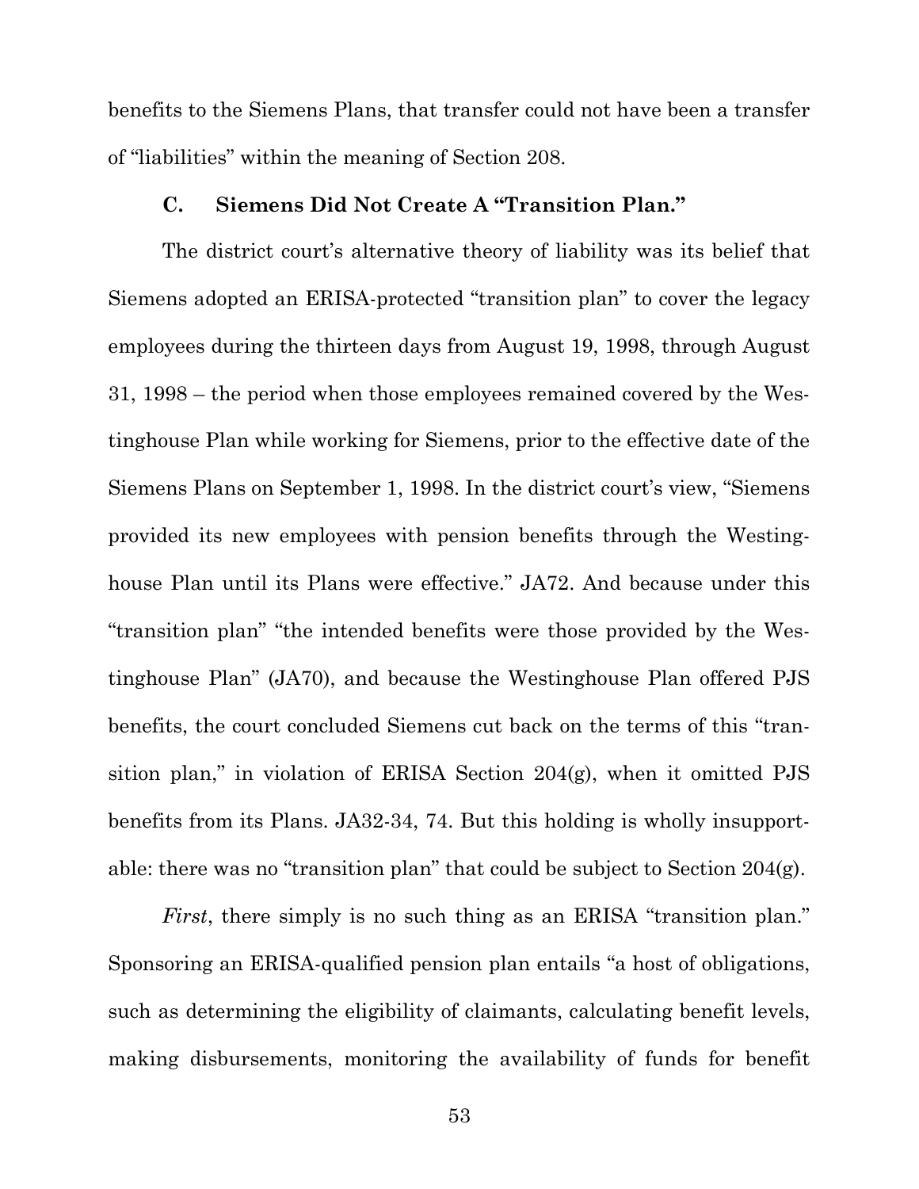benefits to the Siemens Plans, that transfer could not have been a transfer of "liabilities" within the meaning of Section 208.

### C. Siemens Did Not Create A "Transition Plan."

The district court's alternative theory of liability was its belief that Siemens adopted an ERISA-protected "transition plan" to cover the legacy employees during the thirteen days from August 19, 1998, through August 31, 1998 – the period when those employees remained covered by the Westinghouse Plan while working for Siemens, prior to the effective date of the Siemens Plans on September 1, 1998. In the district court's view, "Siemens provided its new employees with pension benefits through the Westinghouse Plan until its Plans were effective." JA72. And because under this "transition plan" "the intended benefits were those provided by the Westinghouse Plan" (JA70), and because the Westinghouse Plan offered PJS benefits, the court concluded Siemens cut back on the terms of this "transition plan," in violation of ERISA Section 204(g), when it omitted PJS benefits from its Plans. JA32-34, 74. But this holding is wholly insupportable: there was no "transition plan" that could be subject to Section 204(g).

*First*, there simply is no such thing as an ERISA "transition plan." Sponsoring an ERISA-qualified pension plan entails "a host of obligations, such as determining the eligibility of claimants, calculating benefit levels, making disbursements, monitoring the availability of funds for benefit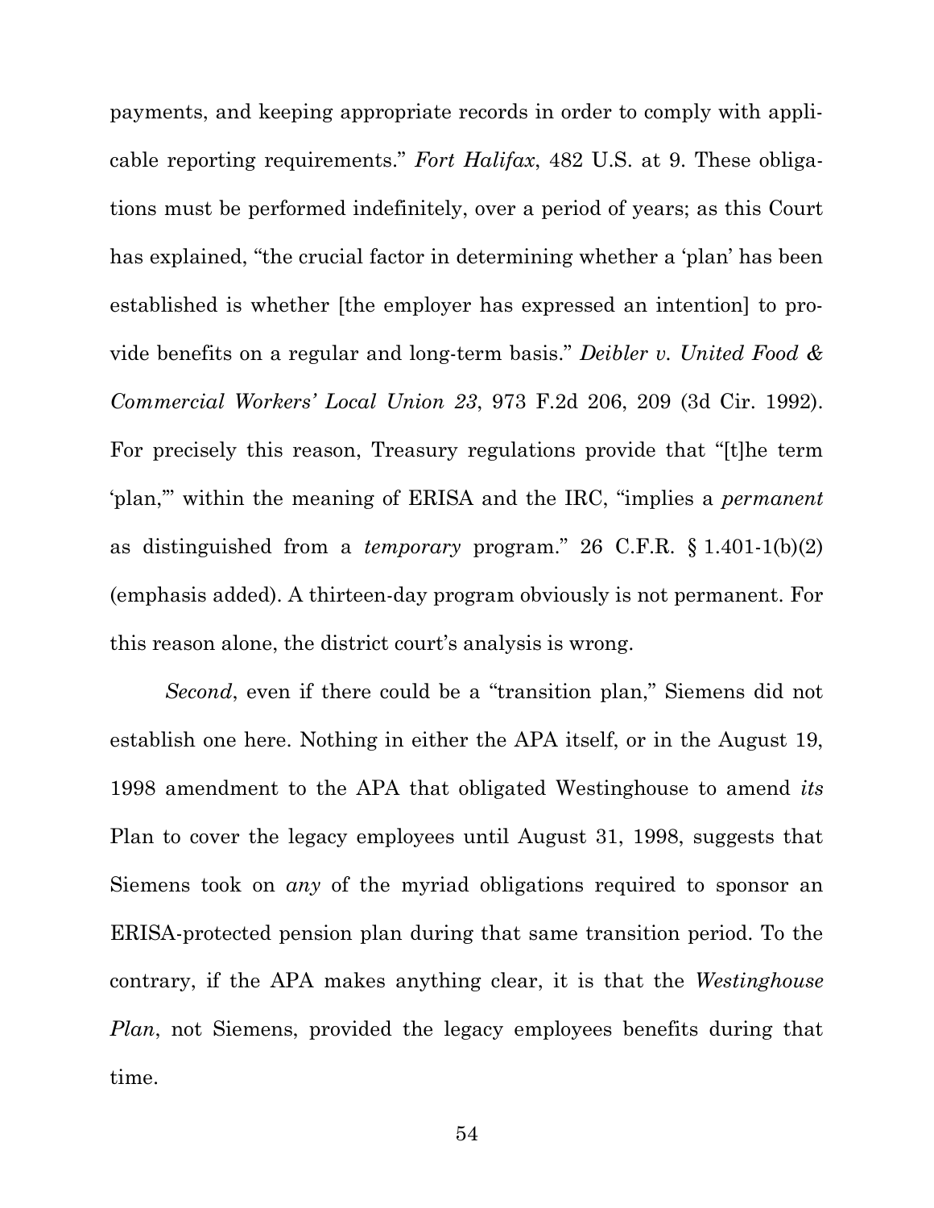payments, and keeping appropriate records in order to comply with applicable reporting requirements." *Fort Halifax*, 482 U.S. at 9. These obligations must be performed indefinitely, over a period of years; as this Court has explained, "the crucial factor in determining whether a 'plan' has been established is whether [the employer has expressed an intention] to provide benefits on a regular and long-term basis." *Deibler v. United Food & Commercial Workers' Local Union 23*, 973 F.2d 206, 209 (3d Cir. 1992). For precisely this reason, Treasury regulations provide that "[t]he term 'plan,'" within the meaning of ERISA and the IRC, "implies a *permanent* as distinguished from a *temporary* program." 26 C.F.R. § 1.401-1(b)(2) (emphasis added). A thirteen-day program obviously is not permanent. For this reason alone, the district court's analysis is wrong.

*Second*, even if there could be a "transition plan," Siemens did not establish one here. Nothing in either the APA itself, or in the August 19, 1998 amendment to the APA that obligated Westinghouse to amend *its* Plan to cover the legacy employees until August 31, 1998, suggests that Siemens took on *any* of the myriad obligations required to sponsor an ERISA-protected pension plan during that same transition period. To the contrary, if the APA makes anything clear, it is that the *Westinghouse Plan*, not Siemens, provided the legacy employees benefits during that time.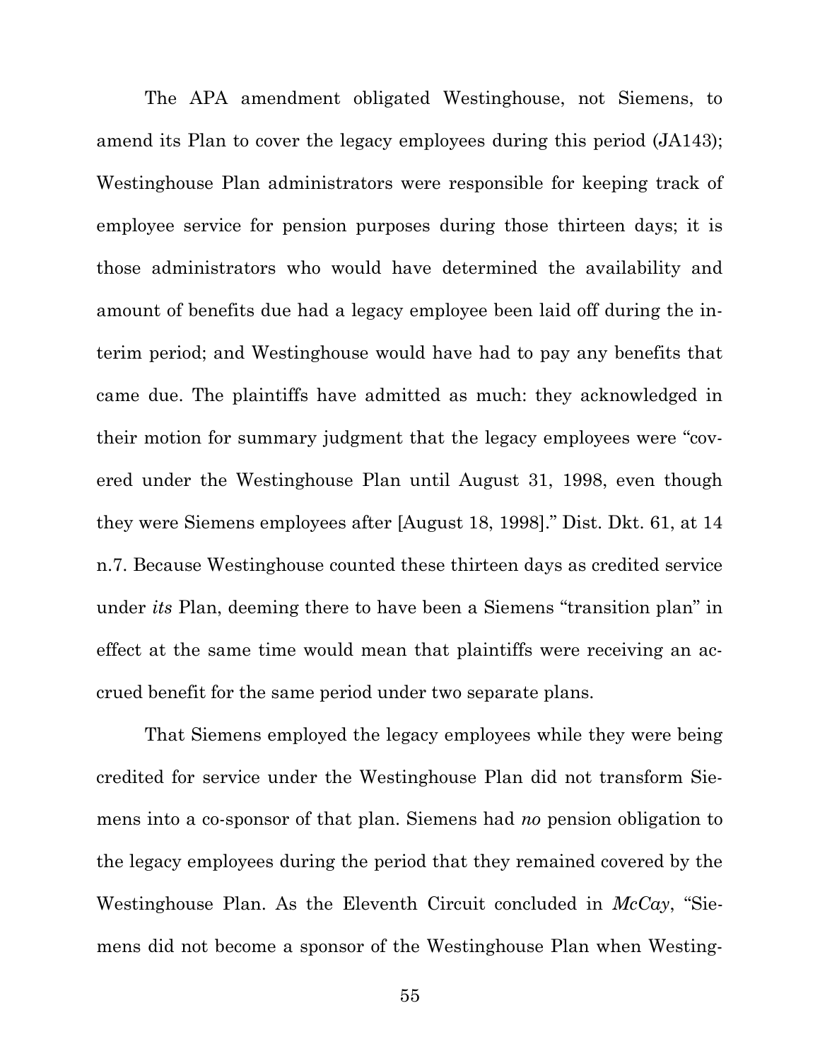The APA amendment obligated Westinghouse, not Siemens, to amend its Plan to cover the legacy employees during this period (JA143); Westinghouse Plan administrators were responsible for keeping track of employee service for pension purposes during those thirteen days; it is those administrators who would have determined the availability and amount of benefits due had a legacy employee been laid off during the interim period; and Westinghouse would have had to pay any benefits that came due. The plaintiffs have admitted as much: they acknowledged in their motion for summary judgment that the legacy employees were "covered under the Westinghouse Plan until August 31, 1998, even though they were Siemens employees after [August 18, 1998]." Dist. Dkt. 61, at 14 n.7. Because Westinghouse counted these thirteen days as credited service under *its* Plan, deeming there to have been a Siemens "transition plan" in effect at the same time would mean that plaintiffs were receiving an accrued benefit for the same period under two separate plans.

That Siemens employed the legacy employees while they were being credited for service under the Westinghouse Plan did not transform Siemens into a co-sponsor of that plan. Siemens had *no* pension obligation to the legacy employees during the period that they remained covered by the Westinghouse Plan. As the Eleventh Circuit concluded in *McCay*, "Siemens did not become a sponsor of the Westinghouse Plan when Westing-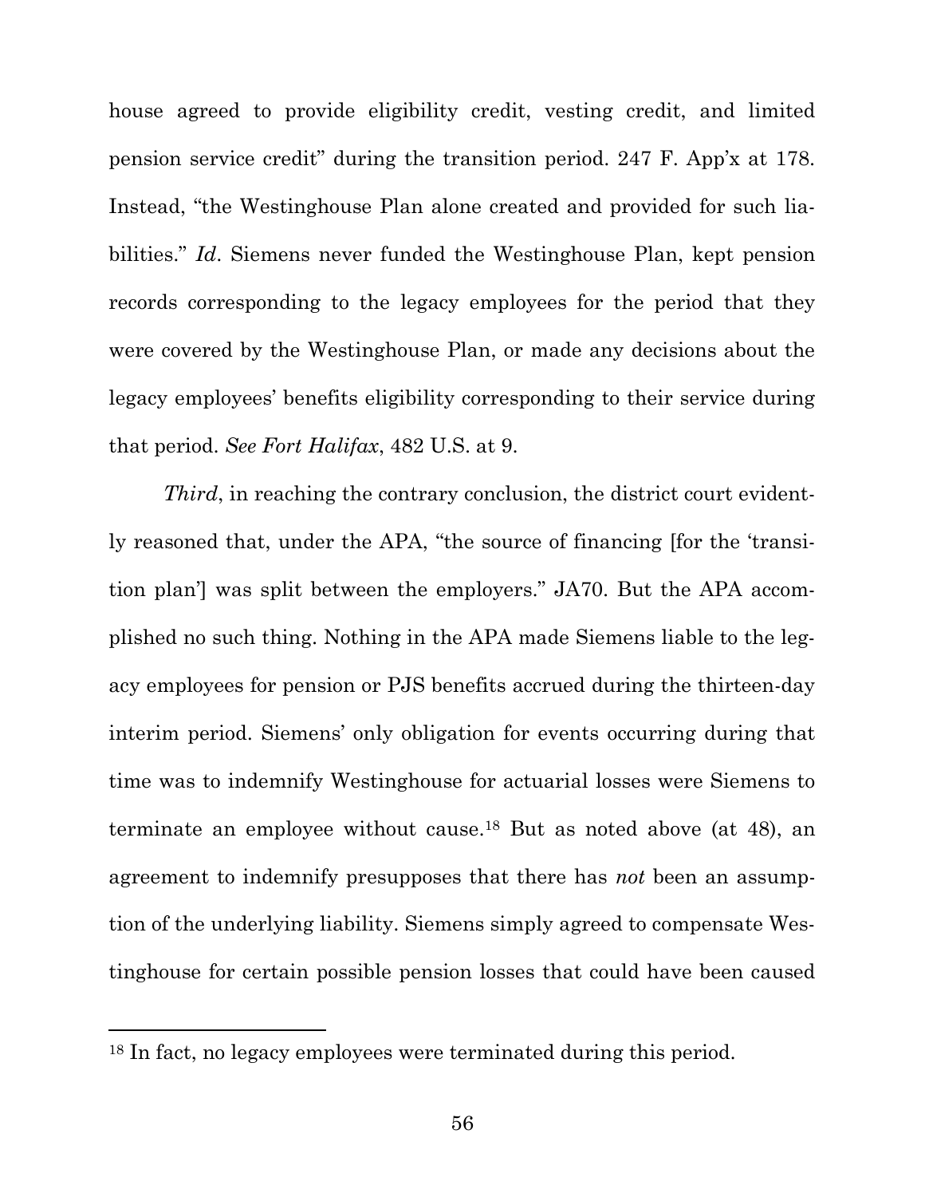house agreed to provide eligibility credit, vesting credit, and limited pension service credit" during the transition period. 247 F. App'x at 178. Instead, "the Westinghouse Plan alone created and provided for such liabilities." *Id*. Siemens never funded the Westinghouse Plan, kept pension records corresponding to the legacy employees for the period that they were covered by the Westinghouse Plan, or made any decisions about the legacy employees' benefits eligibility corresponding to their service during that period. *See Fort Halifax*, 482 U.S. at 9.

*Third*, in reaching the contrary conclusion, the district court evidently reasoned that, under the APA, "the source of financing [for the 'transition plan'] was split between the employers." JA70. But the APA accomplished no such thing. Nothing in the APA made Siemens liable to the legacy employees for pension or PJS benefits accrued during the thirteen-day interim period. Siemens' only obligation for events occurring during that time was to indemnify Westinghouse for actuarial losses were Siemens to terminate an employee without cause.[18] But as noted above (at 48), an agreement to indemnify presupposes that there has *not* been an assumption of the underlying liability. Siemens simply agreed to compensate Westinghouse for certain possible pension losses that could have been caused

[18] In fact, no legacy employees were terminated during this period.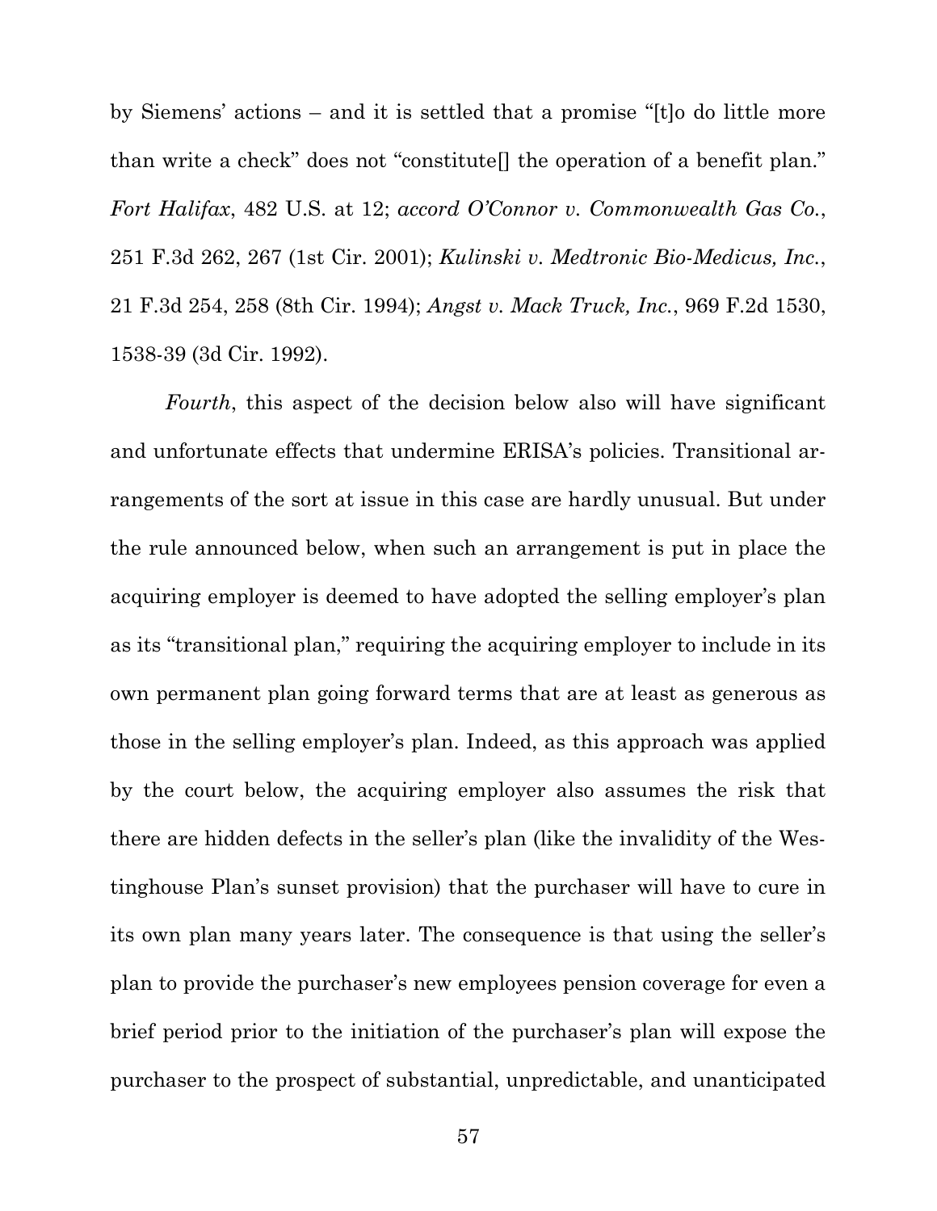by Siemens' actions – and it is settled that a promise "[t]o do little more than write a check" does not "constitute[] the operation of a benefit plan." *Fort Halifax*, 482 U.S. at 12; *accord O'Connor v. Commonwealth Gas Co.*, 251 F.3d 262, 267 (1st Cir. 2001); *Kulinski v. Medtronic Bio-Medicus, Inc.*, 21 F.3d 254, 258 (8th Cir. 1994); *Angst v. Mack Truck, Inc.*, 969 F.2d 1530, 1538-39 (3d Cir. 1992).

*Fourth*, this aspect of the decision below also will have significant and unfortunate effects that undermine ERISA's policies. Transitional arrangements of the sort at issue in this case are hardly unusual. But under the rule announced below, when such an arrangement is put in place the acquiring employer is deemed to have adopted the selling employer's plan as its "transitional plan," requiring the acquiring employer to include in its own permanent plan going forward terms that are at least as generous as those in the selling employer's plan. Indeed, as this approach was applied by the court below, the acquiring employer also assumes the risk that there are hidden defects in the seller's plan (like the invalidity of the Westinghouse Plan's sunset provision) that the purchaser will have to cure in its own plan many years later. The consequence is that using the seller's plan to provide the purchaser's new employees pension coverage for even a brief period prior to the initiation of the purchaser's plan will expose the purchaser to the prospect of substantial, unpredictable, and unanticipated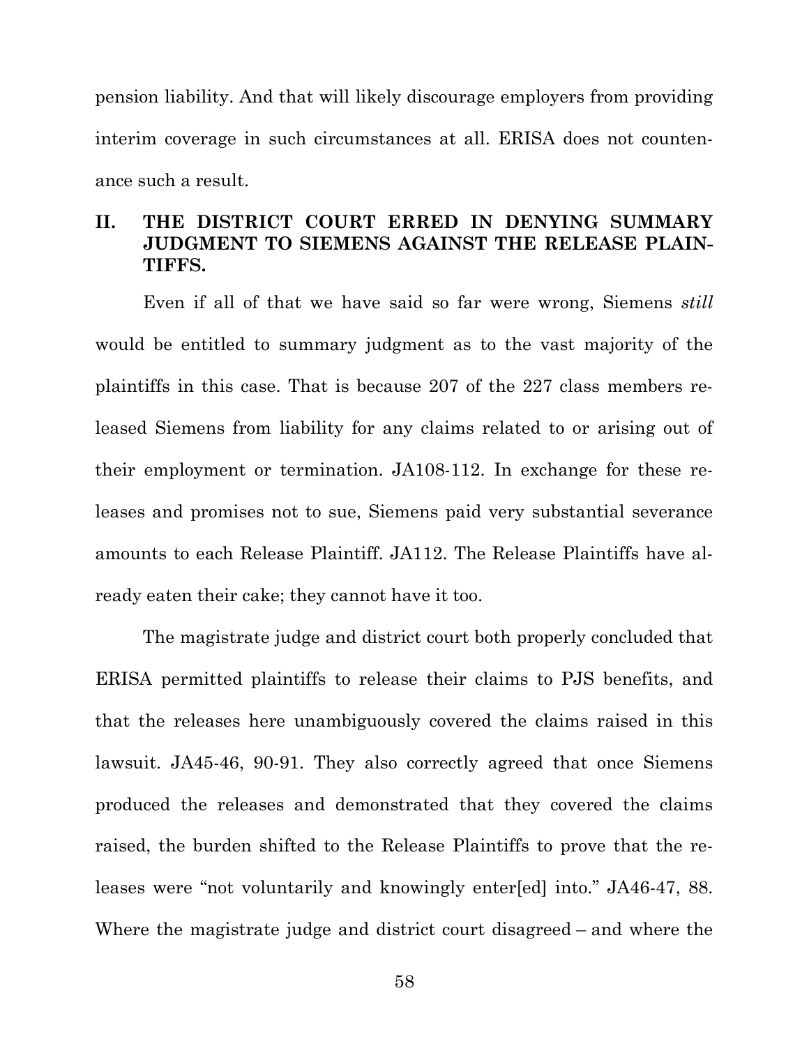pension liability. And that will likely discourage employers from providing interim coverage in such circumstances at all. ERISA does not countenance such a result.

## II. THE DISTRICT COURT ERRED IN DENYING SUMMARY JUDGMENT TO SIEMENS AGAINST THE RELEASE PLAINTIFFS.

Even if all of that we have said so far were wrong, Siemens *still* would be entitled to summary judgment as to the vast majority of the plaintiffs in this case. That is because 207 of the 227 class members released Siemens from liability for any claims related to or arising out of their employment or termination. JA108-112. In exchange for these releases and promises not to sue, Siemens paid very substantial severance amounts to each Release Plaintiff. JA112. The Release Plaintiffs have already eaten their cake; they cannot have it too.

The magistrate judge and district court both properly concluded that ERISA permitted plaintiffs to release their claims to PJS benefits, and that the releases here unambiguously covered the claims raised in this lawsuit. JA45-46, 90-91. They also correctly agreed that once Siemens produced the releases and demonstrated that they covered the claims raised, the burden shifted to the Release Plaintiffs to prove that the releases were "not voluntarily and knowingly enter[ed] into." JA46-47, 88. Where the magistrate judge and district court disagreed – and where the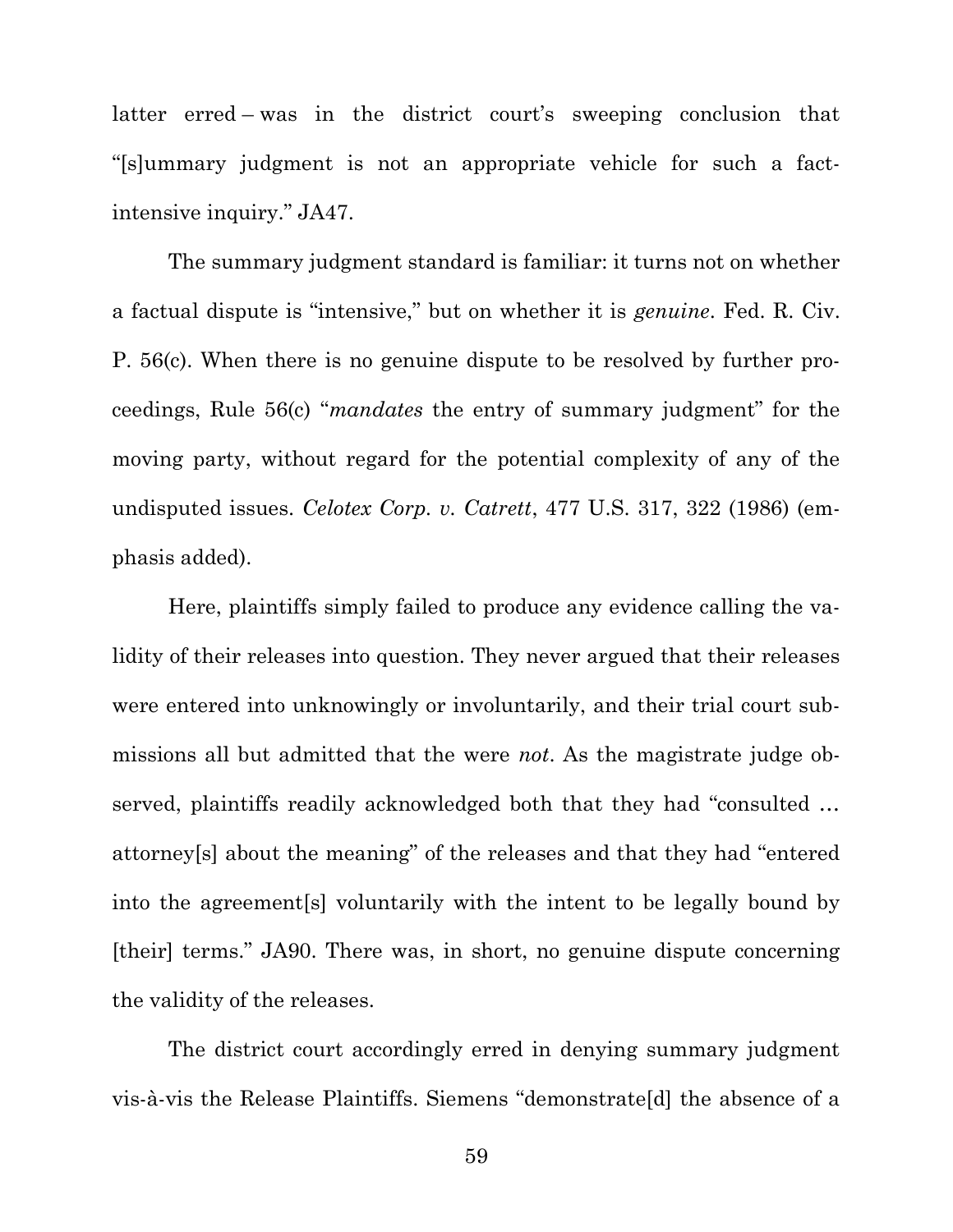latter erred – was in the district court's sweeping conclusion that "[s]ummary judgment is not an appropriate vehicle for such a fact-intensive inquiry." JA47.

The summary judgment standard is familiar: it turns not on whether a factual dispute is "intensive," but on whether it is *genuine*. Fed. R. Civ. P. 56(c). When there is no genuine dispute to be resolved by further proceedings, Rule 56(c) "*mandates* the entry of summary judgment" for the moving party, without regard for the potential complexity of any of the undisputed issues. *Celotex Corp. v. Catrett*, 477 U.S. 317, 322 (1986) (emphasis added).

Here, plaintiffs simply failed to produce any evidence calling the validity of their releases into question. They never argued that their releases were entered into unknowingly or involuntarily, and their trial court submissions all but admitted that the were *not*. As the magistrate judge observed, plaintiffs readily acknowledged both that they had "consulted … attorney[s] about the meaning" of the releases and that they had "entered into the agreement[s] voluntarily with the intent to be legally bound by [their] terms." JA90. There was, in short, no genuine dispute concerning the validity of the releases.

The district court accordingly erred in denying summary judgment vis-à-vis the Release Plaintiffs. Siemens "demonstrate[d] the absence of a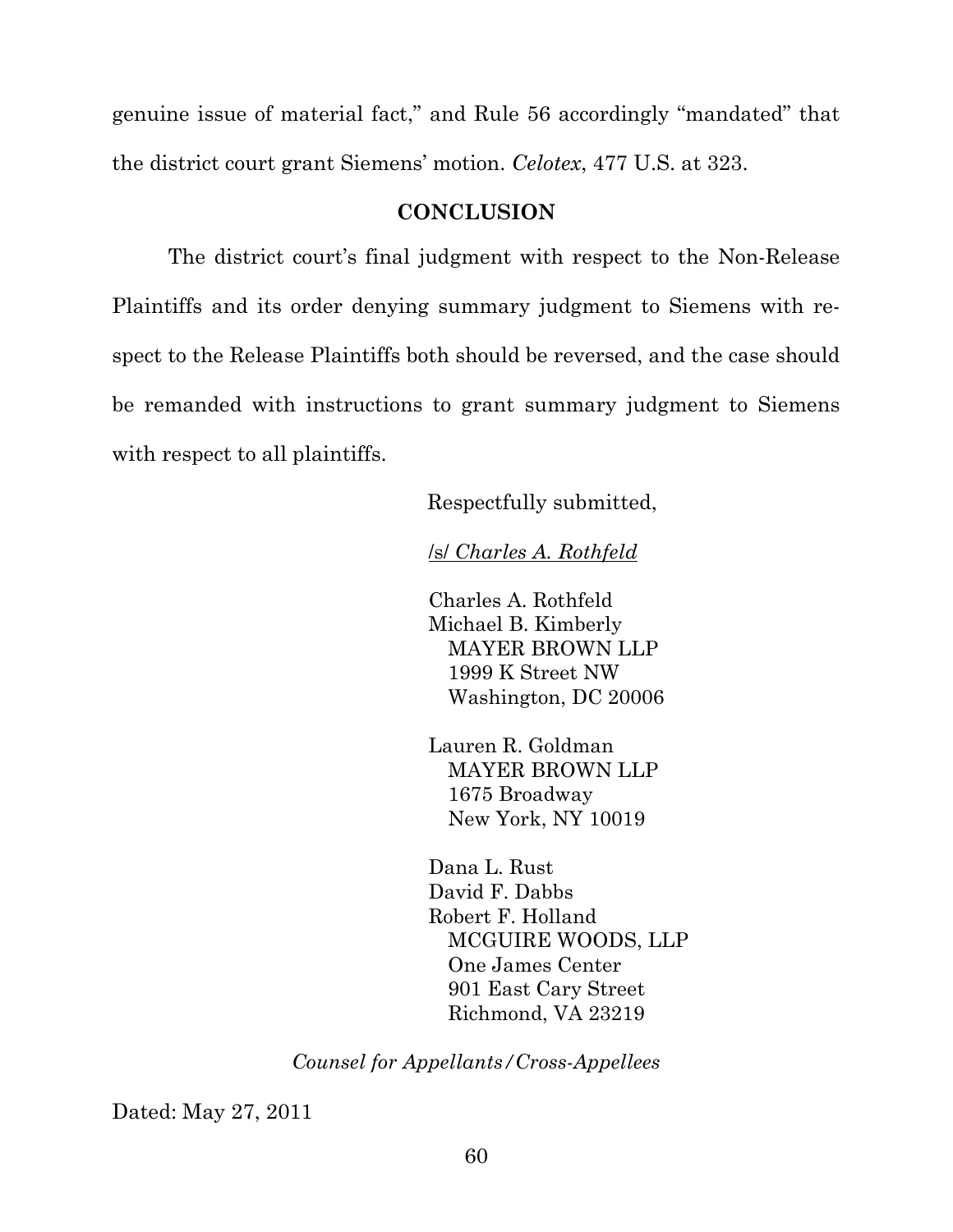genuine issue of material fact," and Rule 56 accordingly "mandated" that the district court grant Siemens' motion. *Celotex*, 477 U.S. at 323.

## CONCLUSION

The district court's final judgment with respect to the Non-Release Plaintiffs and its order denying summary judgment to Siemens with respect to the Release Plaintiffs both should be reversed, and the case should be remanded with instructions to grant summary judgment to Siemens with respect to all plaintiffs.

Respectfully submitted,

/s/ *Charles A. Rothfeld*

Charles A. Rothfeld
Michael B. Kimberly
MAYER BROWN LLP
1999 K Street NW
Washington, DC 20006

Lauren R. Goldman
MAYER BROWN LLP
1675 Broadway
New York, NY 10019

Dana L. Rust
David F. Dabbs
Robert F. Holland
MCGUIRE WOODS, LLP
One James Center
901 East Cary Street
Richmond, VA 23219

*Counsel for Appellants/Cross-Appellees*

Dated: May 27, 2011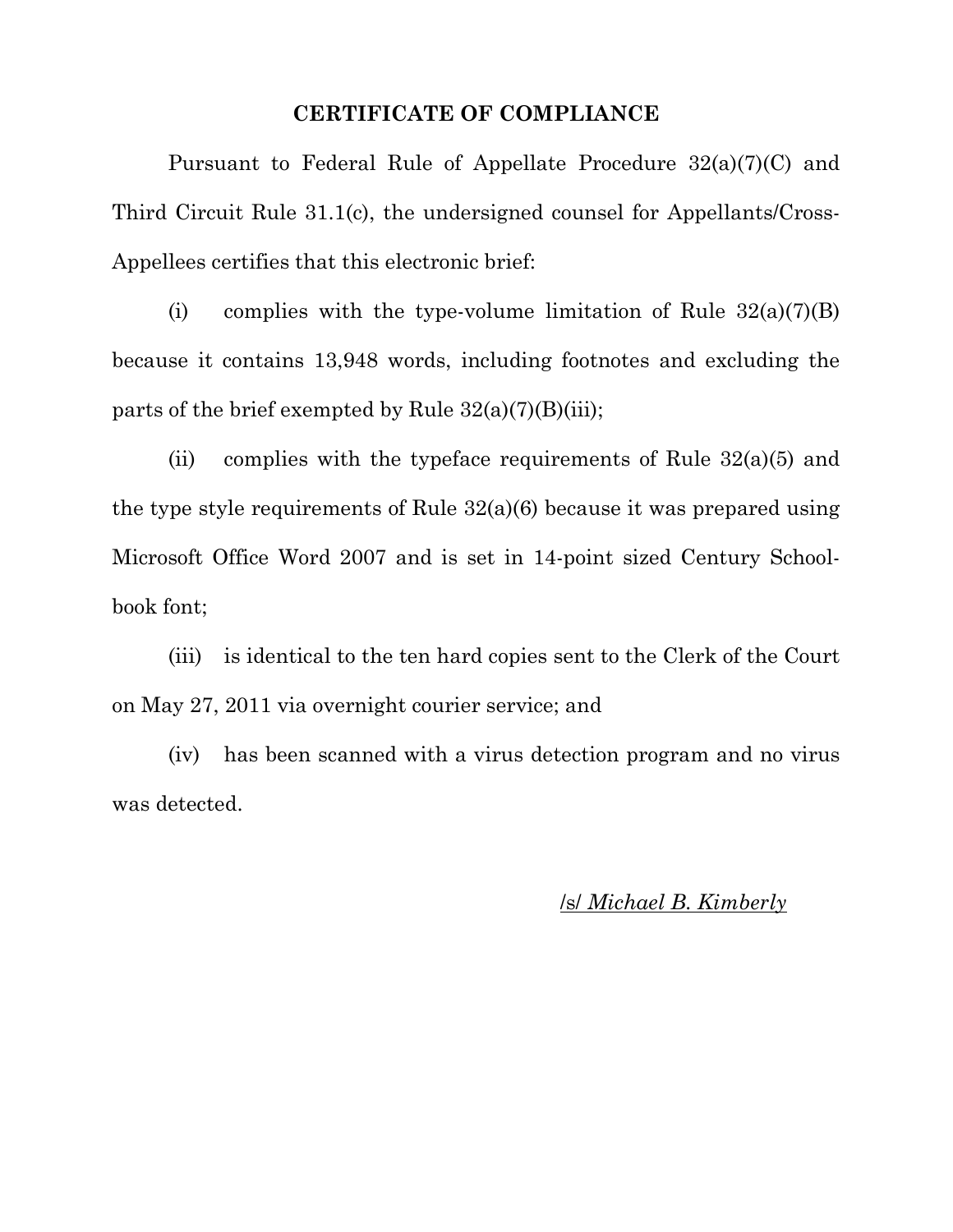**CERTIFICATE OF COMPLIANCE**

Pursuant to Federal Rule of Appellate Procedure 32(a)(7)(C) and Third Circuit Rule 31.1(c), the undersigned counsel for Appellants/Cross-Appellees certifies that this electronic brief:

(i) complies with the type-volume limitation of Rule 32(a)(7)(B) because it contains 13,948 words, including footnotes and excluding the parts of the brief exempted by Rule 32(a)(7)(B)(iii);

(ii) complies with the typeface requirements of Rule 32(a)(5) and the type style requirements of Rule 32(a)(6) because it was prepared using Microsoft Office Word 2007 and is set in 14-point sized Century Schoolbook font;

(iii) is identical to the ten hard copies sent to the Clerk of the Court on May 27, 2011 via overnight courier service; and

(iv) has been scanned with a virus detection program and no virus was detected.

/s/ *Michael B. Kimberly*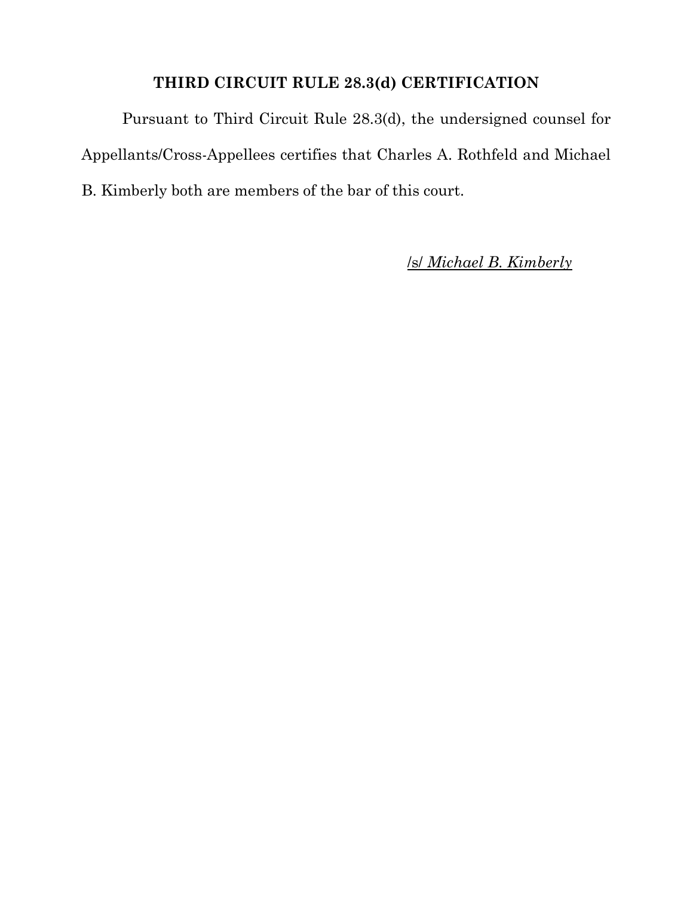## THIRD CIRCUIT RULE 28.3(d) CERTIFICATION

Pursuant to Third Circuit Rule 28.3(d), the undersigned counsel for Appellants/Cross-Appellees certifies that Charles A. Rothfeld and Michael B. Kimberly both are members of the bar of this court.

/s/ *Michael B. Kimberly*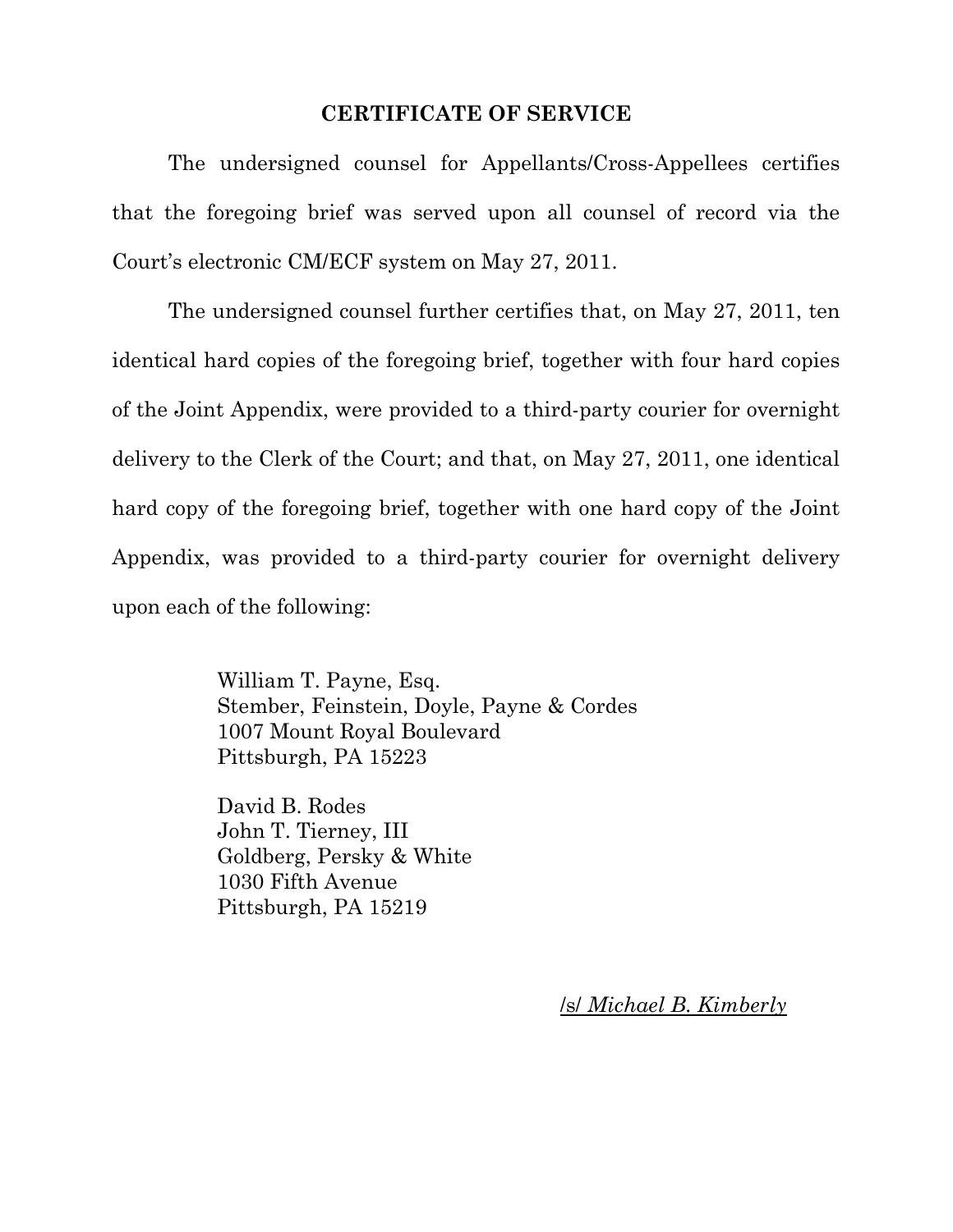## CERTIFICATE OF SERVICE

The undersigned counsel for Appellants/Cross-Appellees certifies that the foregoing brief was served upon all counsel of record via the Court's electronic CM/ECF system on May 27, 2011.

The undersigned counsel further certifies that, on May 27, 2011, ten identical hard copies of the foregoing brief, together with four hard copies of the Joint Appendix, were provided to a third-party courier for overnight delivery to the Clerk of the Court; and that, on May 27, 2011, one identical hard copy of the foregoing brief, together with one hard copy of the Joint Appendix, was provided to a third-party courier for overnight delivery upon each of the following:

William T. Payne, Esq.
Stember, Feinstein, Doyle, Payne & Cordes
1007 Mount Royal Boulevard
Pittsburgh, PA 15223

David B. Rodes
John T. Tierney, III
Goldberg, Persky & White
1030 Fifth Avenue
Pittsburgh, PA 15219

/s/ *Michael B. Kimberly*